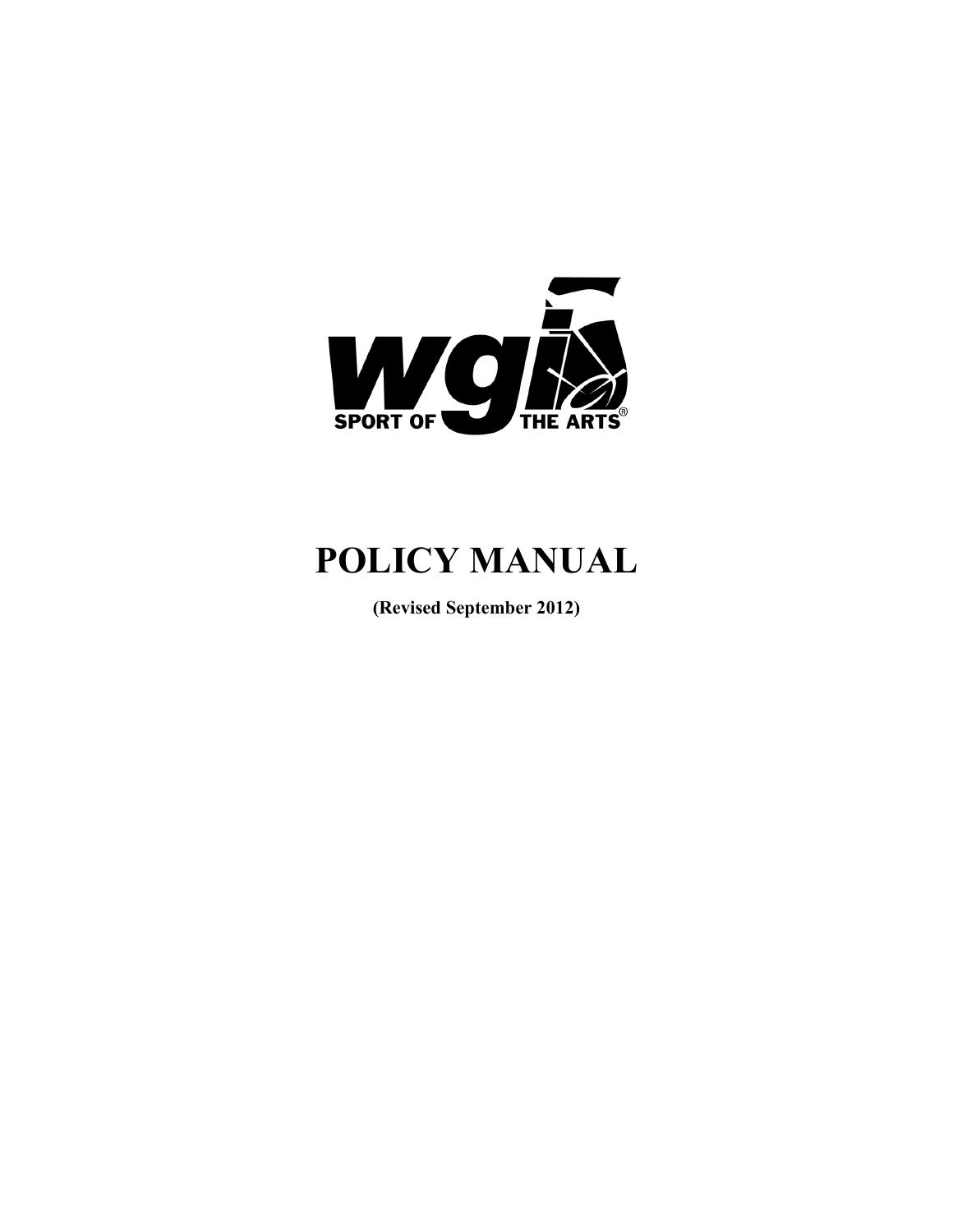wgi

SPORT OF THE ARTS®

# POLICY MANUAL

**(Revised September 2012)**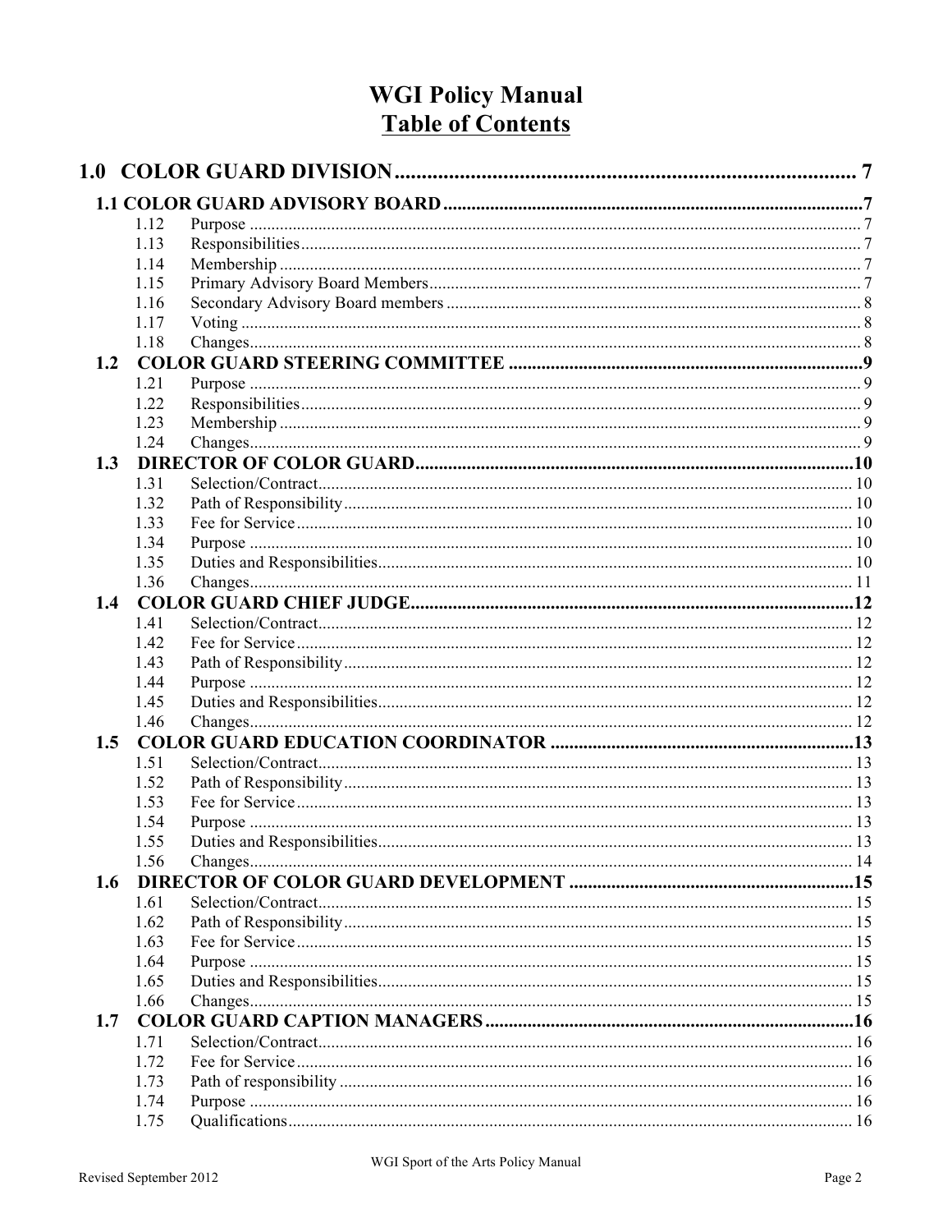# WGI Policy Manual

## Table of Contents

**1.0 COLOR GUARD DIVISION** .......... 7

**1.1 COLOR GUARD ADVISORY BOARD** .......... 7

- 1.12 Purpose .......... 7
- 1.13 Responsibilities .......... 7
- 1.14 Membership .......... 7
- 1.15 Primary Advisory Board Members .......... 7
- 1.16 Secondary Advisory Board members .......... 8
- 1.17 Voting .......... 8
- 1.18 Changes .......... 8

**1.2 COLOR GUARD STEERING COMMITTEE** .......... 9

- 1.21 Purpose .......... 9
- 1.22 Responsibilities .......... 9
- 1.23 Membership .......... 9
- 1.24 Changes .......... 9

**1.3 DIRECTOR OF COLOR GUARD** .......... 10

- 1.31 Selection/Contract .......... 10
- 1.32 Path of Responsibility .......... 10
- 1.33 Fee for Service .......... 10
- 1.34 Purpose .......... 10
- 1.35 Duties and Responsibilities .......... 10
- 1.36 Changes .......... 11

**1.4 COLOR GUARD CHIEF JUDGE** .......... 12

- 1.41 Selection/Contract .......... 12
- 1.42 Fee for Service .......... 12
- 1.43 Path of Responsibility .......... 12
- 1.44 Purpose .......... 12
- 1.45 Duties and Responsibilities .......... 12
- 1.46 Changes .......... 12

**1.5 COLOR GUARD EDUCATION COORDINATOR** .......... 13

- 1.51 Selection/Contract .......... 13
- 1.52 Path of Responsibility .......... 13
- 1.53 Fee for Service .......... 13
- 1.54 Purpose .......... 13
- 1.55 Duties and Responsibilities .......... 13
- 1.56 Changes .......... 14

**1.6 DIRECTOR OF COLOR GUARD DEVELOPMENT** .......... 15

- 1.61 Selection/Contract .......... 15
- 1.62 Path of Responsibility .......... 15
- 1.63 Fee for Service .......... 15
- 1.64 Purpose .......... 15
- 1.65 Duties and Responsibilities .......... 15
- 1.66 Changes .......... 15

**1.7 COLOR GUARD CAPTION MANAGERS** .......... 16

- 1.71 Selection/Contract .......... 16
- 1.72 Fee for Service .......... 16
- 1.73 Path of responsibility .......... 16
- 1.74 Purpose .......... 16
- 1.75 Qualifications .......... 16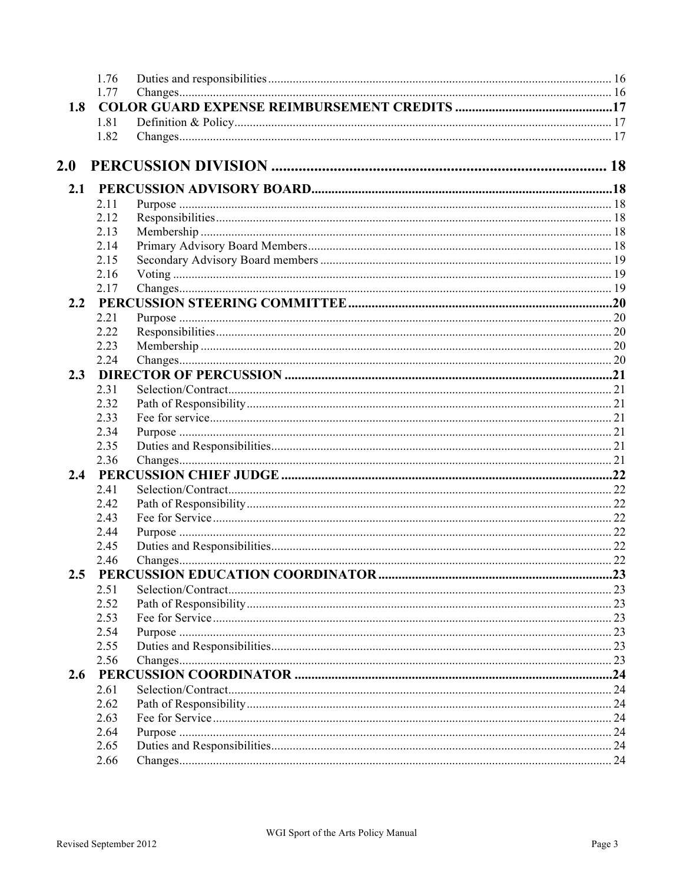| | | |
|---|---|---|
| 1.76 | Duties and responsibilities | 16 |
| 1.77 | Changes | 16 |
| **1.8** | **COLOR GUARD EXPENSE REIMBURSEMENT CREDITS** | **17** |
| 1.81 | Definition & Policy | 17 |
| 1.82 | Changes | 17 |
| **2.0** | **PERCUSSION DIVISION** | **18** |
| **2.1** | **PERCUSSION ADVISORY BOARD** | **18** |
| 2.11 | Purpose | 18 |
| 2.12 | Responsibilities | 18 |
| 2.13 | Membership | 18 |
| 2.14 | Primary Advisory Board Members | 18 |
| 2.15 | Secondary Advisory Board members | 19 |
| 2.16 | Voting | 19 |
| 2.17 | Changes | 19 |
| **2.2** | **PERCUSSION STEERING COMMITTEE** | **20** |
| 2.21 | Purpose | 20 |
| 2.22 | Responsibilities | 20 |
| 2.23 | Membership | 20 |
| 2.24 | Changes | 20 |
| **2.3** | **DIRECTOR OF PERCUSSION** | **21** |
| 2.31 | Selection/Contract | 21 |
| 2.32 | Path of Responsibility | 21 |
| 2.33 | Fee for service | 21 |
| 2.34 | Purpose | 21 |
| 2.35 | Duties and Responsibilities | 21 |
| 2.36 | Changes | 21 |
| **2.4** | **PERCUSSION CHIEF JUDGE** | **22** |
| 2.41 | Selection/Contract | 22 |
| 2.42 | Path of Responsibility | 22 |
| 2.43 | Fee for Service | 22 |
| 2.44 | Purpose | 22 |
| 2.45 | Duties and Responsibilities | 22 |
| 2.46 | Changes | 22 |
| **2.5** | **PERCUSSION EDUCATION COORDINATOR** | **23** |
| 2.51 | Selection/Contract | 23 |
| 2.52 | Path of Responsibility | 23 |
| 2.53 | Fee for Service | 23 |
| 2.54 | Purpose | 23 |
| 2.55 | Duties and Responsibilities | 23 |
| 2.56 | Changes | 23 |
| **2.6** | **PERCUSSION COORDINATOR** | **24** |
| 2.61 | Selection/Contract | 24 |
| 2.62 | Path of Responsibility | 24 |
| 2.63 | Fee for Service | 24 |
| 2.64 | Purpose | 24 |
| 2.65 | Duties and Responsibilities | 24 |
| 2.66 | Changes | 24 |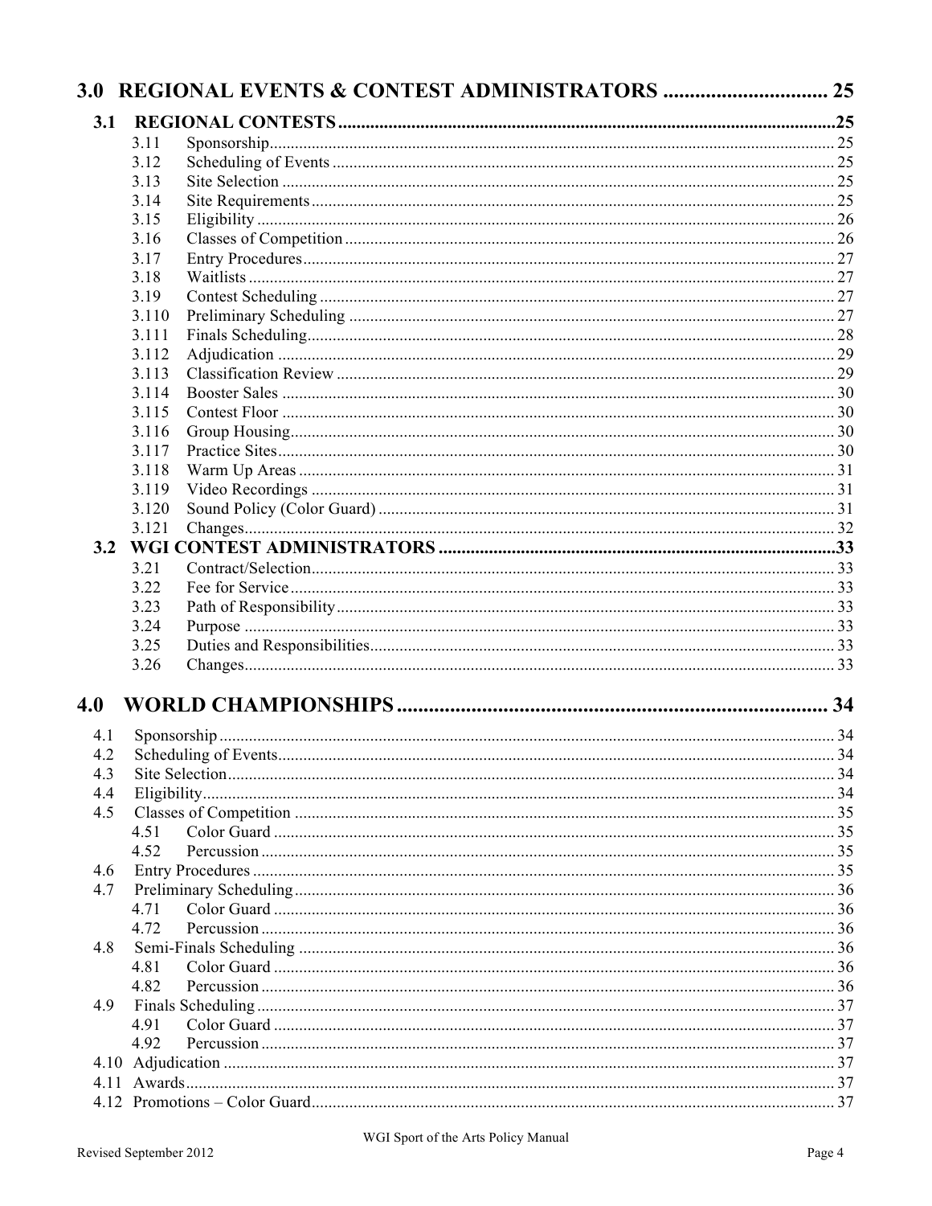**3.0 REGIONAL EVENTS & CONTEST ADMINISTRATORS .............................. 25**

**3.1 REGIONAL CONTESTS ........................................................................................................ 25**

- 3.11 Sponsorship ............................................................................................................ 25
- 3.12 Scheduling of Events ............................................................................................. 25
- 3.13 Site Selection ......................................................................................................... 25
- 3.14 Site Requirements ................................................................................................. 25
- 3.15 Eligibility ................................................................................................................ 26
- 3.16 Classes of Competition .......................................................................................... 26
- 3.17 Entry Procedures .................................................................................................... 27
- 3.18 Waitlists .................................................................................................................. 27
- 3.19 Contest Scheduling ................................................................................................. 27
- 3.110 Preliminary Scheduling ......................................................................................... 27
- 3.111 Finals Scheduling ................................................................................................... 28
- 3.112 Adjudication .......................................................................................................... 29
- 3.113 Classification Review ............................................................................................ 29
- 3.114 Booster Sales ......................................................................................................... 30
- 3.115 Contest Floor ......................................................................................................... 30
- 3.116 Group Housing ....................................................................................................... 30
- 3.117 Practice Sites .......................................................................................................... 30
- 3.118 Warm Up Areas ...................................................................................................... 31
- 3.119 Video Recordings ................................................................................................... 31
- 3.120 Sound Policy (Color Guard) ................................................................................... 31
- 3.121 Changes .................................................................................................................. 32

**3.2 WGI CONTEST ADMINISTRATORS ...................................................................................... 33**

- 3.21 Contract/Selection .................................................................................................. 33
- 3.22 Fee for Service ........................................................................................................ 33
- 3.23 Path of Responsibility ............................................................................................. 33
- 3.24 Purpose ................................................................................................................... 33
- 3.25 Duties and Responsibilities ..................................................................................... 33
- 3.26 Changes .................................................................................................................. 33

**4.0 WORLD CHAMPIONSHIPS ................................................................................. 34**

- 4.1 Sponsorship ................................................................................................................. 34
- 4.2 Scheduling of Events ................................................................................................... 34
- 4.3 Site Selection ............................................................................................................... 34
- 4.4 Eligibility ..................................................................................................................... 34
- 4.5 Classes of Competition ................................................................................................ 35
  - 4.51 Color Guard ..................................................................................................... 35
  - 4.52 Percussion ........................................................................................................ 35
- 4.6 Entry Procedures .......................................................................................................... 35
- 4.7 Preliminary Scheduling ................................................................................................ 36
  - 4.71 Color Guard ..................................................................................................... 36
  - 4.72 Percussion ........................................................................................................ 36
- 4.8 Semi-Finals Scheduling ................................................................................................ 36
  - 4.81 Color Guard ..................................................................................................... 36
  - 4.82 Percussion ........................................................................................................ 36
- 4.9 Finals Scheduling .......................................................................................................... 37
  - 4.91 Color Guard ..................................................................................................... 37
  - 4.92 Percussion ........................................................................................................ 37
- 4.10 Adjudication ............................................................................................................... 37
- 4.11 Awards ......................................................................................................................... 37
- 4.12 Promotions – Color Guard ............................................................................................ 37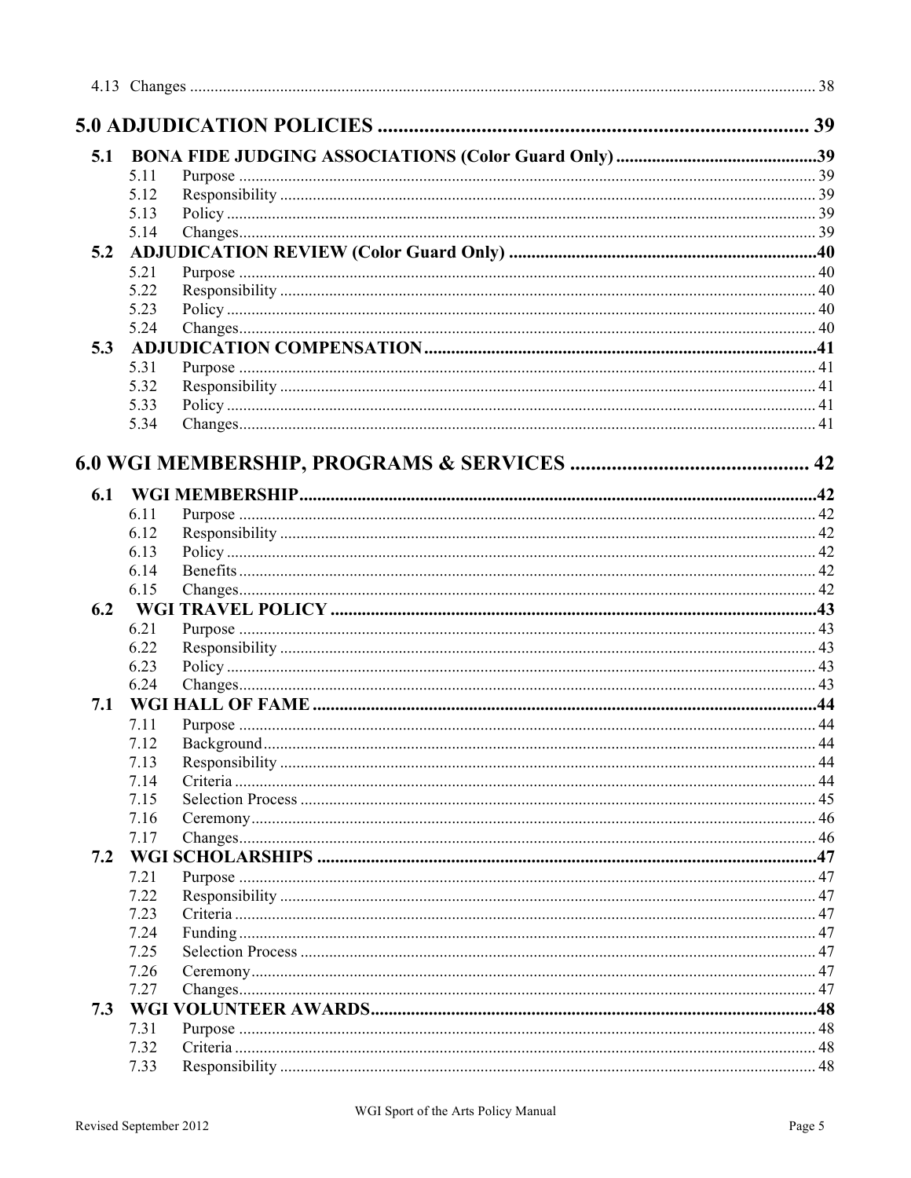4.13 Changes ........................................................................................................................................................ 38

**5.0 ADJUDICATION POLICIES ...................................................................................... 39**

**5.1 BONA FIDE JUDGING ASSOCIATIONS (Color Guard Only) ............................................39**

5.11 Purpose ........................................................................................................................................... 39
5.12 Responsibility .................................................................................................................................. 39
5.13 Policy .............................................................................................................................................. 39
5.14 Changes........................................................................................................................................... 39

**5.2 ADJUDICATION REVIEW (Color Guard Only) ...................................................................40**

5.21 Purpose ........................................................................................................................................... 40
5.22 Responsibility .................................................................................................................................. 40
5.23 Policy .............................................................................................................................................. 40
5.24 Changes........................................................................................................................................... 40

**5.3 ADJUDICATION COMPENSATION .......................................................................................41**

5.31 Purpose ........................................................................................................................................... 41
5.32 Responsibility .................................................................................................................................. 41
5.33 Policy .............................................................................................................................................. 41
5.34 Changes........................................................................................................................................... 41

**6.0 WGI MEMBERSHIP, PROGRAMS & SERVICES ............................................. 42**

**6.1 WGI MEMBERSHIP..................................................................................................................42**

6.11 Purpose ........................................................................................................................................... 42
6.12 Responsibility .................................................................................................................................. 42
6.13 Policy .............................................................................................................................................. 42
6.14 Benefits ........................................................................................................................................... 42
6.15 Changes........................................................................................................................................... 42

**6.2 WGI TRAVEL POLICY .............................................................................................................43**

6.21 Purpose ........................................................................................................................................... 43
6.22 Responsibility .................................................................................................................................. 43
6.23 Policy .............................................................................................................................................. 43
6.24 Changes........................................................................................................................................... 43

**7.1 WGI HALL OF FAME ................................................................................................................44**

7.11 Purpose ........................................................................................................................................... 44
7.12 Background...................................................................................................................................... 44
7.13 Responsibility .................................................................................................................................. 44
7.14 Criteria ............................................................................................................................................ 44
7.15 Selection Process ............................................................................................................................ 45
7.16 Ceremony......................................................................................................................................... 46
7.17 Changes........................................................................................................................................... 46

**7.2 WGI SCHOLARSHIPS ..............................................................................................................47**

7.21 Purpose ........................................................................................................................................... 47
7.22 Responsibility .................................................................................................................................. 47
7.23 Criteria ............................................................................................................................................ 47
7.24 Funding ........................................................................................................................................... 47
7.25 Selection Process ............................................................................................................................ 47
7.26 Ceremony......................................................................................................................................... 47
7.27 Changes........................................................................................................................................... 47

**7.3 WGI VOLUNTEER AWARDS...................................................................................................48**

7.31 Purpose ........................................................................................................................................... 48
7.32 Criteria ............................................................................................................................................ 48
7.33 Responsibility .................................................................................................................................. 48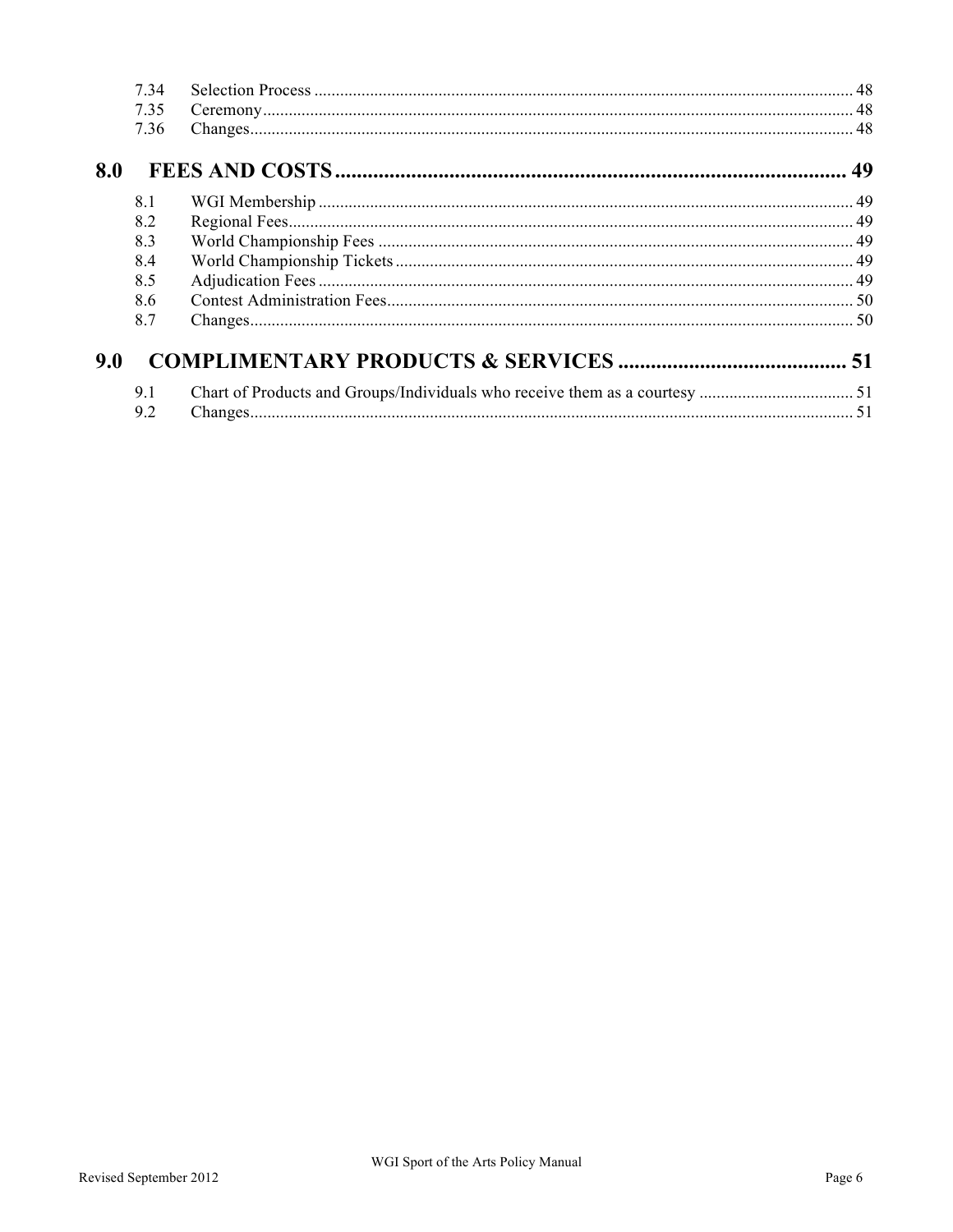| | | |
|---|---|---|
| 7.34 | Selection Process | 48 |
| 7.35 | Ceremony | 48 |
| 7.36 | Changes | 48 |

**8.0 FEES AND COSTS ........ 49**

| | | |
|---|---|---|
| 8.1 | WGI Membership | 49 |
| 8.2 | Regional Fees | 49 |
| 8.3 | World Championship Fees | 49 |
| 8.4 | World Championship Tickets | 49 |
| 8.5 | Adjudication Fees | 49 |
| 8.6 | Contest Administration Fees | 50 |
| 8.7 | Changes | 50 |

**9.0 COMPLIMENTARY PRODUCTS & SERVICES ........ 51**

| | | |
|---|---|---|
| 9.1 | Chart of Products and Groups/Individuals who receive them as a courtesy | 51 |
| 9.2 | Changes | 51 |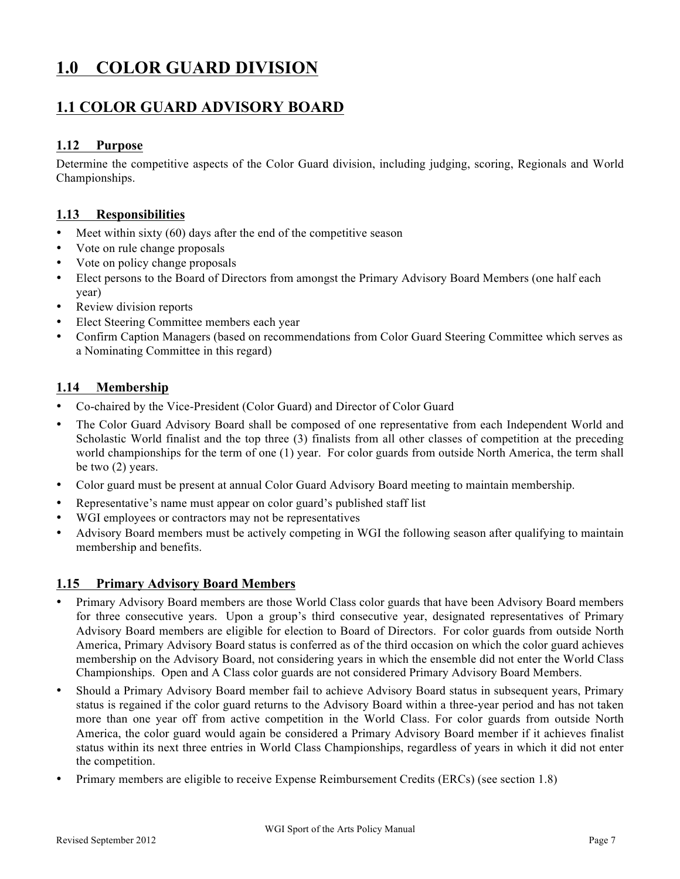# 1.0 COLOR GUARD DIVISION

## 1.1 COLOR GUARD ADVISORY BOARD

### 1.12 Purpose

Determine the competitive aspects of the Color Guard division, including judging, scoring, Regionals and World Championships.

### 1.13 Responsibilities

- Meet within sixty (60) days after the end of the competitive season
- Vote on rule change proposals
- Vote on policy change proposals
- Elect persons to the Board of Directors from amongst the Primary Advisory Board Members (one half each year)
- Review division reports
- Elect Steering Committee members each year
- Confirm Caption Managers (based on recommendations from Color Guard Steering Committee which serves as a Nominating Committee in this regard)

### 1.14 Membership

- Co-chaired by the Vice-President (Color Guard) and Director of Color Guard
- The Color Guard Advisory Board shall be composed of one representative from each Independent World and Scholastic World finalist and the top three (3) finalists from all other classes of competition at the preceding world championships for the term of one (1) year. For color guards from outside North America, the term shall be two (2) years.
- Color guard must be present at annual Color Guard Advisory Board meeting to maintain membership.
- Representative's name must appear on color guard's published staff list
- WGI employees or contractors may not be representatives
- Advisory Board members must be actively competing in WGI the following season after qualifying to maintain membership and benefits.

### 1.15 Primary Advisory Board Members

- Primary Advisory Board members are those World Class color guards that have been Advisory Board members for three consecutive years. Upon a group's third consecutive year, designated representatives of Primary Advisory Board members are eligible for election to Board of Directors. For color guards from outside North America, Primary Advisory Board status is conferred as of the third occasion on which the color guard achieves membership on the Advisory Board, not considering years in which the ensemble did not enter the World Class Championships. Open and A Class color guards are not considered Primary Advisory Board Members.
- Should a Primary Advisory Board member fail to achieve Advisory Board status in subsequent years, Primary status is regained if the color guard returns to the Advisory Board within a three-year period and has not taken more than one year off from active competition in the World Class. For color guards from outside North America, the color guard would again be considered a Primary Advisory Board member if it achieves finalist status within its next three entries in World Class Championships, regardless of years in which it did not enter the competition.
- Primary members are eligible to receive Expense Reimbursement Credits (ERCs) (see section 1.8)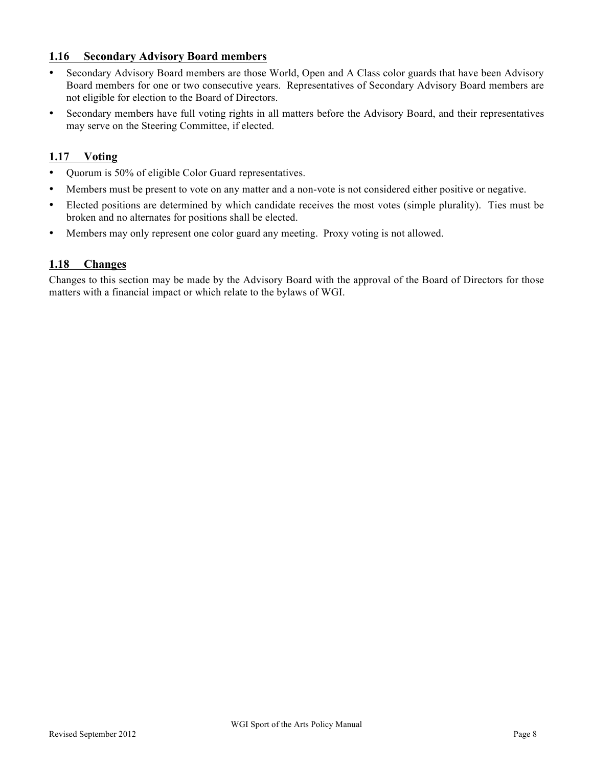## 1.16 Secondary Advisory Board members

- Secondary Advisory Board members are those World, Open and A Class color guards that have been Advisory Board members for one or two consecutive years. Representatives of Secondary Advisory Board members are not eligible for election to the Board of Directors.
- Secondary members have full voting rights in all matters before the Advisory Board, and their representatives may serve on the Steering Committee, if elected.

## 1.17 Voting

- Quorum is 50% of eligible Color Guard representatives.
- Members must be present to vote on any matter and a non-vote is not considered either positive or negative.
- Elected positions are determined by which candidate receives the most votes (simple plurality). Ties must be broken and no alternates for positions shall be elected.
- Members may only represent one color guard any meeting. Proxy voting is not allowed.

## 1.18 Changes

Changes to this section may be made by the Advisory Board with the approval of the Board of Directors for those matters with a financial impact or which relate to the bylaws of WGI.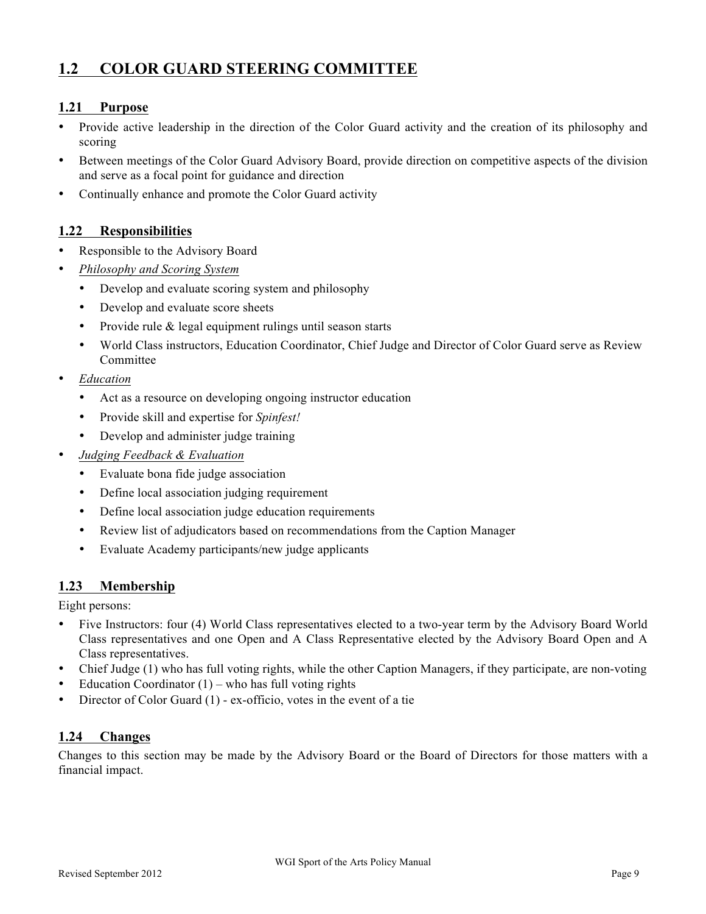## 1.2 COLOR GUARD STEERING COMMITTEE

### 1.21 Purpose

- Provide active leadership in the direction of the Color Guard activity and the creation of its philosophy and scoring
- Between meetings of the Color Guard Advisory Board, provide direction on competitive aspects of the division and serve as a focal point for guidance and direction
- Continually enhance and promote the Color Guard activity

### 1.22 Responsibilities

- Responsible to the Advisory Board
- *Philosophy and Scoring System*
    - Develop and evaluate scoring system and philosophy
    - Develop and evaluate score sheets
    - Provide rule & legal equipment rulings until season starts
    - World Class instructors, Education Coordinator, Chief Judge and Director of Color Guard serve as Review Committee
- *Education*
    - Act as a resource on developing ongoing instructor education
    - Provide skill and expertise for *Spinfest!*
    - Develop and administer judge training
- *Judging Feedback & Evaluation*
    - Evaluate bona fide judge association
    - Define local association judging requirement
    - Define local association judge education requirements
    - Review list of adjudicators based on recommendations from the Caption Manager
    - Evaluate Academy participants/new judge applicants

### 1.23 Membership

Eight persons:

- Five Instructors: four (4) World Class representatives elected to a two-year term by the Advisory Board World Class representatives and one Open and A Class Representative elected by the Advisory Board Open and A Class representatives.
- Chief Judge (1) who has full voting rights, while the other Caption Managers, if they participate, are non-voting
- Education Coordinator (1) – who has full voting rights
- Director of Color Guard (1) - ex-officio, votes in the event of a tie

### 1.24 Changes

Changes to this section may be made by the Advisory Board or the Board of Directors for those matters with a financial impact.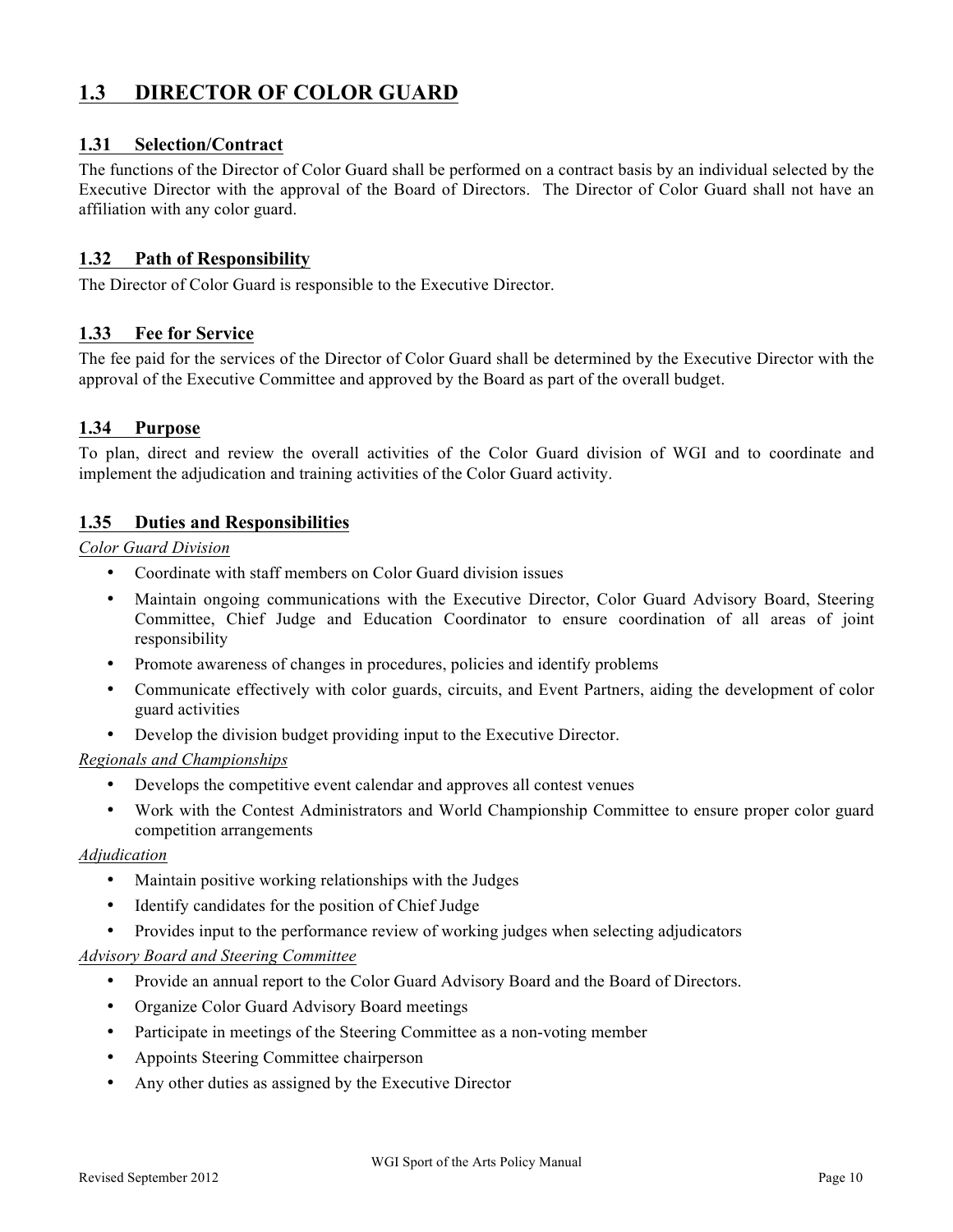## 1.3 DIRECTOR OF COLOR GUARD

### 1.31 Selection/Contract

The functions of the Director of Color Guard shall be performed on a contract basis by an individual selected by the Executive Director with the approval of the Board of Directors. The Director of Color Guard shall not have an affiliation with any color guard.

### 1.32 Path of Responsibility

The Director of Color Guard is responsible to the Executive Director.

### 1.33 Fee for Service

The fee paid for the services of the Director of Color Guard shall be determined by the Executive Director with the approval of the Executive Committee and approved by the Board as part of the overall budget.

### 1.34 Purpose

To plan, direct and review the overall activities of the Color Guard division of WGI and to coordinate and implement the adjudication and training activities of the Color Guard activity.

### 1.35 Duties and Responsibilities

*Color Guard Division*

- Coordinate with staff members on Color Guard division issues
- Maintain ongoing communications with the Executive Director, Color Guard Advisory Board, Steering Committee, Chief Judge and Education Coordinator to ensure coordination of all areas of joint responsibility
- Promote awareness of changes in procedures, policies and identify problems
- Communicate effectively with color guards, circuits, and Event Partners, aiding the development of color guard activities
- Develop the division budget providing input to the Executive Director.

*Regionals and Championships*

- Develops the competitive event calendar and approves all contest venues
- Work with the Contest Administrators and World Championship Committee to ensure proper color guard competition arrangements

*Adjudication*

- Maintain positive working relationships with the Judges
- Identify candidates for the position of Chief Judge
- Provides input to the performance review of working judges when selecting adjudicators

*Advisory Board and Steering Committee*

- Provide an annual report to the Color Guard Advisory Board and the Board of Directors.
- Organize Color Guard Advisory Board meetings
- Participate in meetings of the Steering Committee as a non-voting member
- Appoints Steering Committee chairperson
- Any other duties as assigned by the Executive Director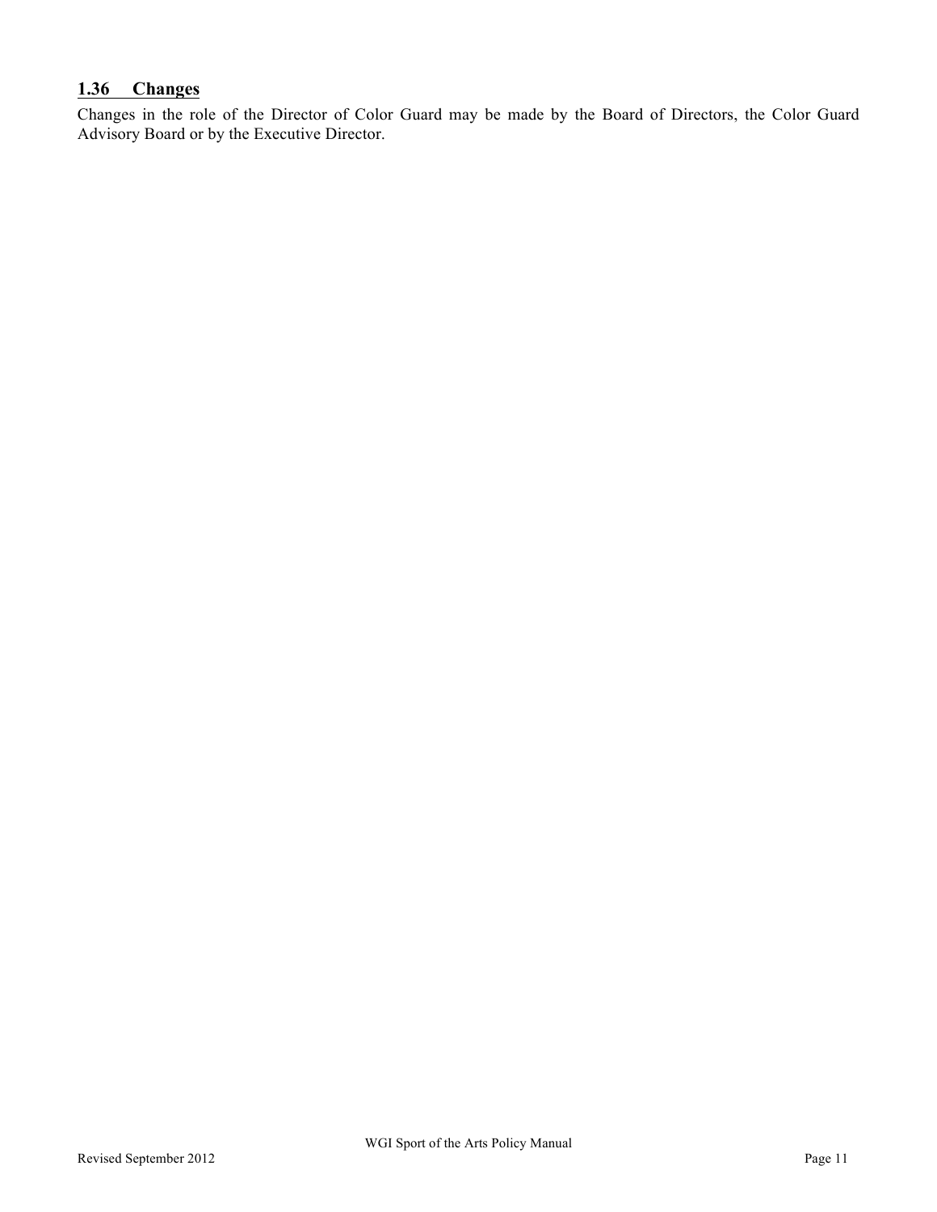### 1.36 Changes

Changes in the role of the Director of Color Guard may be made by the Board of Directors, the Color Guard Advisory Board or by the Executive Director.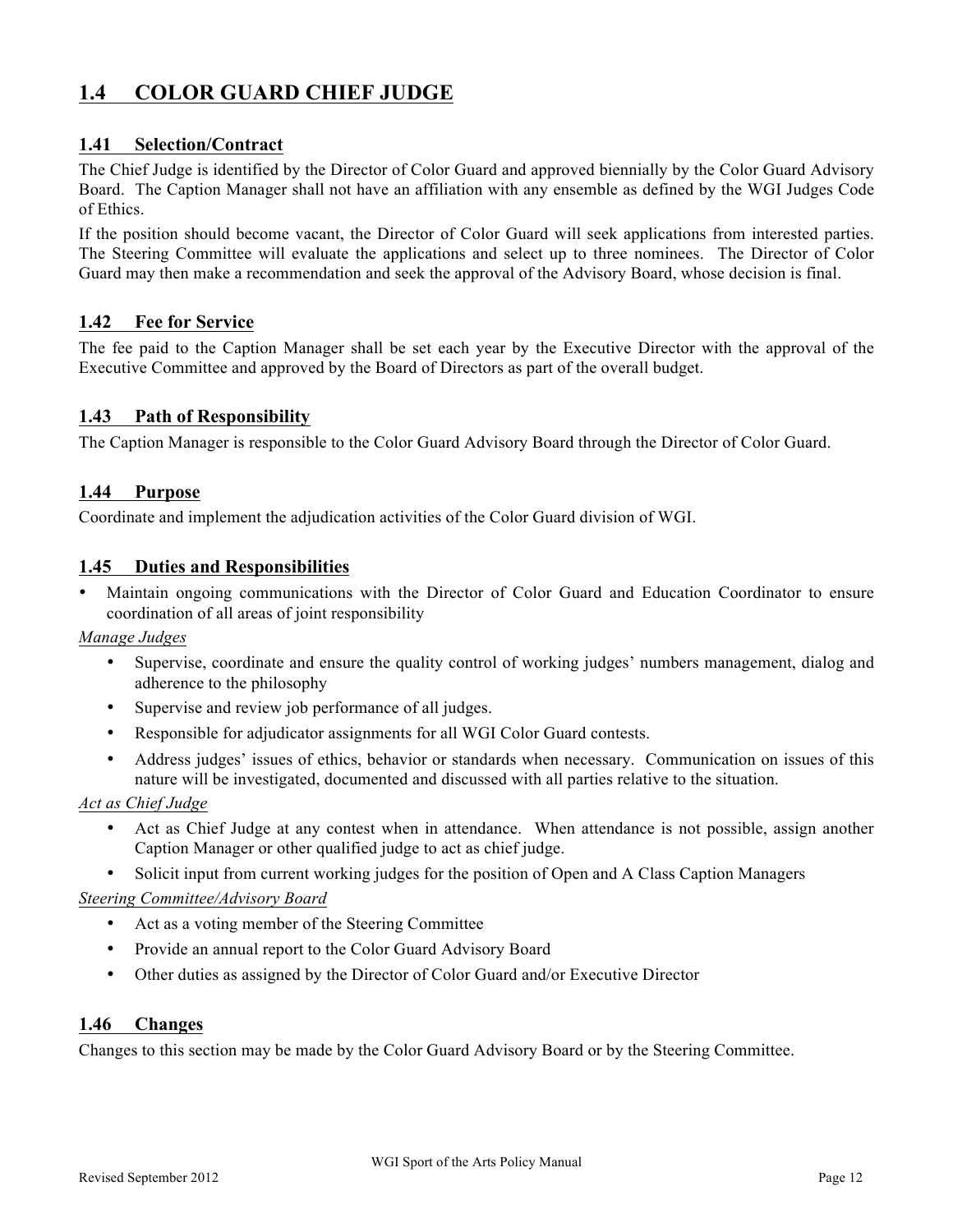## 1.4 COLOR GUARD CHIEF JUDGE

### 1.41 Selection/Contract

The Chief Judge is identified by the Director of Color Guard and approved biennially by the Color Guard Advisory Board. The Caption Manager shall not have an affiliation with any ensemble as defined by the WGI Judges Code of Ethics.

If the position should become vacant, the Director of Color Guard will seek applications from interested parties. The Steering Committee will evaluate the applications and select up to three nominees. The Director of Color Guard may then make a recommendation and seek the approval of the Advisory Board, whose decision is final.

### 1.42 Fee for Service

The fee paid to the Caption Manager shall be set each year by the Executive Director with the approval of the Executive Committee and approved by the Board of Directors as part of the overall budget.

### 1.43 Path of Responsibility

The Caption Manager is responsible to the Color Guard Advisory Board through the Director of Color Guard.

### 1.44 Purpose

Coordinate and implement the adjudication activities of the Color Guard division of WGI.

### 1.45 Duties and Responsibilities

- Maintain ongoing communications with the Director of Color Guard and Education Coordinator to ensure coordination of all areas of joint responsibility

*Manage Judges*

- Supervise, coordinate and ensure the quality control of working judges' numbers management, dialog and adherence to the philosophy
- Supervise and review job performance of all judges.
- Responsible for adjudicator assignments for all WGI Color Guard contests.
- Address judges' issues of ethics, behavior or standards when necessary. Communication on issues of this nature will be investigated, documented and discussed with all parties relative to the situation.

*Act as Chief Judge*

- Act as Chief Judge at any contest when in attendance. When attendance is not possible, assign another Caption Manager or other qualified judge to act as chief judge.
- Solicit input from current working judges for the position of Open and A Class Caption Managers

*Steering Committee/Advisory Board*

- Act as a voting member of the Steering Committee
- Provide an annual report to the Color Guard Advisory Board
- Other duties as assigned by the Director of Color Guard and/or Executive Director

### 1.46 Changes

Changes to this section may be made by the Color Guard Advisory Board or by the Steering Committee.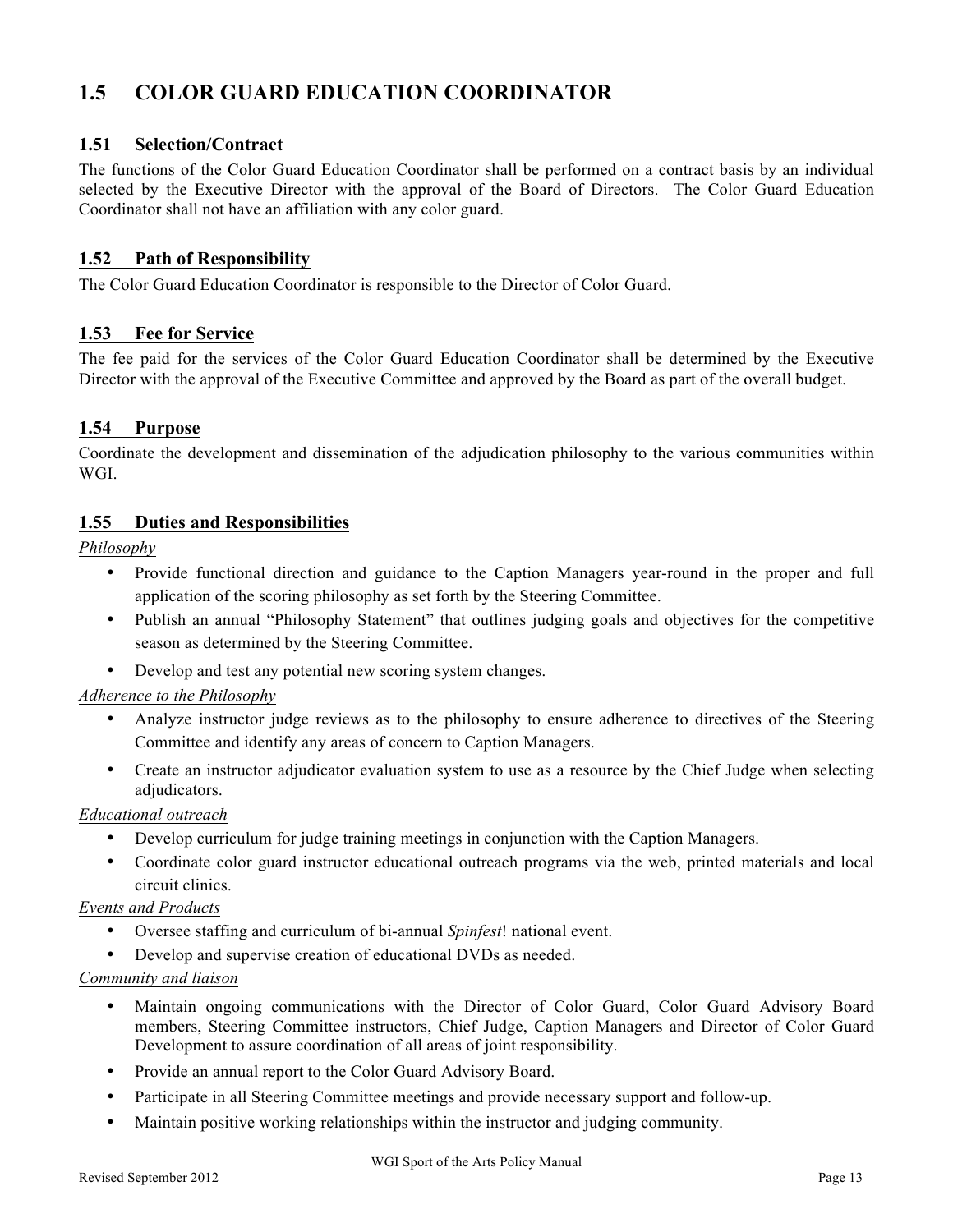## 1.5 COLOR GUARD EDUCATION COORDINATOR

### 1.51 Selection/Contract

The functions of the Color Guard Education Coordinator shall be performed on a contract basis by an individual selected by the Executive Director with the approval of the Board of Directors. The Color Guard Education Coordinator shall not have an affiliation with any color guard.

### 1.52 Path of Responsibility

The Color Guard Education Coordinator is responsible to the Director of Color Guard.

### 1.53 Fee for Service

The fee paid for the services of the Color Guard Education Coordinator shall be determined by the Executive Director with the approval of the Executive Committee and approved by the Board as part of the overall budget.

### 1.54 Purpose

Coordinate the development and dissemination of the adjudication philosophy to the various communities within WGI.

### 1.55 Duties and Responsibilities

*Philosophy*

- Provide functional direction and guidance to the Caption Managers year-round in the proper and full application of the scoring philosophy as set forth by the Steering Committee.
- Publish an annual "Philosophy Statement" that outlines judging goals and objectives for the competitive season as determined by the Steering Committee.
- Develop and test any potential new scoring system changes.

*Adherence to the Philosophy*

- Analyze instructor judge reviews as to the philosophy to ensure adherence to directives of the Steering Committee and identify any areas of concern to Caption Managers.
- Create an instructor adjudicator evaluation system to use as a resource by the Chief Judge when selecting adjudicators.

*Educational outreach*

- Develop curriculum for judge training meetings in conjunction with the Caption Managers.
- Coordinate color guard instructor educational outreach programs via the web, printed materials and local circuit clinics.

*Events and Products*

- Oversee staffing and curriculum of bi-annual *Spinfest*! national event.
- Develop and supervise creation of educational DVDs as needed.

*Community and liaison*

- Maintain ongoing communications with the Director of Color Guard, Color Guard Advisory Board members, Steering Committee instructors, Chief Judge, Caption Managers and Director of Color Guard Development to assure coordination of all areas of joint responsibility.
- Provide an annual report to the Color Guard Advisory Board.
- Participate in all Steering Committee meetings and provide necessary support and follow-up.
- Maintain positive working relationships within the instructor and judging community.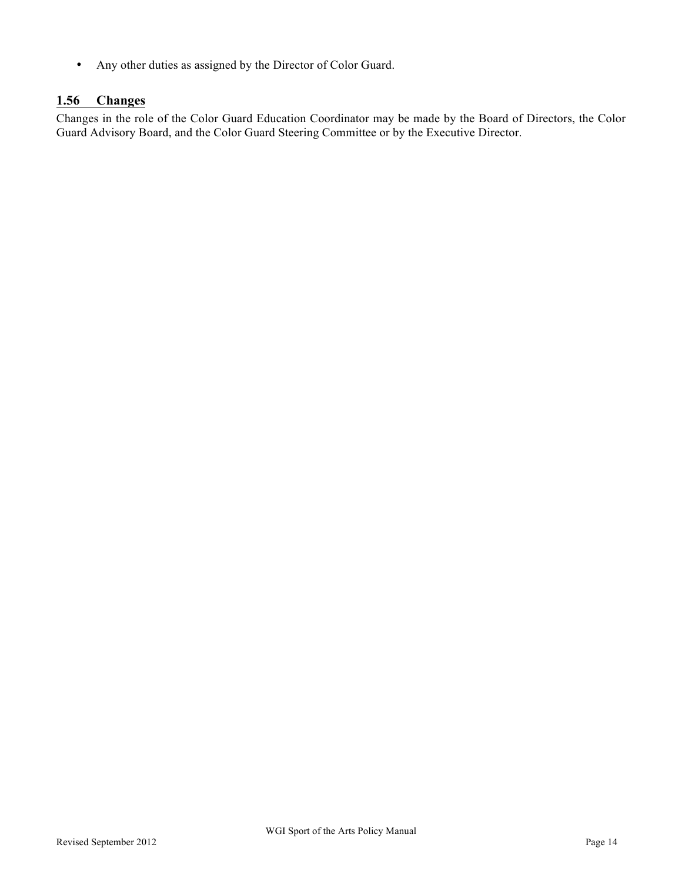- Any other duties as assigned by the Director of Color Guard.

## 1.56 Changes

Changes in the role of the Color Guard Education Coordinator may be made by the Board of Directors, the Color Guard Advisory Board, and the Color Guard Steering Committee or by the Executive Director.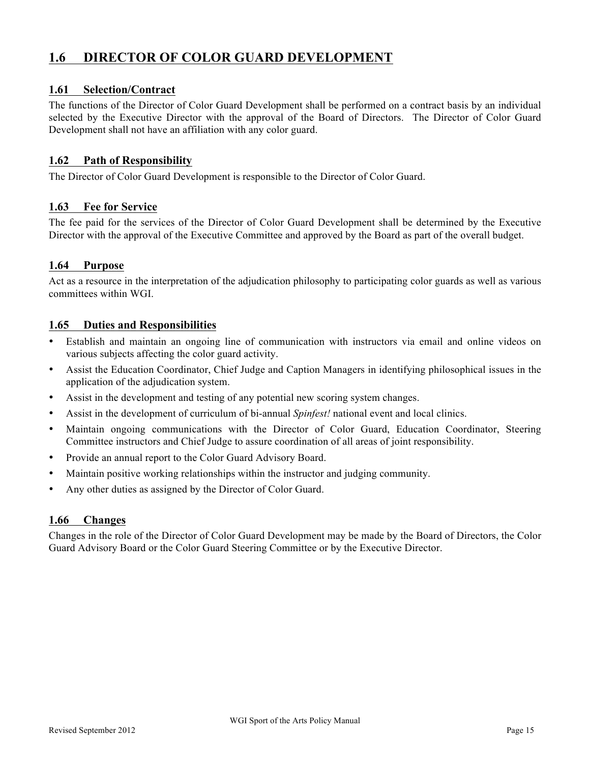## 1.6 DIRECTOR OF COLOR GUARD DEVELOPMENT

### 1.61 Selection/Contract

The functions of the Director of Color Guard Development shall be performed on a contract basis by an individual selected by the Executive Director with the approval of the Board of Directors. The Director of Color Guard Development shall not have an affiliation with any color guard.

### 1.62 Path of Responsibility

The Director of Color Guard Development is responsible to the Director of Color Guard.

### 1.63 Fee for Service

The fee paid for the services of the Director of Color Guard Development shall be determined by the Executive Director with the approval of the Executive Committee and approved by the Board as part of the overall budget.

### 1.64 Purpose

Act as a resource in the interpretation of the adjudication philosophy to participating color guards as well as various committees within WGI.

### 1.65 Duties and Responsibilities

- Establish and maintain an ongoing line of communication with instructors via email and online videos on various subjects affecting the color guard activity.
- Assist the Education Coordinator, Chief Judge and Caption Managers in identifying philosophical issues in the application of the adjudication system.
- Assist in the development and testing of any potential new scoring system changes.
- Assist in the development of curriculum of bi-annual *Spinfest!* national event and local clinics.
- Maintain ongoing communications with the Director of Color Guard, Education Coordinator, Steering Committee instructors and Chief Judge to assure coordination of all areas of joint responsibility.
- Provide an annual report to the Color Guard Advisory Board.
- Maintain positive working relationships within the instructor and judging community.
- Any other duties as assigned by the Director of Color Guard.

### 1.66 Changes

Changes in the role of the Director of Color Guard Development may be made by the Board of Directors, the Color Guard Advisory Board or the Color Guard Steering Committee or by the Executive Director.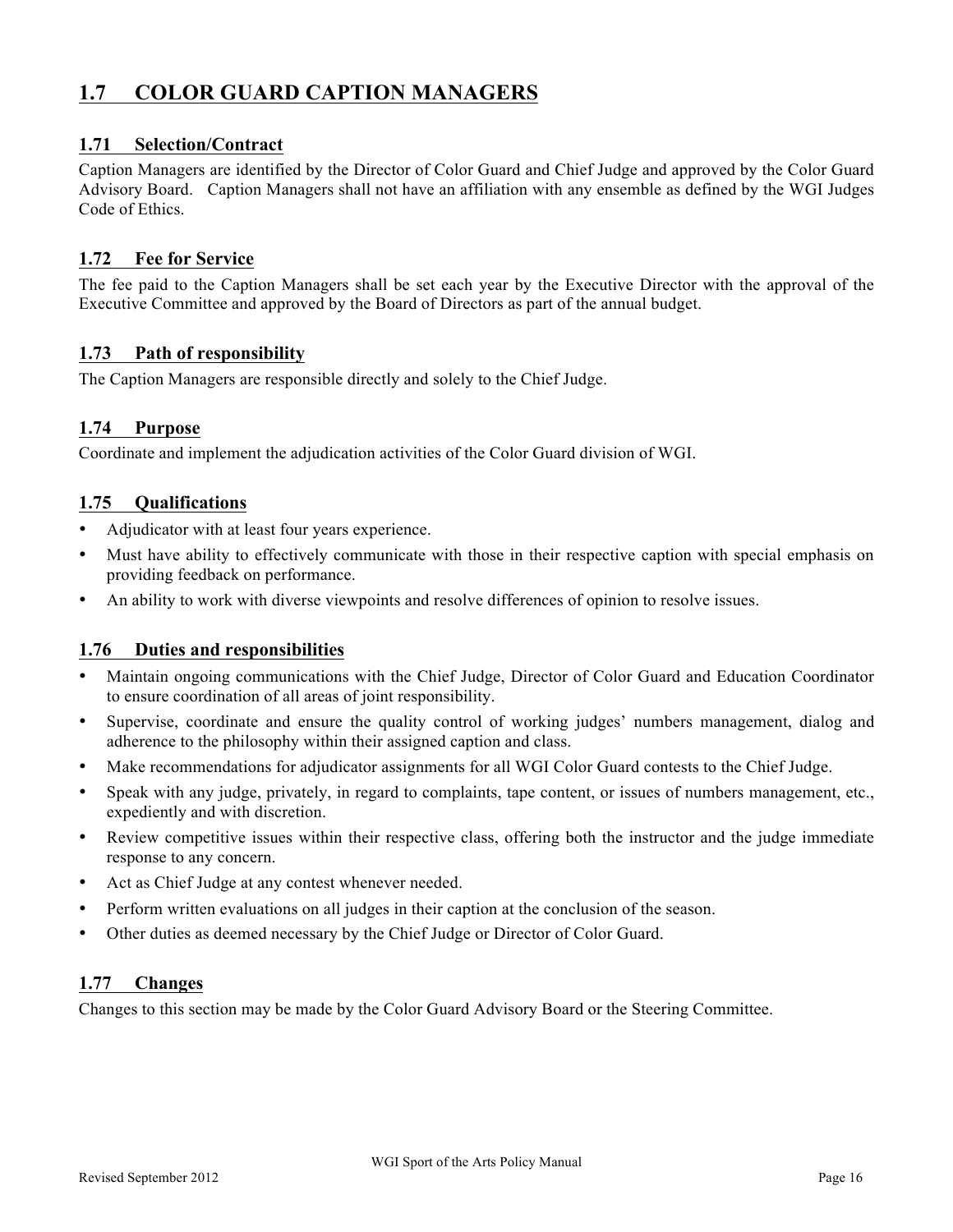## 1.7 COLOR GUARD CAPTION MANAGERS

### 1.71 Selection/Contract

Caption Managers are identified by the Director of Color Guard and Chief Judge and approved by the Color Guard Advisory Board. Caption Managers shall not have an affiliation with any ensemble as defined by the WGI Judges Code of Ethics.

### 1.72 Fee for Service

The fee paid to the Caption Managers shall be set each year by the Executive Director with the approval of the Executive Committee and approved by the Board of Directors as part of the annual budget.

### 1.73 Path of responsibility

The Caption Managers are responsible directly and solely to the Chief Judge.

### 1.74 Purpose

Coordinate and implement the adjudication activities of the Color Guard division of WGI.

### 1.75 Qualifications

- Adjudicator with at least four years experience.
- Must have ability to effectively communicate with those in their respective caption with special emphasis on providing feedback on performance.
- An ability to work with diverse viewpoints and resolve differences of opinion to resolve issues.

### 1.76 Duties and responsibilities

- Maintain ongoing communications with the Chief Judge, Director of Color Guard and Education Coordinator to ensure coordination of all areas of joint responsibility.
- Supervise, coordinate and ensure the quality control of working judges' numbers management, dialog and adherence to the philosophy within their assigned caption and class.
- Make recommendations for adjudicator assignments for all WGI Color Guard contests to the Chief Judge.
- Speak with any judge, privately, in regard to complaints, tape content, or issues of numbers management, etc., expediently and with discretion.
- Review competitive issues within their respective class, offering both the instructor and the judge immediate response to any concern.
- Act as Chief Judge at any contest whenever needed.
- Perform written evaluations on all judges in their caption at the conclusion of the season.
- Other duties as deemed necessary by the Chief Judge or Director of Color Guard.

### 1.77 Changes

Changes to this section may be made by the Color Guard Advisory Board or the Steering Committee.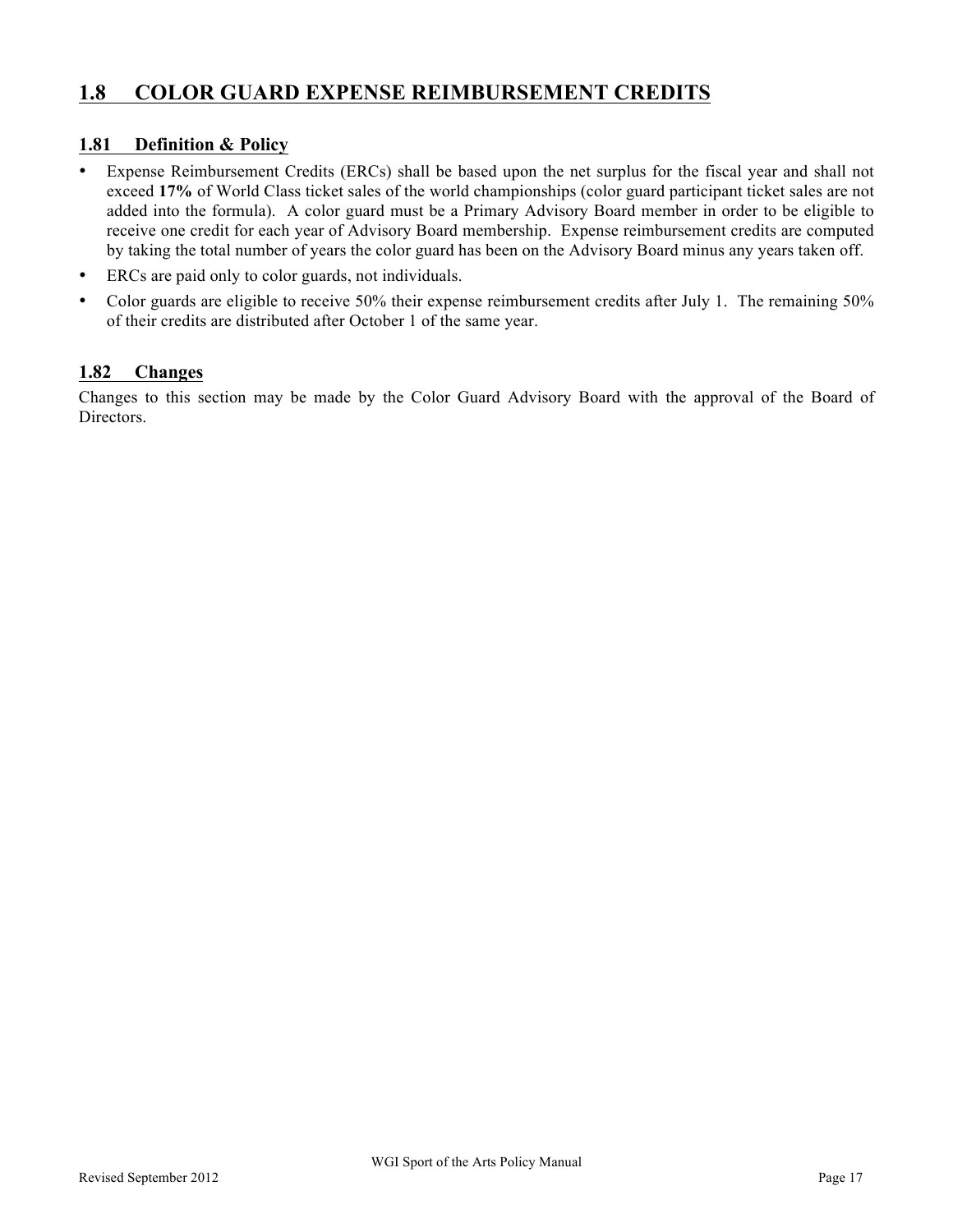## 1.8 COLOR GUARD EXPENSE REIMBURSEMENT CREDITS

### 1.81 Definition & Policy

- Expense Reimbursement Credits (ERCs) shall be based upon the net surplus for the fiscal year and shall not exceed **17%** of World Class ticket sales of the world championships (color guard participant ticket sales are not added into the formula). A color guard must be a Primary Advisory Board member in order to be eligible to receive one credit for each year of Advisory Board membership. Expense reimbursement credits are computed by taking the total number of years the color guard has been on the Advisory Board minus any years taken off.
- ERCs are paid only to color guards, not individuals.
- Color guards are eligible to receive 50% their expense reimbursement credits after July 1. The remaining 50% of their credits are distributed after October 1 of the same year.

### 1.82 Changes

Changes to this section may be made by the Color Guard Advisory Board with the approval of the Board of Directors.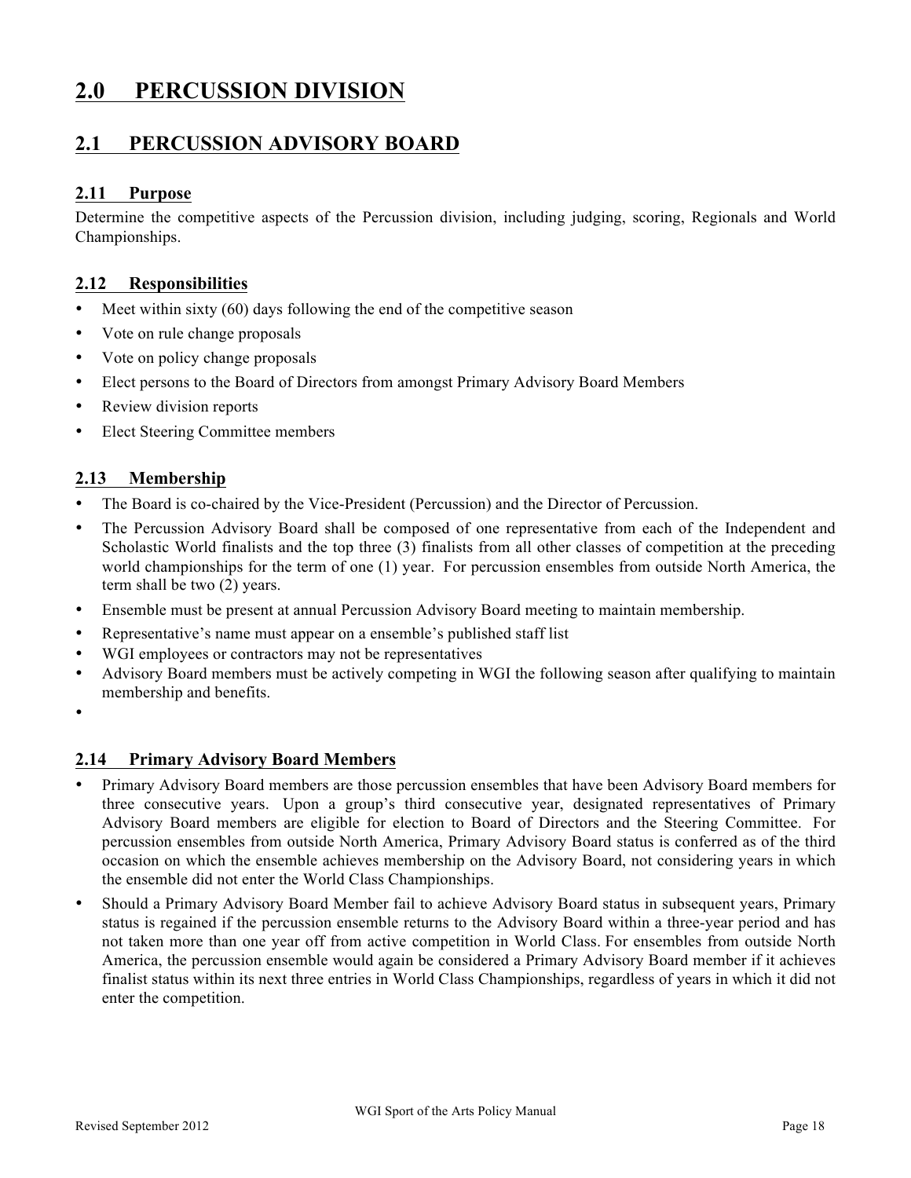# 2.0 PERCUSSION DIVISION

## 2.1 PERCUSSION ADVISORY BOARD

### 2.11 Purpose

Determine the competitive aspects of the Percussion division, including judging, scoring, Regionals and World Championships.

### 2.12 Responsibilities

- Meet within sixty (60) days following the end of the competitive season
- Vote on rule change proposals
- Vote on policy change proposals
- Elect persons to the Board of Directors from amongst Primary Advisory Board Members
- Review division reports
- Elect Steering Committee members

### 2.13 Membership

- The Board is co-chaired by the Vice-President (Percussion) and the Director of Percussion.
- The Percussion Advisory Board shall be composed of one representative from each of the Independent and Scholastic World finalists and the top three (3) finalists from all other classes of competition at the preceding world championships for the term of one (1) year. For percussion ensembles from outside North America, the term shall be two (2) years.
- Ensemble must be present at annual Percussion Advisory Board meeting to maintain membership.
- Representative's name must appear on a ensemble's published staff list
- WGI employees or contractors may not be representatives
- Advisory Board members must be actively competing in WGI the following season after qualifying to maintain membership and benefits.
- 

### 2.14 Primary Advisory Board Members

- Primary Advisory Board members are those percussion ensembles that have been Advisory Board members for three consecutive years. Upon a group's third consecutive year, designated representatives of Primary Advisory Board members are eligible for election to Board of Directors and the Steering Committee. For percussion ensembles from outside North America, Primary Advisory Board status is conferred as of the third occasion on which the ensemble achieves membership on the Advisory Board, not considering years in which the ensemble did not enter the World Class Championships.
- Should a Primary Advisory Board Member fail to achieve Advisory Board status in subsequent years, Primary status is regained if the percussion ensemble returns to the Advisory Board within a three-year period and has not taken more than one year off from active competition in World Class. For ensembles from outside North America, the percussion ensemble would again be considered a Primary Advisory Board member if it achieves finalist status within its next three entries in World Class Championships, regardless of years in which it did not enter the competition.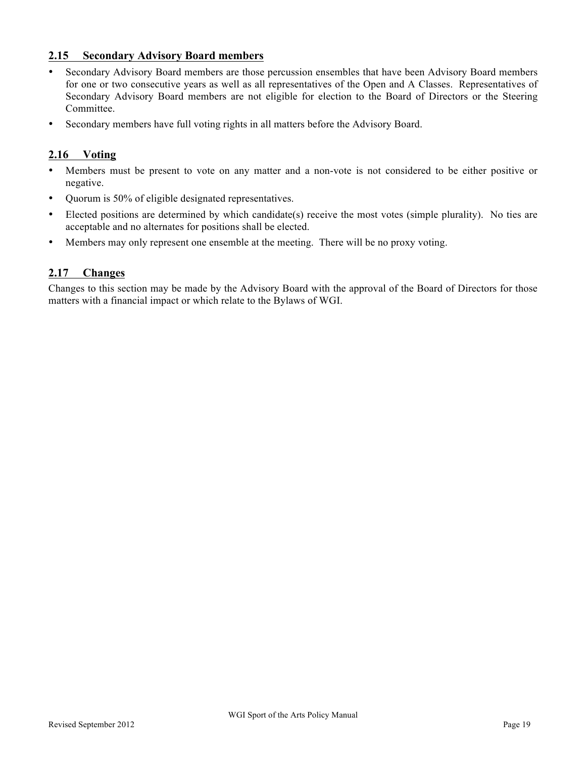## 2.15 Secondary Advisory Board members

- Secondary Advisory Board members are those percussion ensembles that have been Advisory Board members for one or two consecutive years as well as all representatives of the Open and A Classes. Representatives of Secondary Advisory Board members are not eligible for election to the Board of Directors or the Steering Committee.
- Secondary members have full voting rights in all matters before the Advisory Board.

## 2.16 Voting

- Members must be present to vote on any matter and a non-vote is not considered to be either positive or negative.
- Quorum is 50% of eligible designated representatives.
- Elected positions are determined by which candidate(s) receive the most votes (simple plurality). No ties are acceptable and no alternates for positions shall be elected.
- Members may only represent one ensemble at the meeting. There will be no proxy voting.

## 2.17 Changes

Changes to this section may be made by the Advisory Board with the approval of the Board of Directors for those matters with a financial impact or which relate to the Bylaws of WGI.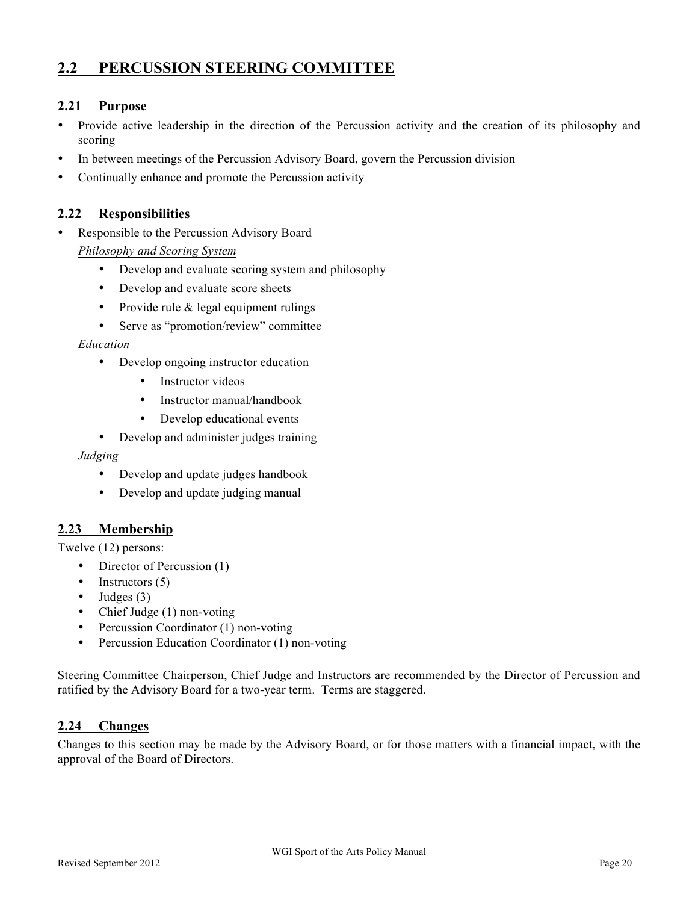## 2.2 PERCUSSION STEERING COMMITTEE

### 2.21 Purpose

- Provide active leadership in the direction of the Percussion activity and the creation of its philosophy and scoring
- In between meetings of the Percussion Advisory Board, govern the Percussion division
- Continually enhance and promote the Percussion activity

### 2.22 Responsibilities

- Responsible to the Percussion Advisory Board

  *Philosophy and Scoring System*

    - Develop and evaluate scoring system and philosophy
    - Develop and evaluate score sheets
    - Provide rule & legal equipment rulings
    - Serve as "promotion/review" committee

  *Education*

    - Develop ongoing instructor education
        - Instructor videos
        - Instructor manual/handbook
        - Develop educational events
    - Develop and administer judges training

  *Judging*

    - Develop and update judges handbook
    - Develop and update judging manual

### 2.23 Membership

Twelve (12) persons:

- Director of Percussion (1)
- Instructors (5)
- Judges (3)
- Chief Judge (1) non-voting
- Percussion Coordinator (1) non-voting
- Percussion Education Coordinator (1) non-voting

Steering Committee Chairperson, Chief Judge and Instructors are recommended by the Director of Percussion and ratified by the Advisory Board for a two-year term. Terms are staggered.

### 2.24 Changes

Changes to this section may be made by the Advisory Board, or for those matters with a financial impact, with the approval of the Board of Directors.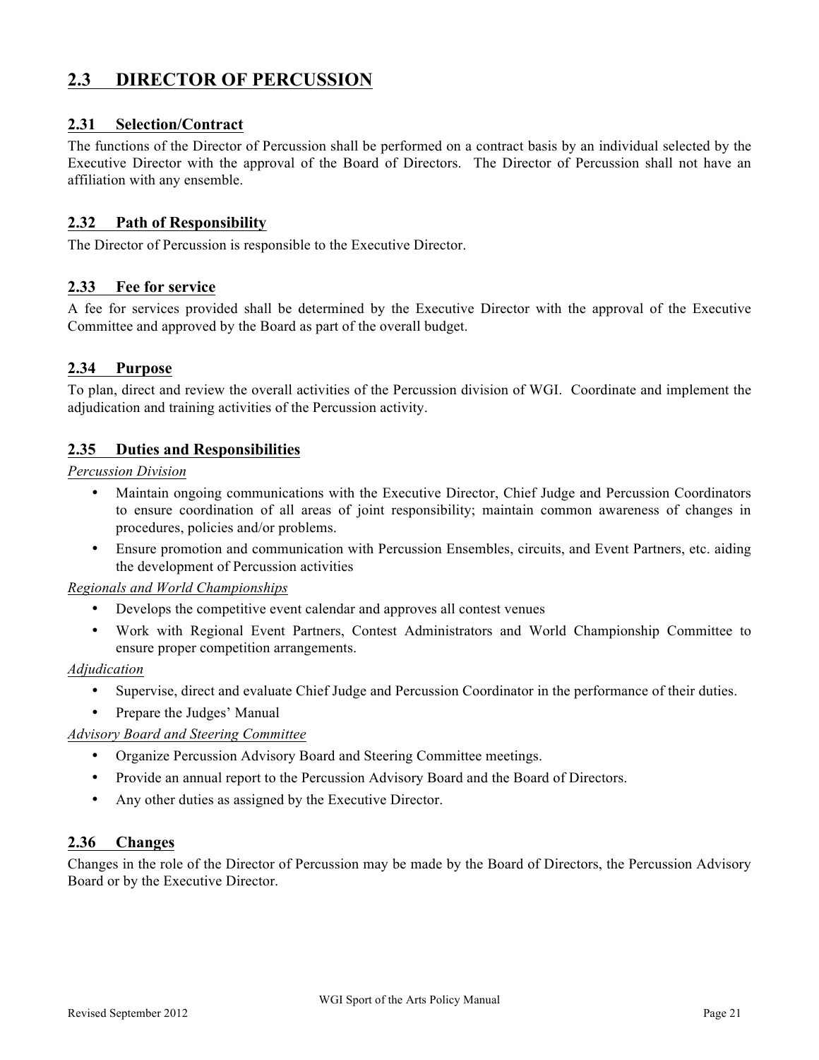## 2.3 DIRECTOR OF PERCUSSION

### 2.31 Selection/Contract

The functions of the Director of Percussion shall be performed on a contract basis by an individual selected by the Executive Director with the approval of the Board of Directors. The Director of Percussion shall not have an affiliation with any ensemble.

### 2.32 Path of Responsibility

The Director of Percussion is responsible to the Executive Director.

### 2.33 Fee for service

A fee for services provided shall be determined by the Executive Director with the approval of the Executive Committee and approved by the Board as part of the overall budget.

### 2.34 Purpose

To plan, direct and review the overall activities of the Percussion division of WGI. Coordinate and implement the adjudication and training activities of the Percussion activity.

### 2.35 Duties and Responsibilities

*Percussion Division*

- Maintain ongoing communications with the Executive Director, Chief Judge and Percussion Coordinators to ensure coordination of all areas of joint responsibility; maintain common awareness of changes in procedures, policies and/or problems.
- Ensure promotion and communication with Percussion Ensembles, circuits, and Event Partners, etc. aiding the development of Percussion activities

*Regionals and World Championships*

- Develops the competitive event calendar and approves all contest venues
- Work with Regional Event Partners, Contest Administrators and World Championship Committee to ensure proper competition arrangements.

*Adjudication*

- Supervise, direct and evaluate Chief Judge and Percussion Coordinator in the performance of their duties.
- Prepare the Judges' Manual

*Advisory Board and Steering Committee*

- Organize Percussion Advisory Board and Steering Committee meetings.
- Provide an annual report to the Percussion Advisory Board and the Board of Directors.
- Any other duties as assigned by the Executive Director.

### 2.36 Changes

Changes in the role of the Director of Percussion may be made by the Board of Directors, the Percussion Advisory Board or by the Executive Director.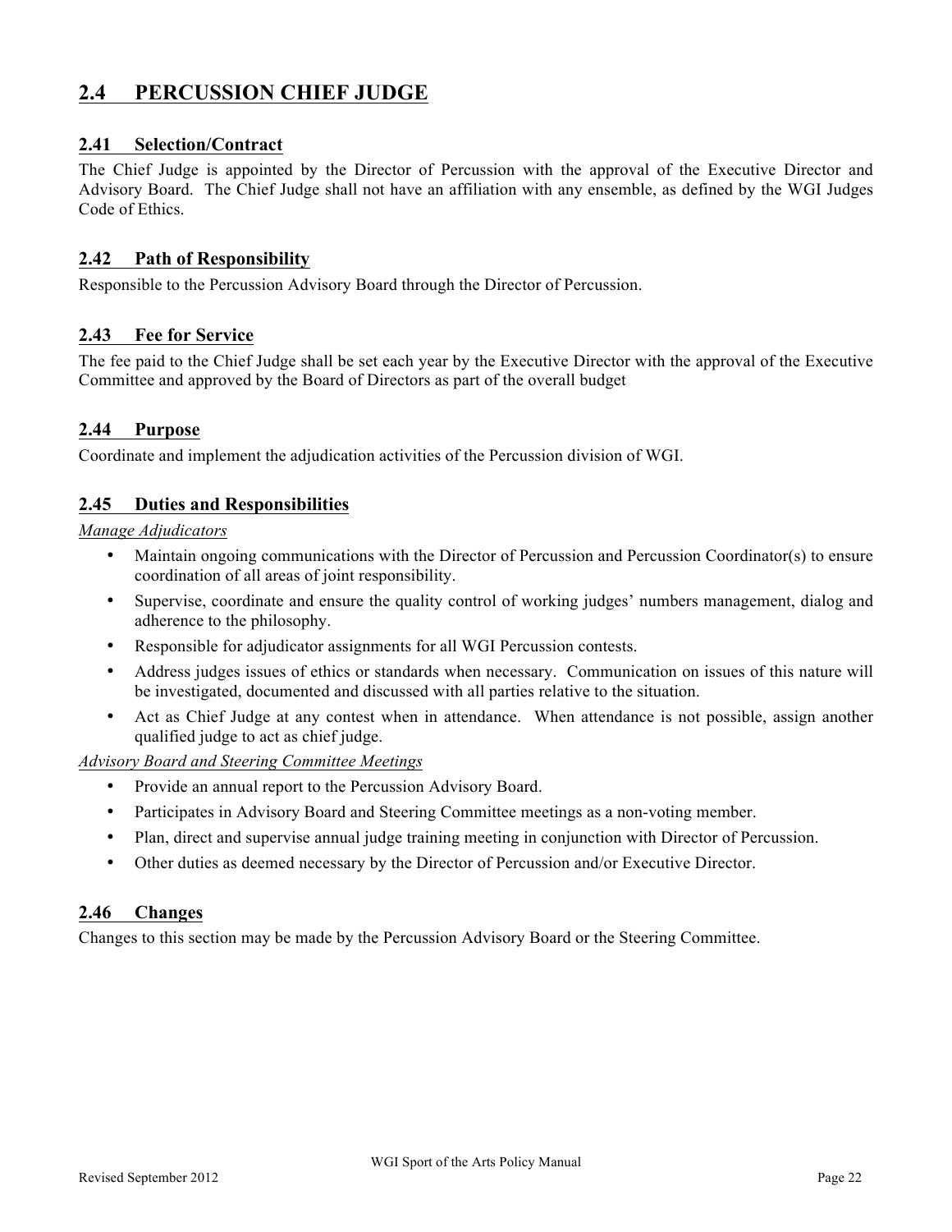## 2.4 PERCUSSION CHIEF JUDGE

### 2.41 Selection/Contract

The Chief Judge is appointed by the Director of Percussion with the approval of the Executive Director and Advisory Board. The Chief Judge shall not have an affiliation with any ensemble, as defined by the WGI Judges Code of Ethics.

### 2.42 Path of Responsibility

Responsible to the Percussion Advisory Board through the Director of Percussion.

### 2.43 Fee for Service

The fee paid to the Chief Judge shall be set each year by the Executive Director with the approval of the Executive Committee and approved by the Board of Directors as part of the overall budget

### 2.44 Purpose

Coordinate and implement the adjudication activities of the Percussion division of WGI.

### 2.45 Duties and Responsibilities

*Manage Adjudicators*

- Maintain ongoing communications with the Director of Percussion and Percussion Coordinator(s) to ensure coordination of all areas of joint responsibility.
- Supervise, coordinate and ensure the quality control of working judges' numbers management, dialog and adherence to the philosophy.
- Responsible for adjudicator assignments for all WGI Percussion contests.
- Address judges issues of ethics or standards when necessary. Communication on issues of this nature will be investigated, documented and discussed with all parties relative to the situation.
- Act as Chief Judge at any contest when in attendance. When attendance is not possible, assign another qualified judge to act as chief judge.

*Advisory Board and Steering Committee Meetings*

- Provide an annual report to the Percussion Advisory Board.
- Participates in Advisory Board and Steering Committee meetings as a non-voting member.
- Plan, direct and supervise annual judge training meeting in conjunction with Director of Percussion.
- Other duties as deemed necessary by the Director of Percussion and/or Executive Director.

### 2.46 Changes

Changes to this section may be made by the Percussion Advisory Board or the Steering Committee.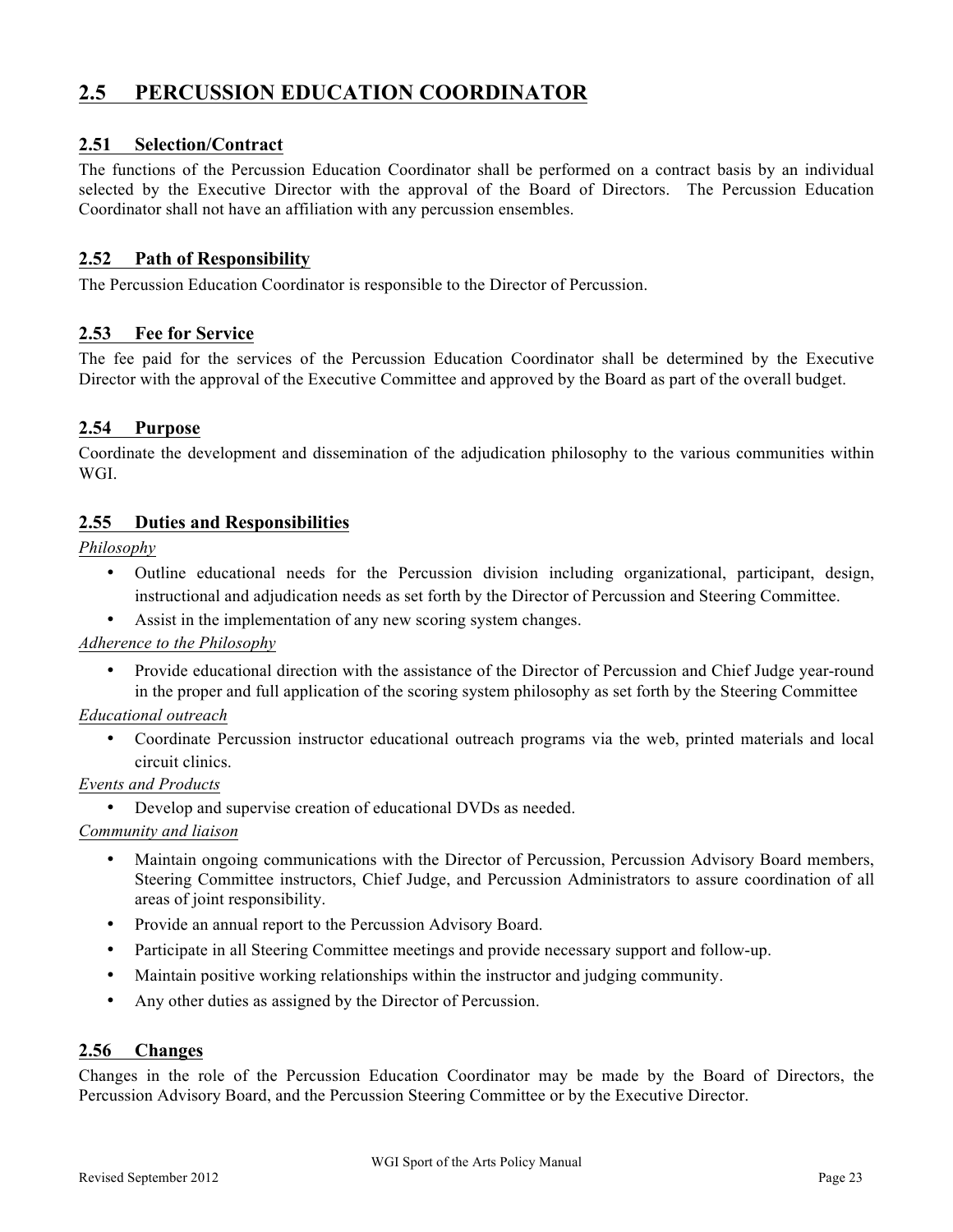## 2.5 PERCUSSION EDUCATION COORDINATOR

### 2.51 Selection/Contract

The functions of the Percussion Education Coordinator shall be performed on a contract basis by an individual selected by the Executive Director with the approval of the Board of Directors. The Percussion Education Coordinator shall not have an affiliation with any percussion ensembles.

### 2.52 Path of Responsibility

The Percussion Education Coordinator is responsible to the Director of Percussion.

### 2.53 Fee for Service

The fee paid for the services of the Percussion Education Coordinator shall be determined by the Executive Director with the approval of the Executive Committee and approved by the Board as part of the overall budget.

### 2.54 Purpose

Coordinate the development and dissemination of the adjudication philosophy to the various communities within WGI.

### 2.55 Duties and Responsibilities

*Philosophy*

- Outline educational needs for the Percussion division including organizational, participant, design, instructional and adjudication needs as set forth by the Director of Percussion and Steering Committee.
- Assist in the implementation of any new scoring system changes.

*Adherence to the Philosophy*

- Provide educational direction with the assistance of the Director of Percussion and Chief Judge year-round in the proper and full application of the scoring system philosophy as set forth by the Steering Committee

*Educational outreach*

- Coordinate Percussion instructor educational outreach programs via the web, printed materials and local circuit clinics.

*Events and Products*

- Develop and supervise creation of educational DVDs as needed.

*Community and liaison*

- Maintain ongoing communications with the Director of Percussion, Percussion Advisory Board members, Steering Committee instructors, Chief Judge, and Percussion Administrators to assure coordination of all areas of joint responsibility.
- Provide an annual report to the Percussion Advisory Board.
- Participate in all Steering Committee meetings and provide necessary support and follow-up.
- Maintain positive working relationships within the instructor and judging community.
- Any other duties as assigned by the Director of Percussion.

### 2.56 Changes

Changes in the role of the Percussion Education Coordinator may be made by the Board of Directors, the Percussion Advisory Board, and the Percussion Steering Committee or by the Executive Director.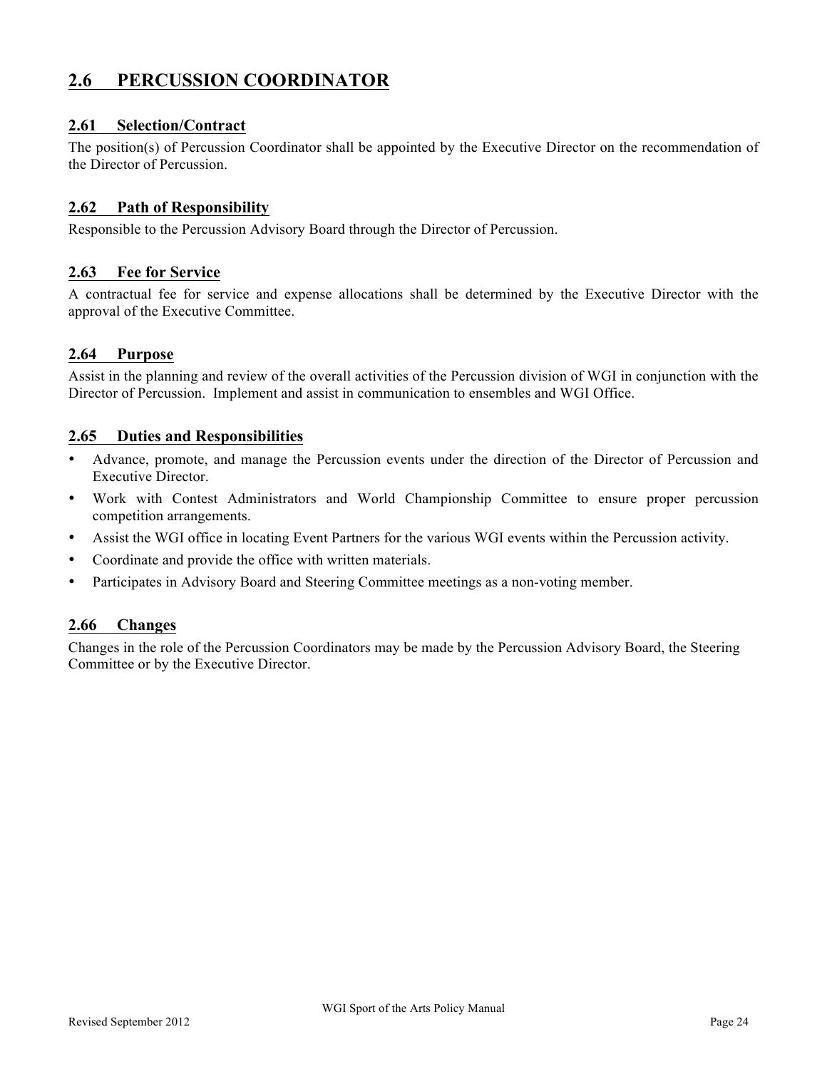## 2.6 PERCUSSION COORDINATOR

### 2.61 Selection/Contract

The position(s) of Percussion Coordinator shall be appointed by the Executive Director on the recommendation of the Director of Percussion.

### 2.62 Path of Responsibility

Responsible to the Percussion Advisory Board through the Director of Percussion.

### 2.63 Fee for Service

A contractual fee for service and expense allocations shall be determined by the Executive Director with the approval of the Executive Committee.

### 2.64 Purpose

Assist in the planning and review of the overall activities of the Percussion division of WGI in conjunction with the Director of Percussion. Implement and assist in communication to ensembles and WGI Office.

### 2.65 Duties and Responsibilities

- Advance, promote, and manage the Percussion events under the direction of the Director of Percussion and Executive Director.
- Work with Contest Administrators and World Championship Committee to ensure proper percussion competition arrangements.
- Assist the WGI office in locating Event Partners for the various WGI events within the Percussion activity.
- Coordinate and provide the office with written materials.
- Participates in Advisory Board and Steering Committee meetings as a non-voting member.

### 2.66 Changes

Changes in the role of the Percussion Coordinators may be made by the Percussion Advisory Board, the Steering Committee or by the Executive Director.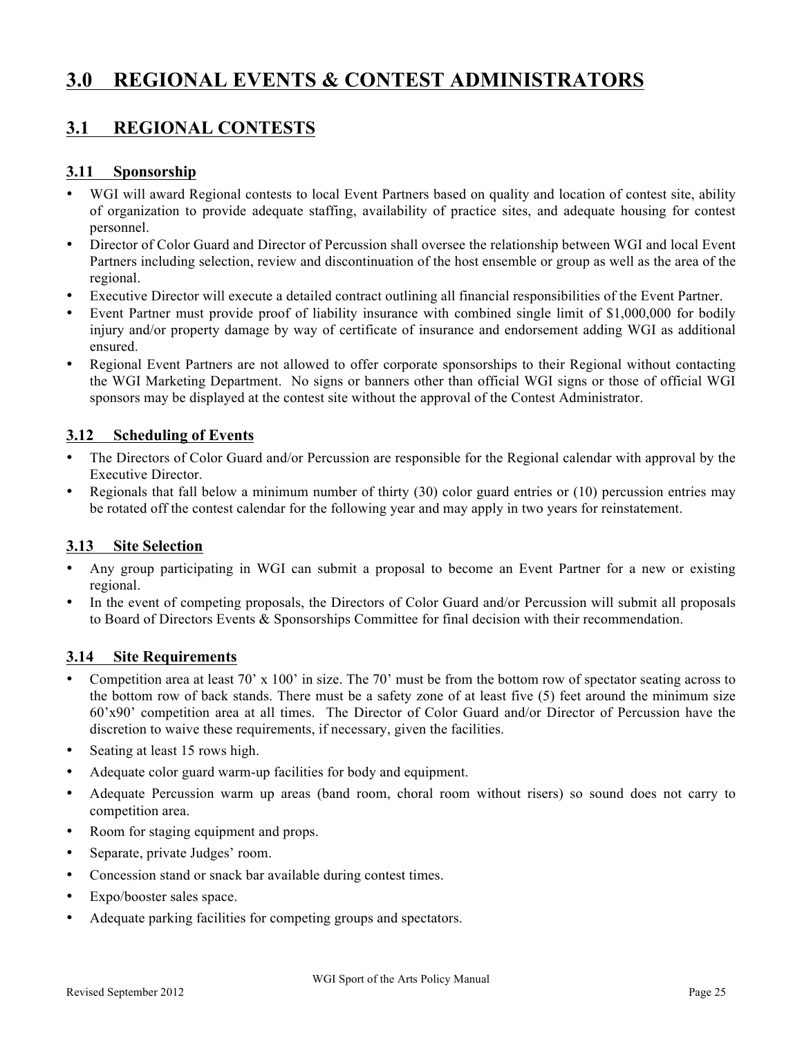# 3.0 REGIONAL EVENTS & CONTEST ADMINISTRATORS

## 3.1 REGIONAL CONTESTS

### 3.11 Sponsorship

- WGI will award Regional contests to local Event Partners based on quality and location of contest site, ability of organization to provide adequate staffing, availability of practice sites, and adequate housing for contest personnel.
- Director of Color Guard and Director of Percussion shall oversee the relationship between WGI and local Event Partners including selection, review and discontinuation of the host ensemble or group as well as the area of the regional.
- Executive Director will execute a detailed contract outlining all financial responsibilities of the Event Partner.
- Event Partner must provide proof of liability insurance with combined single limit of $1,000,000 for bodily injury and/or property damage by way of certificate of insurance and endorsement adding WGI as additional ensured.
- Regional Event Partners are not allowed to offer corporate sponsorships to their Regional without contacting the WGI Marketing Department. No signs or banners other than official WGI signs or those of official WGI sponsors may be displayed at the contest site without the approval of the Contest Administrator.

### 3.12 Scheduling of Events

- The Directors of Color Guard and/or Percussion are responsible for the Regional calendar with approval by the Executive Director.
- Regionals that fall below a minimum number of thirty (30) color guard entries or (10) percussion entries may be rotated off the contest calendar for the following year and may apply in two years for reinstatement.

### 3.13 Site Selection

- Any group participating in WGI can submit a proposal to become an Event Partner for a new or existing regional.
- In the event of competing proposals, the Directors of Color Guard and/or Percussion will submit all proposals to Board of Directors Events & Sponsorships Committee for final decision with their recommendation.

### 3.14 Site Requirements

- Competition area at least 70' x 100' in size. The 70' must be from the bottom row of spectator seating across to the bottom row of back stands. There must be a safety zone of at least five (5) feet around the minimum size 60'x90' competition area at all times. The Director of Color Guard and/or Director of Percussion have the discretion to waive these requirements, if necessary, given the facilities.
- Seating at least 15 rows high.
- Adequate color guard warm-up facilities for body and equipment.
- Adequate Percussion warm up areas (band room, choral room without risers) so sound does not carry to competition area.
- Room for staging equipment and props.
- Separate, private Judges' room.
- Concession stand or snack bar available during contest times.
- Expo/booster sales space.
- Adequate parking facilities for competing groups and spectators.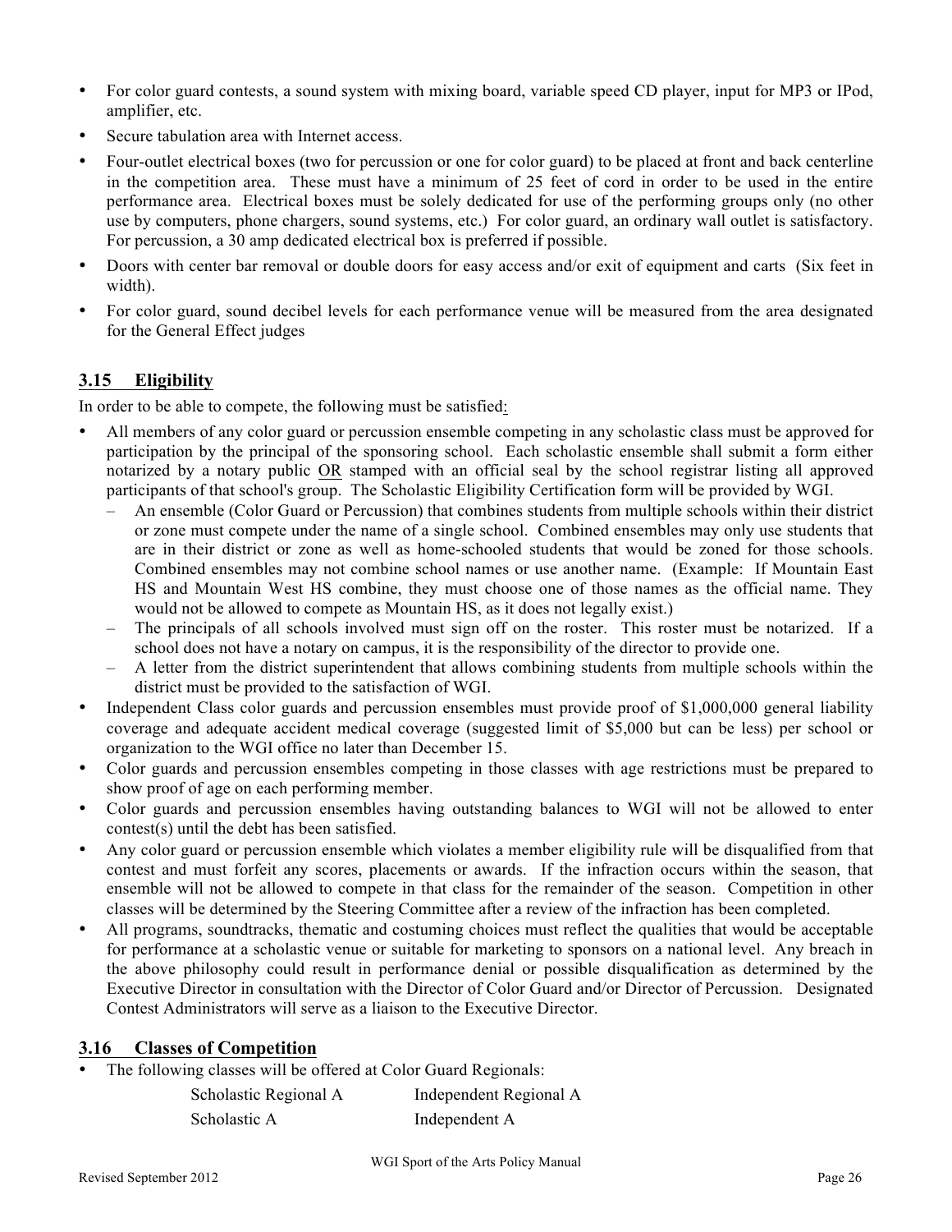- For color guard contests, a sound system with mixing board, variable speed CD player, input for MP3 or IPod, amplifier, etc.
- Secure tabulation area with Internet access.
- Four-outlet electrical boxes (two for percussion or one for color guard) to be placed at front and back centerline in the competition area. These must have a minimum of 25 feet of cord in order to be used in the entire performance area. Electrical boxes must be solely dedicated for use of the performing groups only (no other use by computers, phone chargers, sound systems, etc.) For color guard, an ordinary wall outlet is satisfactory. For percussion, a 30 amp dedicated electrical box is preferred if possible.
- Doors with center bar removal or double doors for easy access and/or exit of equipment and carts (Six feet in width).
- For color guard, sound decibel levels for each performance venue will be measured from the area designated for the General Effect judges

## 3.15 Eligibility

In order to be able to compete, the following must be satisfied:

- All members of any color guard or percussion ensemble competing in any scholastic class must be approved for participation by the principal of the sponsoring school. Each scholastic ensemble shall submit a form either notarized by a notary public OR stamped with an official seal by the school registrar listing all approved participants of that school's group. The Scholastic Eligibility Certification form will be provided by WGI.
  - An ensemble (Color Guard or Percussion) that combines students from multiple schools within their district or zone must compete under the name of a single school. Combined ensembles may only use students that are in their district or zone as well as home-schooled students that would be zoned for those schools. Combined ensembles may not combine school names or use another name. (Example: If Mountain East HS and Mountain West HS combine, they must choose one of those names as the official name. They would not be allowed to compete as Mountain HS, as it does not legally exist.)
  - The principals of all schools involved must sign off on the roster. This roster must be notarized. If a school does not have a notary on campus, it is the responsibility of the director to provide one.
  - A letter from the district superintendent that allows combining students from multiple schools within the district must be provided to the satisfaction of WGI.
- Independent Class color guards and percussion ensembles must provide proof of $1,000,000 general liability coverage and adequate accident medical coverage (suggested limit of $5,000 but can be less) per school or organization to the WGI office no later than December 15.
- Color guards and percussion ensembles competing in those classes with age restrictions must be prepared to show proof of age on each performing member.
- Color guards and percussion ensembles having outstanding balances to WGI will not be allowed to enter contest(s) until the debt has been satisfied.
- Any color guard or percussion ensemble which violates a member eligibility rule will be disqualified from that contest and must forfeit any scores, placements or awards. If the infraction occurs within the season, that ensemble will not be allowed to compete in that class for the remainder of the season. Competition in other classes will be determined by the Steering Committee after a review of the infraction has been completed.
- All programs, soundtracks, thematic and costuming choices must reflect the qualities that would be acceptable for performance at a scholastic venue or suitable for marketing to sponsors on a national level. Any breach in the above philosophy could result in performance denial or possible disqualification as determined by the Executive Director in consultation with the Director of Color Guard and/or Director of Percussion. Designated Contest Administrators will serve as a liaison to the Executive Director.

## 3.16 Classes of Competition

- The following classes will be offered at Color Guard Regionals:

| | |
|---|---|
| Scholastic Regional A | Independent Regional A |
| Scholastic A | Independent A |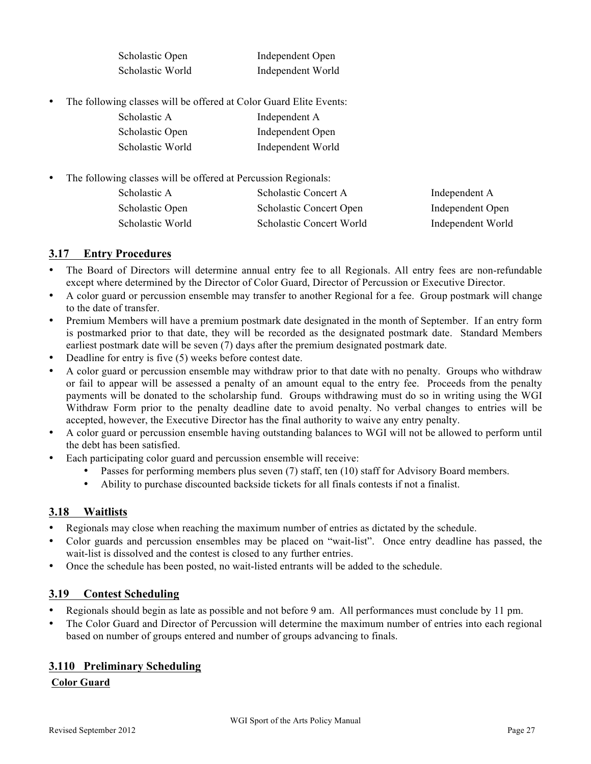| | |
|---|---|
| Scholastic Open | Independent Open |
| Scholastic World | Independent World |

- The following classes will be offered at Color Guard Elite Events:

| | |
|---|---|
| Scholastic A | Independent A |
| Scholastic Open | Independent Open |
| Scholastic World | Independent World |

- The following classes will be offered at Percussion Regionals:

| | | |
|---|---|---|
| Scholastic A | Scholastic Concert A | Independent A |
| Scholastic Open | Scholastic Concert Open | Independent Open |
| Scholastic World | Scholastic Concert World | Independent World |

## 3.17 Entry Procedures

- The Board of Directors will determine annual entry fee to all Regionals. All entry fees are non-refundable except where determined by the Director of Color Guard, Director of Percussion or Executive Director.
- A color guard or percussion ensemble may transfer to another Regional for a fee. Group postmark will change to the date of transfer.
- Premium Members will have a premium postmark date designated in the month of September. If an entry form is postmarked prior to that date, they will be recorded as the designated postmark date. Standard Members earliest postmark date will be seven (7) days after the premium designated postmark date.
- Deadline for entry is five (5) weeks before contest date.
- A color guard or percussion ensemble may withdraw prior to that date with no penalty. Groups who withdraw or fail to appear will be assessed a penalty of an amount equal to the entry fee. Proceeds from the penalty payments will be donated to the scholarship fund. Groups withdrawing must do so in writing using the WGI Withdraw Form prior to the penalty deadline date to avoid penalty. No verbal changes to entries will be accepted, however, the Executive Director has the final authority to waive any entry penalty.
- A color guard or percussion ensemble having outstanding balances to WGI will not be allowed to perform until the debt has been satisfied.
- Each participating color guard and percussion ensemble will receive:
  - Passes for performing members plus seven (7) staff, ten (10) staff for Advisory Board members.
  - Ability to purchase discounted backside tickets for all finals contests if not a finalist.

## 3.18 Waitlists

- Regionals may close when reaching the maximum number of entries as dictated by the schedule.
- Color guards and percussion ensembles may be placed on "wait-list". Once entry deadline has passed, the wait-list is dissolved and the contest is closed to any further entries.
- Once the schedule has been posted, no wait-listed entrants will be added to the schedule.

## 3.19 Contest Scheduling

- Regionals should begin as late as possible and not before 9 am. All performances must conclude by 11 pm.
- The Color Guard and Director of Percussion will determine the maximum number of entries into each regional based on number of groups entered and number of groups advancing to finals.

## 3.110 Preliminary Scheduling

**Color Guard**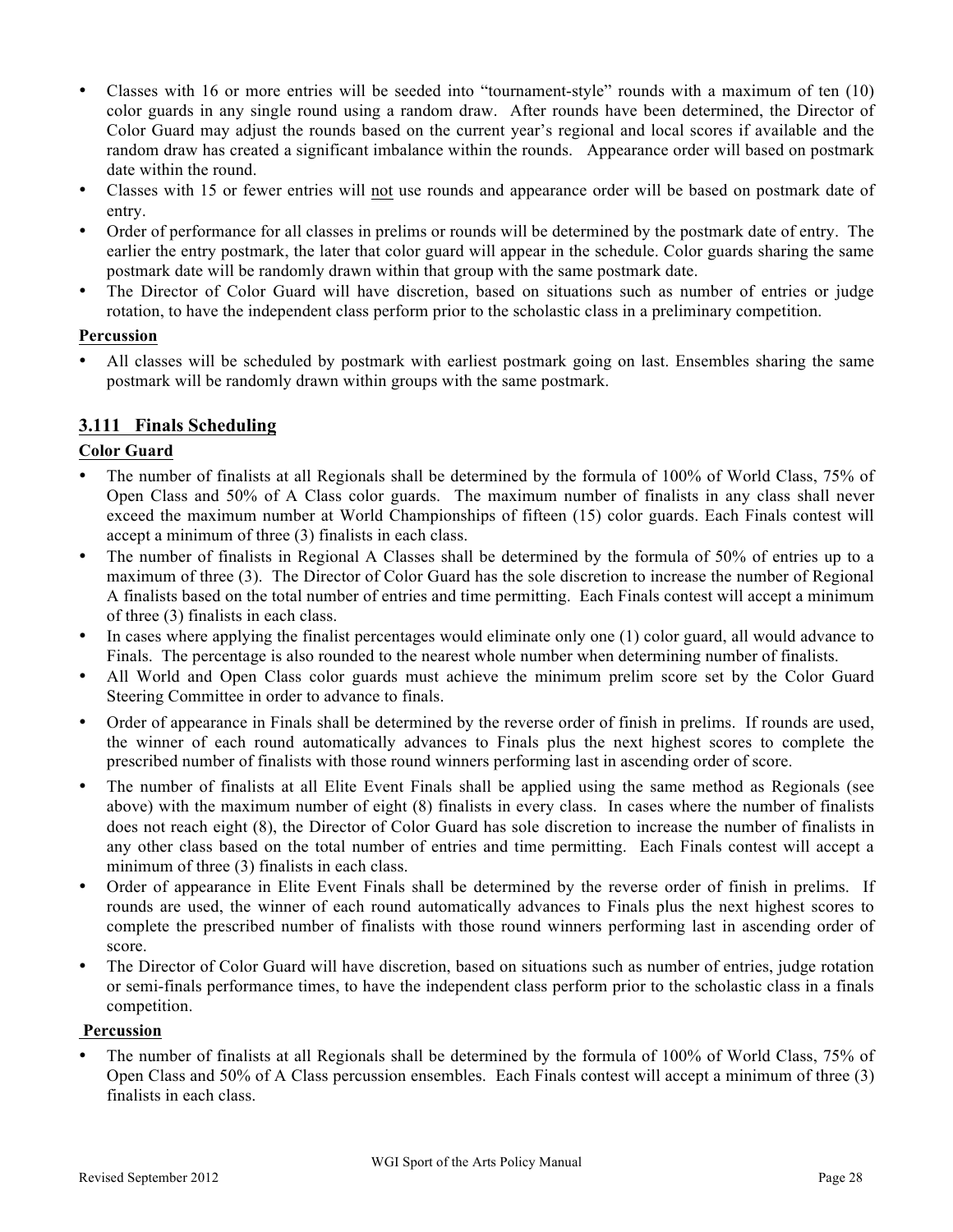- Classes with 16 or more entries will be seeded into "tournament-style" rounds with a maximum of ten (10) color guards in any single round using a random draw. After rounds have been determined, the Director of Color Guard may adjust the rounds based on the current year's regional and local scores if available and the random draw has created a significant imbalance within the rounds. Appearance order will based on postmark date within the round.
- Classes with 15 or fewer entries will not use rounds and appearance order will be based on postmark date of entry.
- Order of performance for all classes in prelims or rounds will be determined by the postmark date of entry. The earlier the entry postmark, the later that color guard will appear in the schedule. Color guards sharing the same postmark date will be randomly drawn within that group with the same postmark date.
- The Director of Color Guard will have discretion, based on situations such as number of entries or judge rotation, to have the independent class perform prior to the scholastic class in a preliminary competition.

**Percussion**

- All classes will be scheduled by postmark with earliest postmark going on last. Ensembles sharing the same postmark will be randomly drawn within groups with the same postmark.

### 3.111 Finals Scheduling

**Color Guard**

- The number of finalists at all Regionals shall be determined by the formula of 100% of World Class, 75% of Open Class and 50% of A Class color guards. The maximum number of finalists in any class shall never exceed the maximum number at World Championships of fifteen (15) color guards. Each Finals contest will accept a minimum of three (3) finalists in each class.
- The number of finalists in Regional A Classes shall be determined by the formula of 50% of entries up to a maximum of three (3). The Director of Color Guard has the sole discretion to increase the number of Regional A finalists based on the total number of entries and time permitting. Each Finals contest will accept a minimum of three (3) finalists in each class.
- In cases where applying the finalist percentages would eliminate only one (1) color guard, all would advance to Finals. The percentage is also rounded to the nearest whole number when determining number of finalists.
- All World and Open Class color guards must achieve the minimum prelim score set by the Color Guard Steering Committee in order to advance to finals.
- Order of appearance in Finals shall be determined by the reverse order of finish in prelims. If rounds are used, the winner of each round automatically advances to Finals plus the next highest scores to complete the prescribed number of finalists with those round winners performing last in ascending order of score.
- The number of finalists at all Elite Event Finals shall be applied using the same method as Regionals (see above) with the maximum number of eight (8) finalists in every class. In cases where the number of finalists does not reach eight (8), the Director of Color Guard has sole discretion to increase the number of finalists in any other class based on the total number of entries and time permitting. Each Finals contest will accept a minimum of three (3) finalists in each class.
- Order of appearance in Elite Event Finals shall be determined by the reverse order of finish in prelims. If rounds are used, the winner of each round automatically advances to Finals plus the next highest scores to complete the prescribed number of finalists with those round winners performing last in ascending order of score.
- The Director of Color Guard will have discretion, based on situations such as number of entries, judge rotation or semi-finals performance times, to have the independent class perform prior to the scholastic class in a finals competition.

**Percussion**

- The number of finalists at all Regionals shall be determined by the formula of 100% of World Class, 75% of Open Class and 50% of A Class percussion ensembles. Each Finals contest will accept a minimum of three (3) finalists in each class.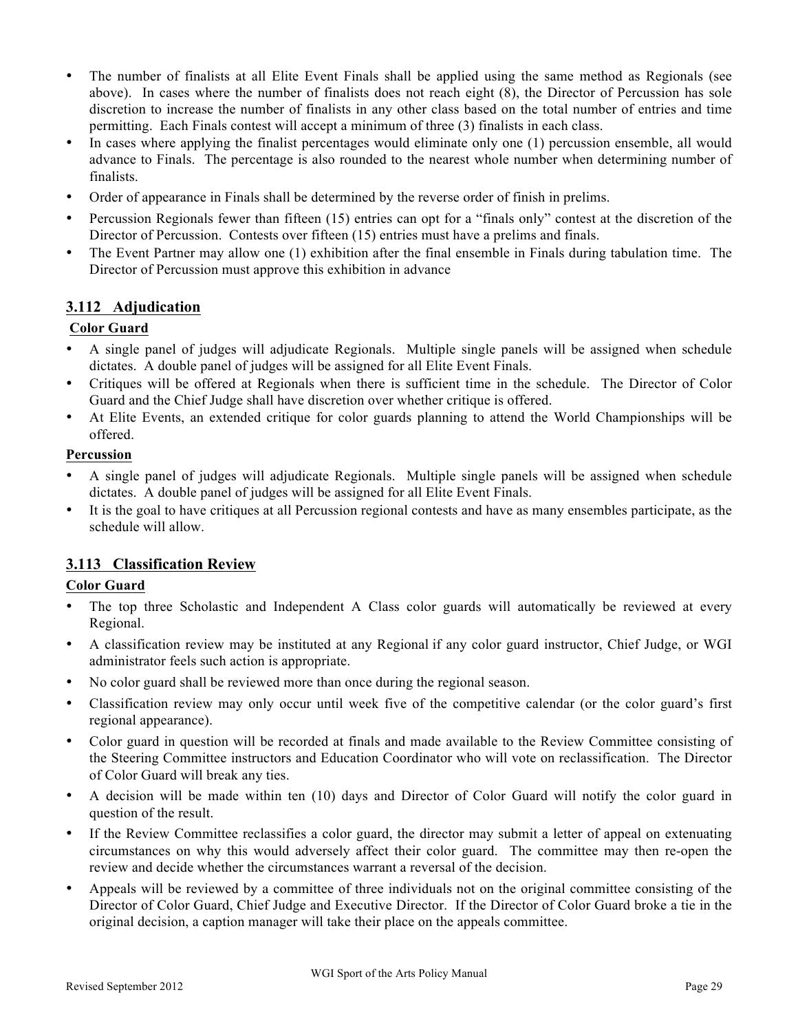- The number of finalists at all Elite Event Finals shall be applied using the same method as Regionals (see above). In cases where the number of finalists does not reach eight (8), the Director of Percussion has sole discretion to increase the number of finalists in any other class based on the total number of entries and time permitting. Each Finals contest will accept a minimum of three (3) finalists in each class.
- In cases where applying the finalist percentages would eliminate only one (1) percussion ensemble, all would advance to Finals. The percentage is also rounded to the nearest whole number when determining number of finalists.
- Order of appearance in Finals shall be determined by the reverse order of finish in prelims.
- Percussion Regionals fewer than fifteen (15) entries can opt for a "finals only" contest at the discretion of the Director of Percussion. Contests over fifteen (15) entries must have a prelims and finals.
- The Event Partner may allow one (1) exhibition after the final ensemble in Finals during tabulation time. The Director of Percussion must approve this exhibition in advance

## 3.112 Adjudication

**Color Guard**

- A single panel of judges will adjudicate Regionals. Multiple single panels will be assigned when schedule dictates. A double panel of judges will be assigned for all Elite Event Finals.
- Critiques will be offered at Regionals when there is sufficient time in the schedule. The Director of Color Guard and the Chief Judge shall have discretion over whether critique is offered.
- At Elite Events, an extended critique for color guards planning to attend the World Championships will be offered.

**Percussion**

- A single panel of judges will adjudicate Regionals. Multiple single panels will be assigned when schedule dictates. A double panel of judges will be assigned for all Elite Event Finals.
- It is the goal to have critiques at all Percussion regional contests and have as many ensembles participate, as the schedule will allow.

## 3.113 Classification Review

**Color Guard**

- The top three Scholastic and Independent A Class color guards will automatically be reviewed at every Regional.
- A classification review may be instituted at any Regional if any color guard instructor, Chief Judge, or WGI administrator feels such action is appropriate.
- No color guard shall be reviewed more than once during the regional season.
- Classification review may only occur until week five of the competitive calendar (or the color guard's first regional appearance).
- Color guard in question will be recorded at finals and made available to the Review Committee consisting of the Steering Committee instructors and Education Coordinator who will vote on reclassification. The Director of Color Guard will break any ties.
- A decision will be made within ten (10) days and Director of Color Guard will notify the color guard in question of the result.
- If the Review Committee reclassifies a color guard, the director may submit a letter of appeal on extenuating circumstances on why this would adversely affect their color guard. The committee may then re-open the review and decide whether the circumstances warrant a reversal of the decision.
- Appeals will be reviewed by a committee of three individuals not on the original committee consisting of the Director of Color Guard, Chief Judge and Executive Director. If the Director of Color Guard broke a tie in the original decision, a caption manager will take their place on the appeals committee.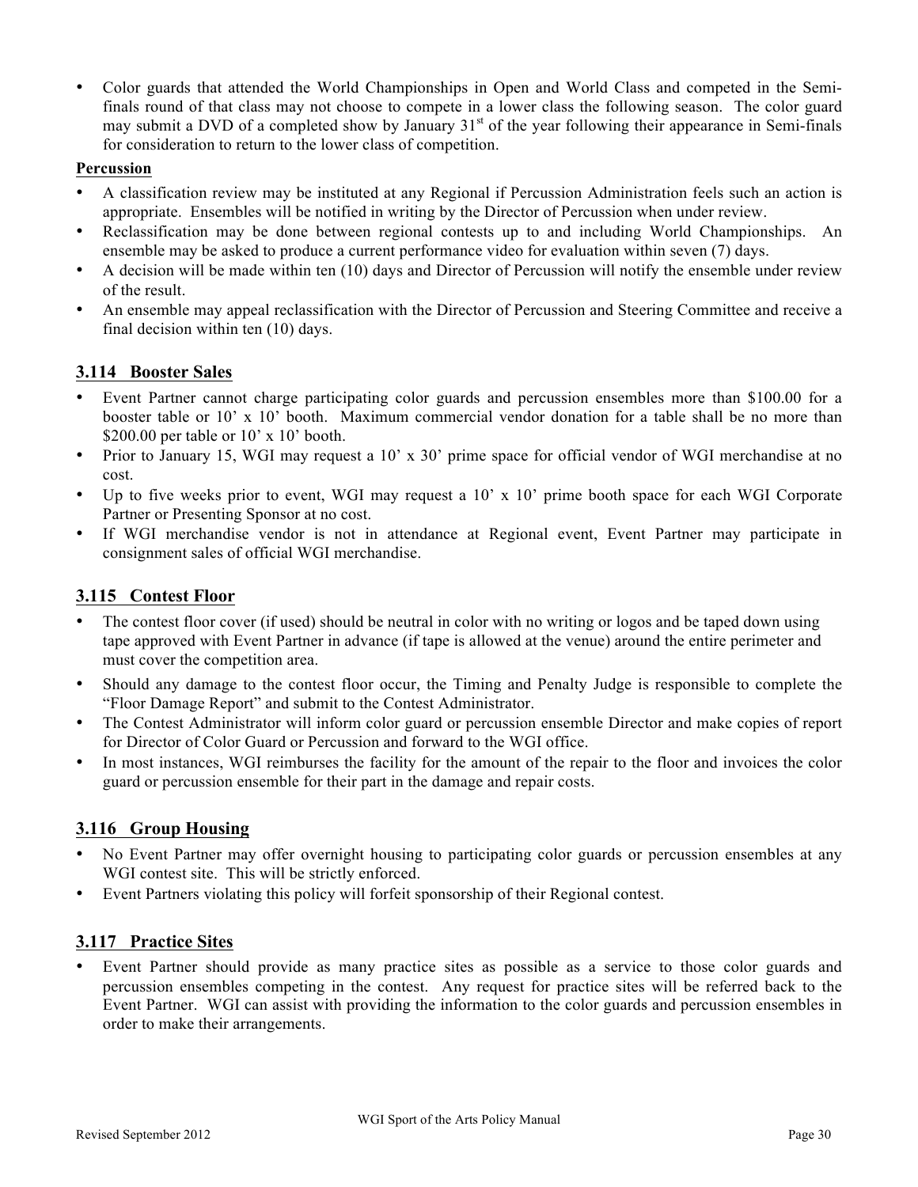- Color guards that attended the World Championships in Open and World Class and competed in the Semi-finals round of that class may not choose to compete in a lower class the following season. The color guard may submit a DVD of a completed show by January 31st of the year following their appearance in Semi-finals for consideration to return to the lower class of competition.

**Percussion**

- A classification review may be instituted at any Regional if Percussion Administration feels such an action is appropriate. Ensembles will be notified in writing by the Director of Percussion when under review.
- Reclassification may be done between regional contests up to and including World Championships. An ensemble may be asked to produce a current performance video for evaluation within seven (7) days.
- A decision will be made within ten (10) days and Director of Percussion will notify the ensemble under review of the result.
- An ensemble may appeal reclassification with the Director of Percussion and Steering Committee and receive a final decision within ten (10) days.

## 3.114 Booster Sales

- Event Partner cannot charge participating color guards and percussion ensembles more than $100.00 for a booster table or 10' x 10' booth. Maximum commercial vendor donation for a table shall be no more than $200.00 per table or 10' x 10' booth.
- Prior to January 15, WGI may request a 10' x 30' prime space for official vendor of WGI merchandise at no cost.
- Up to five weeks prior to event, WGI may request a 10' x 10' prime booth space for each WGI Corporate Partner or Presenting Sponsor at no cost.
- If WGI merchandise vendor is not in attendance at Regional event, Event Partner may participate in consignment sales of official WGI merchandise.

## 3.115 Contest Floor

- The contest floor cover (if used) should be neutral in color with no writing or logos and be taped down using tape approved with Event Partner in advance (if tape is allowed at the venue) around the entire perimeter and must cover the competition area.
- Should any damage to the contest floor occur, the Timing and Penalty Judge is responsible to complete the "Floor Damage Report" and submit to the Contest Administrator.
- The Contest Administrator will inform color guard or percussion ensemble Director and make copies of report for Director of Color Guard or Percussion and forward to the WGI office.
- In most instances, WGI reimburses the facility for the amount of the repair to the floor and invoices the color guard or percussion ensemble for their part in the damage and repair costs.

## 3.116 Group Housing

- No Event Partner may offer overnight housing to participating color guards or percussion ensembles at any WGI contest site. This will be strictly enforced.
- Event Partners violating this policy will forfeit sponsorship of their Regional contest.

## 3.117 Practice Sites

- Event Partner should provide as many practice sites as possible as a service to those color guards and percussion ensembles competing in the contest. Any request for practice sites will be referred back to the Event Partner. WGI can assist with providing the information to the color guards and percussion ensembles in order to make their arrangements.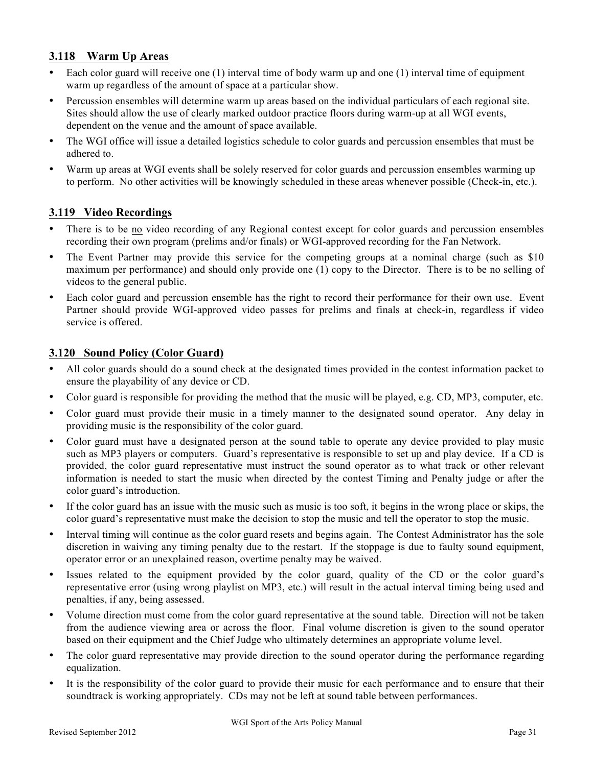### 3.118 Warm Up Areas

- Each color guard will receive one (1) interval time of body warm up and one (1) interval time of equipment warm up regardless of the amount of space at a particular show.
- Percussion ensembles will determine warm up areas based on the individual particulars of each regional site. Sites should allow the use of clearly marked outdoor practice floors during warm-up at all WGI events, dependent on the venue and the amount of space available.
- The WGI office will issue a detailed logistics schedule to color guards and percussion ensembles that must be adhered to.
- Warm up areas at WGI events shall be solely reserved for color guards and percussion ensembles warming up to perform. No other activities will be knowingly scheduled in these areas whenever possible (Check-in, etc.).

### 3.119 Video Recordings

- There is to be <u>no</u> video recording of any Regional contest except for color guards and percussion ensembles recording their own program (prelims and/or finals) or WGI-approved recording for the Fan Network.
- The Event Partner may provide this service for the competing groups at a nominal charge (such as $10 maximum per performance) and should only provide one (1) copy to the Director. There is to be no selling of videos to the general public.
- Each color guard and percussion ensemble has the right to record their performance for their own use. Event Partner should provide WGI-approved video passes for prelims and finals at check-in, regardless if video service is offered.

### 3.120 Sound Policy (Color Guard)

- All color guards should do a sound check at the designated times provided in the contest information packet to ensure the playability of any device or CD.
- Color guard is responsible for providing the method that the music will be played, e.g. CD, MP3, computer, etc.
- Color guard must provide their music in a timely manner to the designated sound operator. Any delay in providing music is the responsibility of the color guard.
- Color guard must have a designated person at the sound table to operate any device provided to play music such as MP3 players or computers. Guard's representative is responsible to set up and play device. If a CD is provided, the color guard representative must instruct the sound operator as to what track or other relevant information is needed to start the music when directed by the contest Timing and Penalty judge or after the color guard's introduction.
- If the color guard has an issue with the music such as music is too soft, it begins in the wrong place or skips, the color guard's representative must make the decision to stop the music and tell the operator to stop the music.
- Interval timing will continue as the color guard resets and begins again. The Contest Administrator has the sole discretion in waiving any timing penalty due to the restart. If the stoppage is due to faulty sound equipment, operator error or an unexplained reason, overtime penalty may be waived.
- Issues related to the equipment provided by the color guard, quality of the CD or the color guard's representative error (using wrong playlist on MP3, etc.) will result in the actual interval timing being used and penalties, if any, being assessed.
- Volume direction must come from the color guard representative at the sound table. Direction will not be taken from the audience viewing area or across the floor. Final volume discretion is given to the sound operator based on their equipment and the Chief Judge who ultimately determines an appropriate volume level.
- The color guard representative may provide direction to the sound operator during the performance regarding equalization.
- It is the responsibility of the color guard to provide their music for each performance and to ensure that their soundtrack is working appropriately. CDs may not be left at sound table between performances.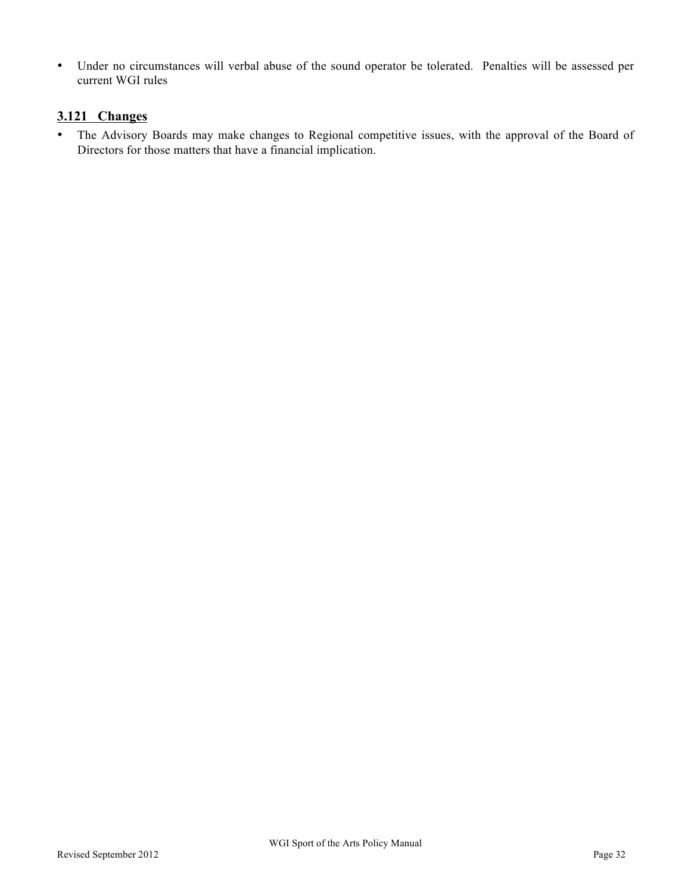- Under no circumstances will verbal abuse of the sound operator be tolerated. Penalties will be assessed per current WGI rules

### 3.121 Changes

- The Advisory Boards may make changes to Regional competitive issues, with the approval of the Board of Directors for those matters that have a financial implication.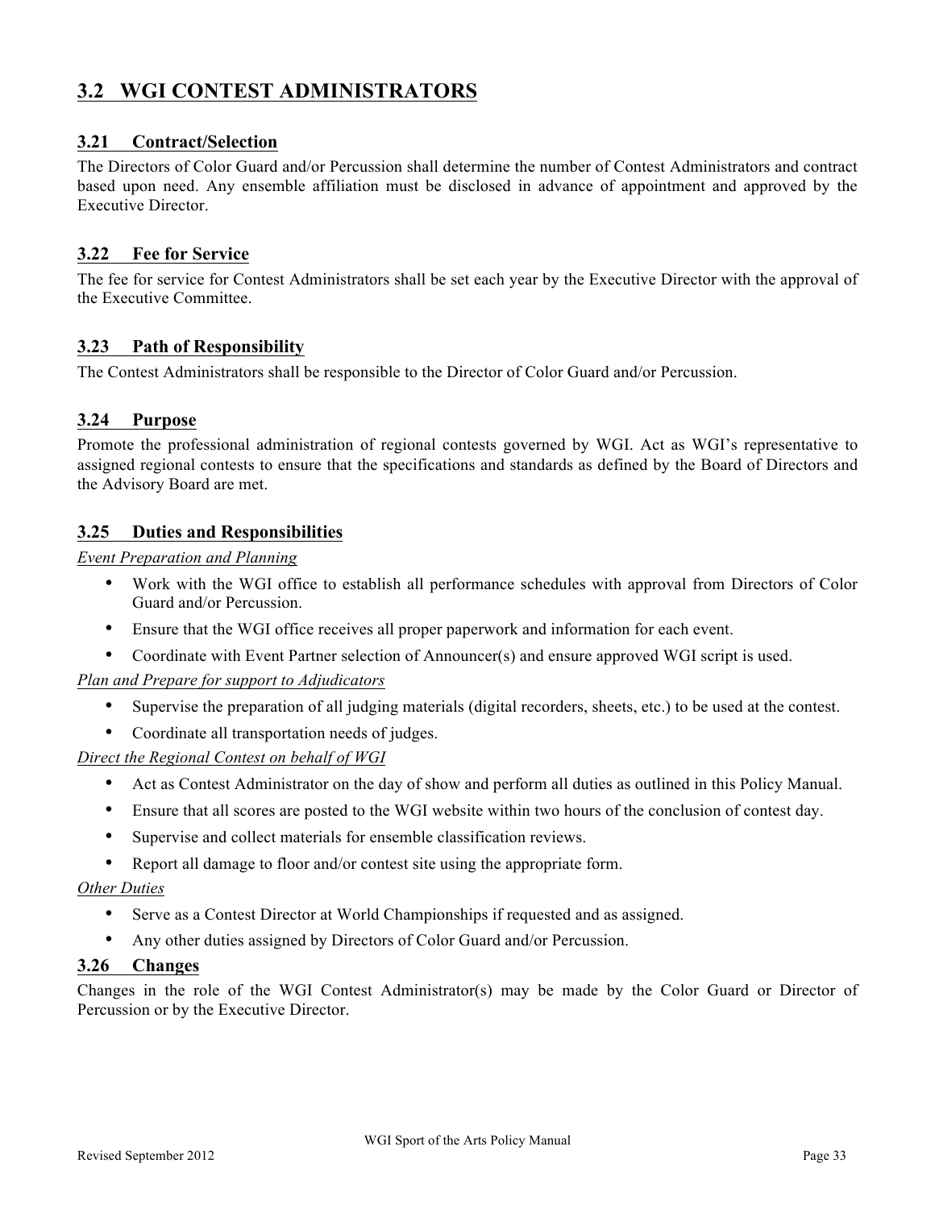## 3.2 WGI CONTEST ADMINISTRATORS

### 3.21 Contract/Selection

The Directors of Color Guard and/or Percussion shall determine the number of Contest Administrators and contract based upon need. Any ensemble affiliation must be disclosed in advance of appointment and approved by the Executive Director.

### 3.22 Fee for Service

The fee for service for Contest Administrators shall be set each year by the Executive Director with the approval of the Executive Committee.

### 3.23 Path of Responsibility

The Contest Administrators shall be responsible to the Director of Color Guard and/or Percussion.

### 3.24 Purpose

Promote the professional administration of regional contests governed by WGI. Act as WGI's representative to assigned regional contests to ensure that the specifications and standards as defined by the Board of Directors and the Advisory Board are met.

### 3.25 Duties and Responsibilities

*Event Preparation and Planning*

- Work with the WGI office to establish all performance schedules with approval from Directors of Color Guard and/or Percussion.
- Ensure that the WGI office receives all proper paperwork and information for each event.
- Coordinate with Event Partner selection of Announcer(s) and ensure approved WGI script is used.

*Plan and Prepare for support to Adjudicators*

- Supervise the preparation of all judging materials (digital recorders, sheets, etc.) to be used at the contest.
- Coordinate all transportation needs of judges.

*Direct the Regional Contest on behalf of WGI*

- Act as Contest Administrator on the day of show and perform all duties as outlined in this Policy Manual.
- Ensure that all scores are posted to the WGI website within two hours of the conclusion of contest day.
- Supervise and collect materials for ensemble classification reviews.
- Report all damage to floor and/or contest site using the appropriate form.

*Other Duties*

- Serve as a Contest Director at World Championships if requested and as assigned.
- Any other duties assigned by Directors of Color Guard and/or Percussion.

### 3.26 Changes

Changes in the role of the WGI Contest Administrator(s) may be made by the Color Guard or Director of Percussion or by the Executive Director.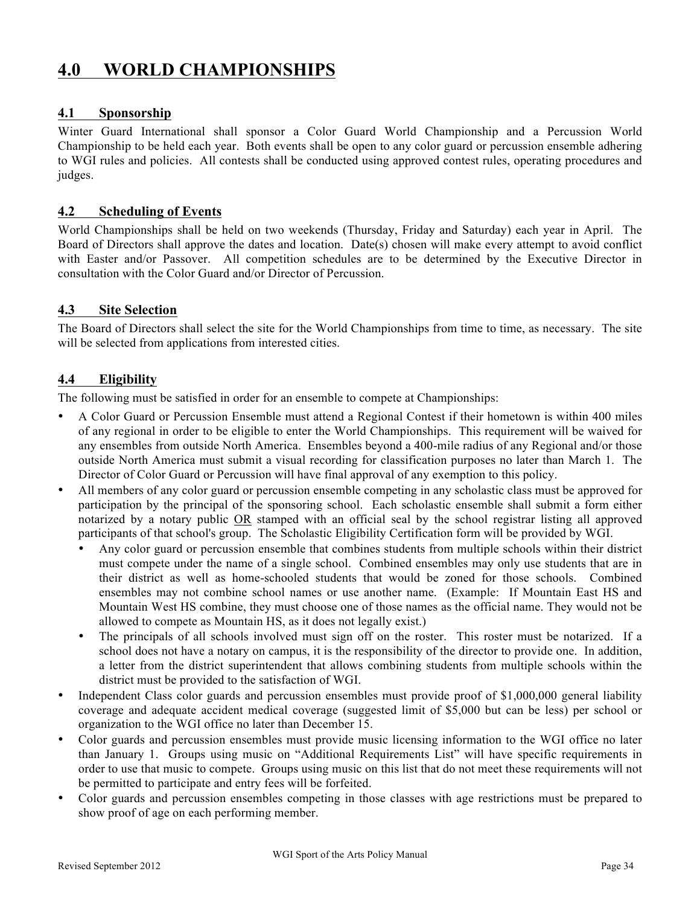# 4.0 WORLD CHAMPIONSHIPS

## 4.1 Sponsorship

Winter Guard International shall sponsor a Color Guard World Championship and a Percussion World Championship to be held each year. Both events shall be open to any color guard or percussion ensemble adhering to WGI rules and policies. All contests shall be conducted using approved contest rules, operating procedures and judges.

## 4.2 Scheduling of Events

World Championships shall be held on two weekends (Thursday, Friday and Saturday) each year in April. The Board of Directors shall approve the dates and location. Date(s) chosen will make every attempt to avoid conflict with Easter and/or Passover. All competition schedules are to be determined by the Executive Director in consultation with the Color Guard and/or Director of Percussion.

## 4.3 Site Selection

The Board of Directors shall select the site for the World Championships from time to time, as necessary. The site will be selected from applications from interested cities.

## 4.4 Eligibility

The following must be satisfied in order for an ensemble to compete at Championships:

- A Color Guard or Percussion Ensemble must attend a Regional Contest if their hometown is within 400 miles of any regional in order to be eligible to enter the World Championships. This requirement will be waived for any ensembles from outside North America. Ensembles beyond a 400-mile radius of any Regional and/or those outside North America must submit a visual recording for classification purposes no later than March 1. The Director of Color Guard or Percussion will have final approval of any exemption to this policy.
- All members of any color guard or percussion ensemble competing in any scholastic class must be approved for participation by the principal of the sponsoring school. Each scholastic ensemble shall submit a form either notarized by a notary public <u>OR</u> stamped with an official seal by the school registrar listing all approved participants of that school's group. The Scholastic Eligibility Certification form will be provided by WGI.
  - Any color guard or percussion ensemble that combines students from multiple schools within their district must compete under the name of a single school. Combined ensembles may only use students that are in their district as well as home-schooled students that would be zoned for those schools. Combined ensembles may not combine school names or use another name. (Example: If Mountain East HS and Mountain West HS combine, they must choose one of those names as the official name. They would not be allowed to compete as Mountain HS, as it does not legally exist.)
  - The principals of all schools involved must sign off on the roster. This roster must be notarized. If a school does not have a notary on campus, it is the responsibility of the director to provide one. In addition, a letter from the district superintendent that allows combining students from multiple schools within the district must be provided to the satisfaction of WGI.
- Independent Class color guards and percussion ensembles must provide proof of $1,000,000 general liability coverage and adequate accident medical coverage (suggested limit of $5,000 but can be less) per school or organization to the WGI office no later than December 15.
- Color guards and percussion ensembles must provide music licensing information to the WGI office no later than January 1. Groups using music on "Additional Requirements List" will have specific requirements in order to use that music to compete. Groups using music on this list that do not meet these requirements will not be permitted to participate and entry fees will be forfeited.
- Color guards and percussion ensembles competing in those classes with age restrictions must be prepared to show proof of age on each performing member.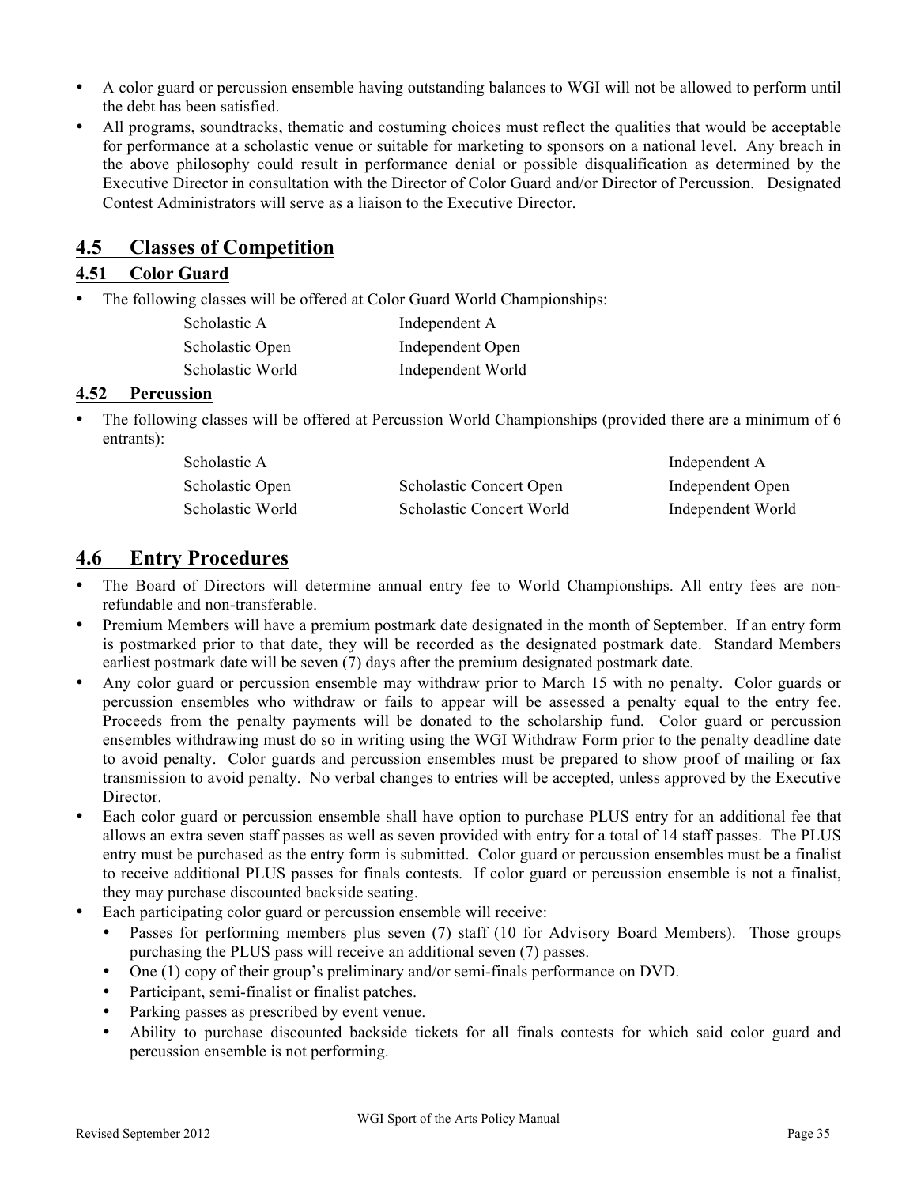- A color guard or percussion ensemble having outstanding balances to WGI will not be allowed to perform until the debt has been satisfied.
- All programs, soundtracks, thematic and costuming choices must reflect the qualities that would be acceptable for performance at a scholastic venue or suitable for marketing to sponsors on a national level. Any breach in the above philosophy could result in performance denial or possible disqualification as determined by the Executive Director in consultation with the Director of Color Guard and/or Director of Percussion. Designated Contest Administrators will serve as a liaison to the Executive Director.

## 4.5 Classes of Competition

### 4.51 Color Guard

- The following classes will be offered at Color Guard World Championships:

| | |
|---|---|
| Scholastic A | Independent A |
| Scholastic Open | Independent Open |
| Scholastic World | Independent World |

### 4.52 Percussion

- The following classes will be offered at Percussion World Championships (provided there are a minimum of 6 entrants):

| | | |
|---|---|---|
| Scholastic A | | Independent A |
| Scholastic Open | Scholastic Concert Open | Independent Open |
| Scholastic World | Scholastic Concert World | Independent World |

## 4.6 Entry Procedures

- The Board of Directors will determine annual entry fee to World Championships. All entry fees are non-refundable and non-transferable.
- Premium Members will have a premium postmark date designated in the month of September. If an entry form is postmarked prior to that date, they will be recorded as the designated postmark date. Standard Members earliest postmark date will be seven (7) days after the premium designated postmark date.
- Any color guard or percussion ensemble may withdraw prior to March 15 with no penalty. Color guards or percussion ensembles who withdraw or fails to appear will be assessed a penalty equal to the entry fee. Proceeds from the penalty payments will be donated to the scholarship fund. Color guard or percussion ensembles withdrawing must do so in writing using the WGI Withdraw Form prior to the penalty deadline date to avoid penalty. Color guards and percussion ensembles must be prepared to show proof of mailing or fax transmission to avoid penalty. No verbal changes to entries will be accepted, unless approved by the Executive Director.
- Each color guard or percussion ensemble shall have option to purchase PLUS entry for an additional fee that allows an extra seven staff passes as well as seven provided with entry for a total of 14 staff passes. The PLUS entry must be purchased as the entry form is submitted. Color guard or percussion ensembles must be a finalist to receive additional PLUS passes for finals contests. If color guard or percussion ensemble is not a finalist, they may purchase discounted backside seating.
- Each participating color guard or percussion ensemble will receive:
  - Passes for performing members plus seven (7) staff (10 for Advisory Board Members). Those groups purchasing the PLUS pass will receive an additional seven (7) passes.
  - One (1) copy of their group's preliminary and/or semi-finals performance on DVD.
  - Participant, semi-finalist or finalist patches.
  - Parking passes as prescribed by event venue.
  - Ability to purchase discounted backside tickets for all finals contests for which said color guard and percussion ensemble is not performing.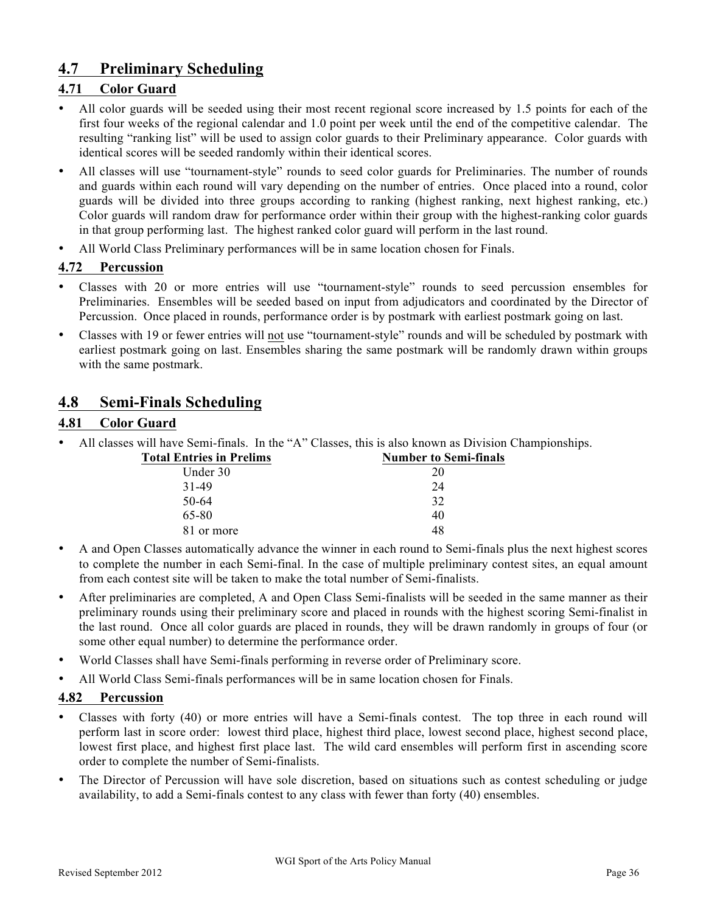## 4.7 Preliminary Scheduling

### 4.71 Color Guard

- All color guards will be seeded using their most recent regional score increased by 1.5 points for each of the first four weeks of the regional calendar and 1.0 point per week until the end of the competitive calendar. The resulting "ranking list" will be used to assign color guards to their Preliminary appearance. Color guards with identical scores will be seeded randomly within their identical scores.
- All classes will use "tournament-style" rounds to seed color guards for Preliminaries. The number of rounds and guards within each round will vary depending on the number of entries. Once placed into a round, color guards will be divided into three groups according to ranking (highest ranking, next highest ranking, etc.) Color guards will random draw for performance order within their group with the highest-ranking color guards in that group performing last. The highest ranked color guard will perform in the last round.
- All World Class Preliminary performances will be in same location chosen for Finals.

### 4.72 Percussion

- Classes with 20 or more entries will use "tournament-style" rounds to seed percussion ensembles for Preliminaries. Ensembles will be seeded based on input from adjudicators and coordinated by the Director of Percussion. Once placed in rounds, performance order is by postmark with earliest postmark going on last.
- Classes with 19 or fewer entries will not use "tournament-style" rounds and will be scheduled by postmark with earliest postmark going on last. Ensembles sharing the same postmark will be randomly drawn within groups with the same postmark.

## 4.8 Semi-Finals Scheduling

### 4.81 Color Guard

- All classes will have Semi-finals. In the "A" Classes, this is also known as Division Championships.

| Total Entries in Prelims | Number to Semi-finals |
|---|---|
| Under 30 | 20 |
| 31-49 | 24 |
| 50-64 | 32 |
| 65-80 | 40 |
| 81 or more | 48 |

- A and Open Classes automatically advance the winner in each round to Semi-finals plus the next highest scores to complete the number in each Semi-final. In the case of multiple preliminary contest sites, an equal amount from each contest site will be taken to make the total number of Semi-finalists.
- After preliminaries are completed, A and Open Class Semi-finalists will be seeded in the same manner as their preliminary rounds using their preliminary score and placed in rounds with the highest scoring Semi-finalist in the last round. Once all color guards are placed in rounds, they will be drawn randomly in groups of four (or some other equal number) to determine the performance order.
- World Classes shall have Semi-finals performing in reverse order of Preliminary score.
- All World Class Semi-finals performances will be in same location chosen for Finals.

### 4.82 Percussion

- Classes with forty (40) or more entries will have a Semi-finals contest. The top three in each round will perform last in score order: lowest third place, highest third place, lowest second place, highest second place, lowest first place, and highest first place last. The wild card ensembles will perform first in ascending score order to complete the number of Semi-finalists.
- The Director of Percussion will have sole discretion, based on situations such as contest scheduling or judge availability, to add a Semi-finals contest to any class with fewer than forty (40) ensembles.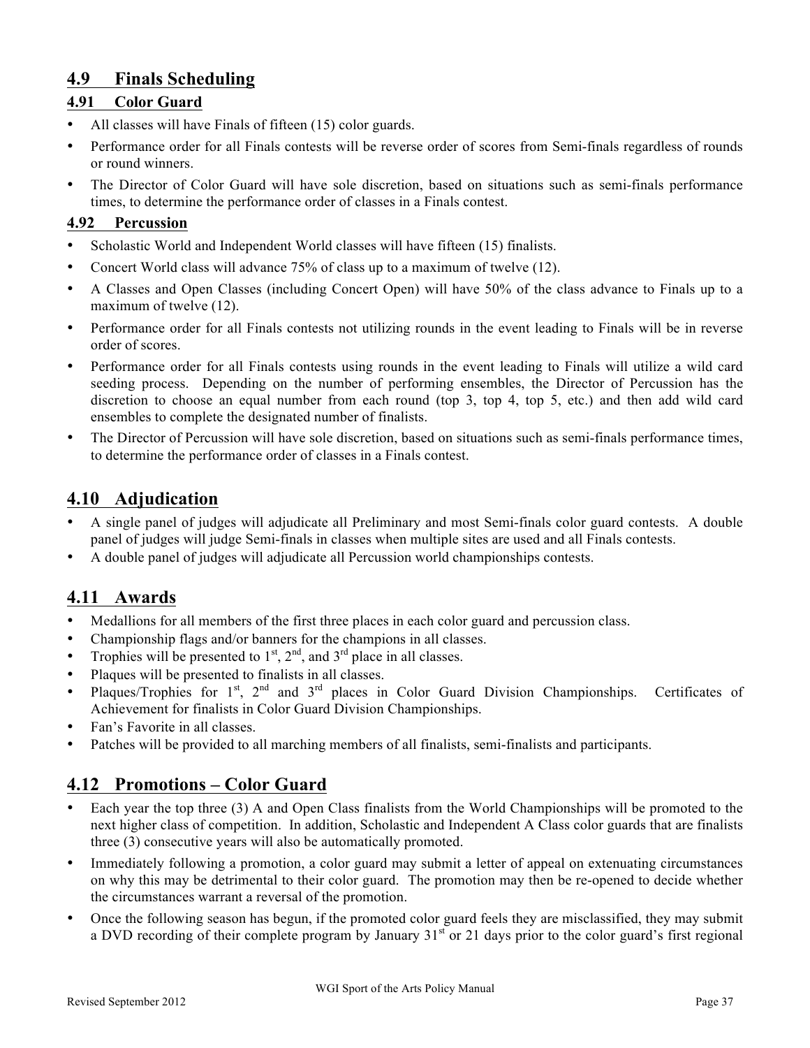## 4.9 Finals Scheduling

### 4.91 Color Guard

- All classes will have Finals of fifteen (15) color guards.
- Performance order for all Finals contests will be reverse order of scores from Semi-finals regardless of rounds or round winners.
- The Director of Color Guard will have sole discretion, based on situations such as semi-finals performance times, to determine the performance order of classes in a Finals contest.

### 4.92 Percussion

- Scholastic World and Independent World classes will have fifteen (15) finalists.
- Concert World class will advance 75% of class up to a maximum of twelve (12).
- A Classes and Open Classes (including Concert Open) will have 50% of the class advance to Finals up to a maximum of twelve (12).
- Performance order for all Finals contests not utilizing rounds in the event leading to Finals will be in reverse order of scores.
- Performance order for all Finals contests using rounds in the event leading to Finals will utilize a wild card seeding process. Depending on the number of performing ensembles, the Director of Percussion has the discretion to choose an equal number from each round (top 3, top 4, top 5, etc.) and then add wild card ensembles to complete the designated number of finalists.
- The Director of Percussion will have sole discretion, based on situations such as semi-finals performance times, to determine the performance order of classes in a Finals contest.

## 4.10 Adjudication

- A single panel of judges will adjudicate all Preliminary and most Semi-finals color guard contests. A double panel of judges will judge Semi-finals in classes when multiple sites are used and all Finals contests.
- A double panel of judges will adjudicate all Percussion world championships contests.

## 4.11 Awards

- Medallions for all members of the first three places in each color guard and percussion class.
- Championship flags and/or banners for the champions in all classes.
- Trophies will be presented to 1st, 2nd, and 3rd place in all classes.
- Plaques will be presented to finalists in all classes.
- Plaques/Trophies for 1st, 2nd and 3rd places in Color Guard Division Championships. Certificates of Achievement for finalists in Color Guard Division Championships.
- Fan's Favorite in all classes.
- Patches will be provided to all marching members of all finalists, semi-finalists and participants.

## 4.12 Promotions – Color Guard

- Each year the top three (3) A and Open Class finalists from the World Championships will be promoted to the next higher class of competition. In addition, Scholastic and Independent A Class color guards that are finalists three (3) consecutive years will also be automatically promoted.
- Immediately following a promotion, a color guard may submit a letter of appeal on extenuating circumstances on why this may be detrimental to their color guard. The promotion may then be re-opened to decide whether the circumstances warrant a reversal of the promotion.
- Once the following season has begun, if the promoted color guard feels they are misclassified, they may submit a DVD recording of their complete program by January 31st or 21 days prior to the color guard's first regional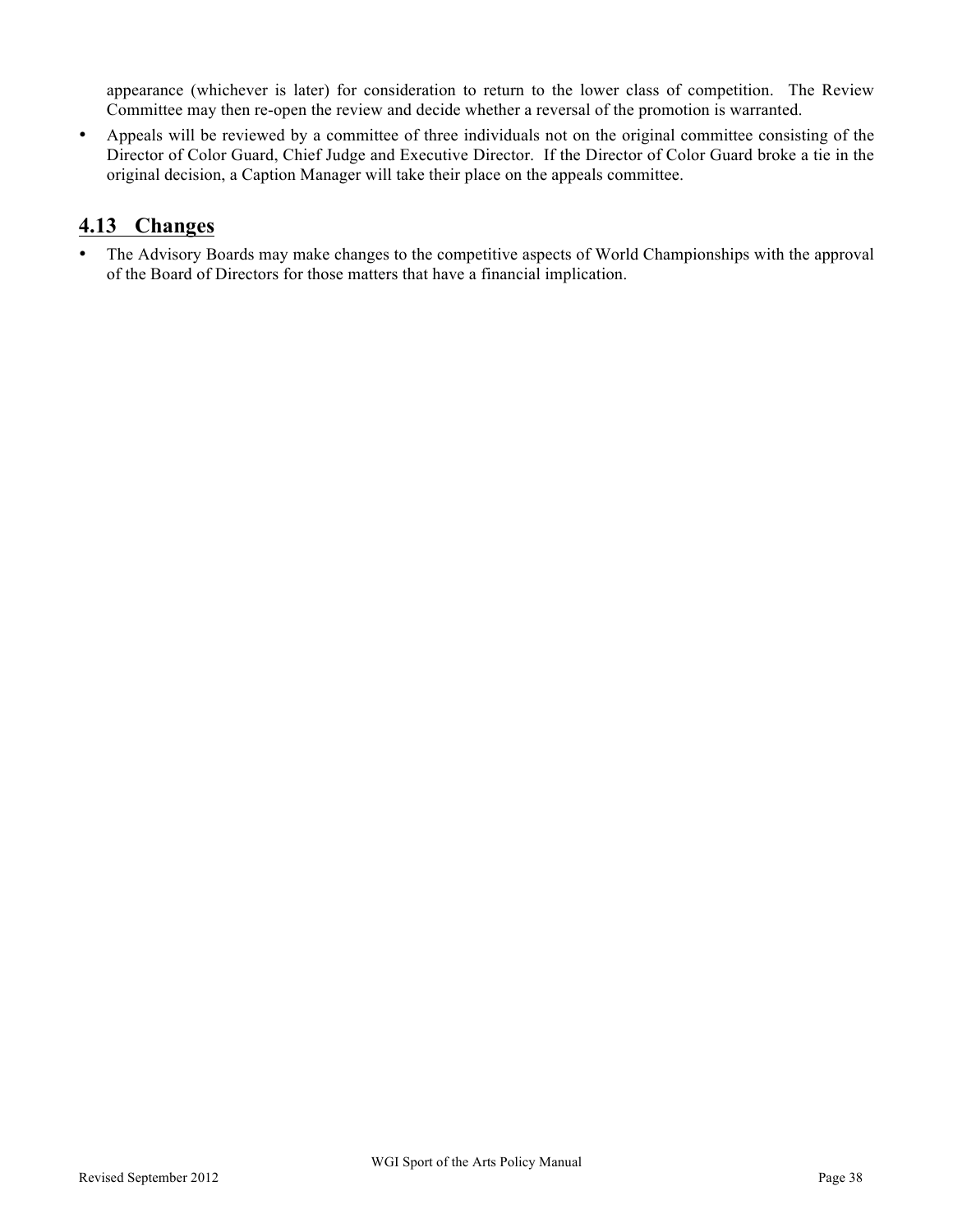appearance (whichever is later) for consideration to return to the lower class of competition. The Review Committee may then re-open the review and decide whether a reversal of the promotion is warranted.

- Appeals will be reviewed by a committee of three individuals not on the original committee consisting of the Director of Color Guard, Chief Judge and Executive Director. If the Director of Color Guard broke a tie in the original decision, a Caption Manager will take their place on the appeals committee.

## 4.13 Changes

- The Advisory Boards may make changes to the competitive aspects of World Championships with the approval of the Board of Directors for those matters that have a financial implication.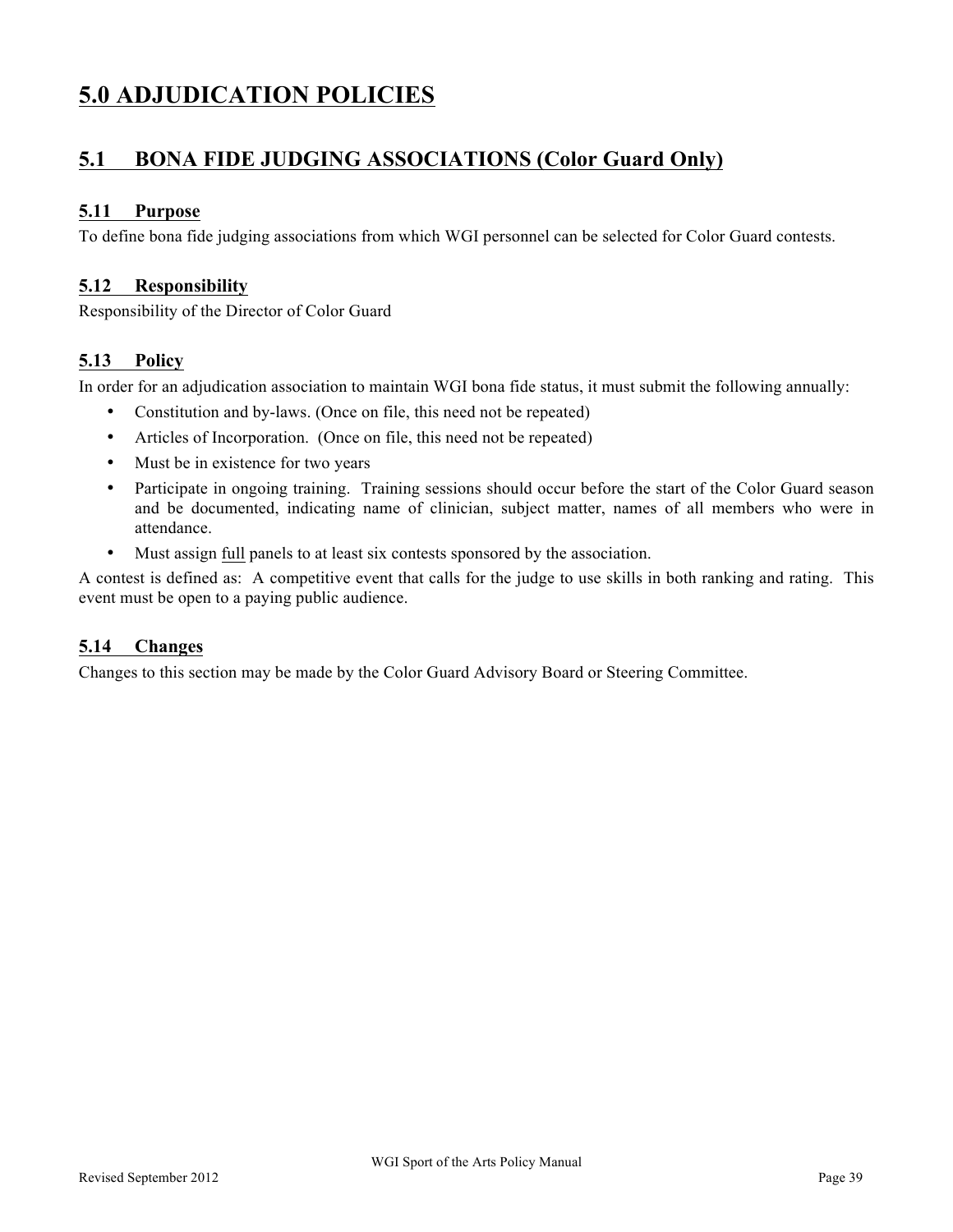# 5.0 ADJUDICATION POLICIES

## 5.1 BONA FIDE JUDGING ASSOCIATIONS (Color Guard Only)

### 5.11 Purpose

To define bona fide judging associations from which WGI personnel can be selected for Color Guard contests.

### 5.12 Responsibility

Responsibility of the Director of Color Guard

### 5.13 Policy

In order for an adjudication association to maintain WGI bona fide status, it must submit the following annually:

- Constitution and by-laws. (Once on file, this need not be repeated)
- Articles of Incorporation. (Once on file, this need not be repeated)
- Must be in existence for two years
- Participate in ongoing training. Training sessions should occur before the start of the Color Guard season and be documented, indicating name of clinician, subject matter, names of all members who were in attendance.
- Must assign full panels to at least six contests sponsored by the association.

A contest is defined as: A competitive event that calls for the judge to use skills in both ranking and rating. This event must be open to a paying public audience.

### 5.14 Changes

Changes to this section may be made by the Color Guard Advisory Board or Steering Committee.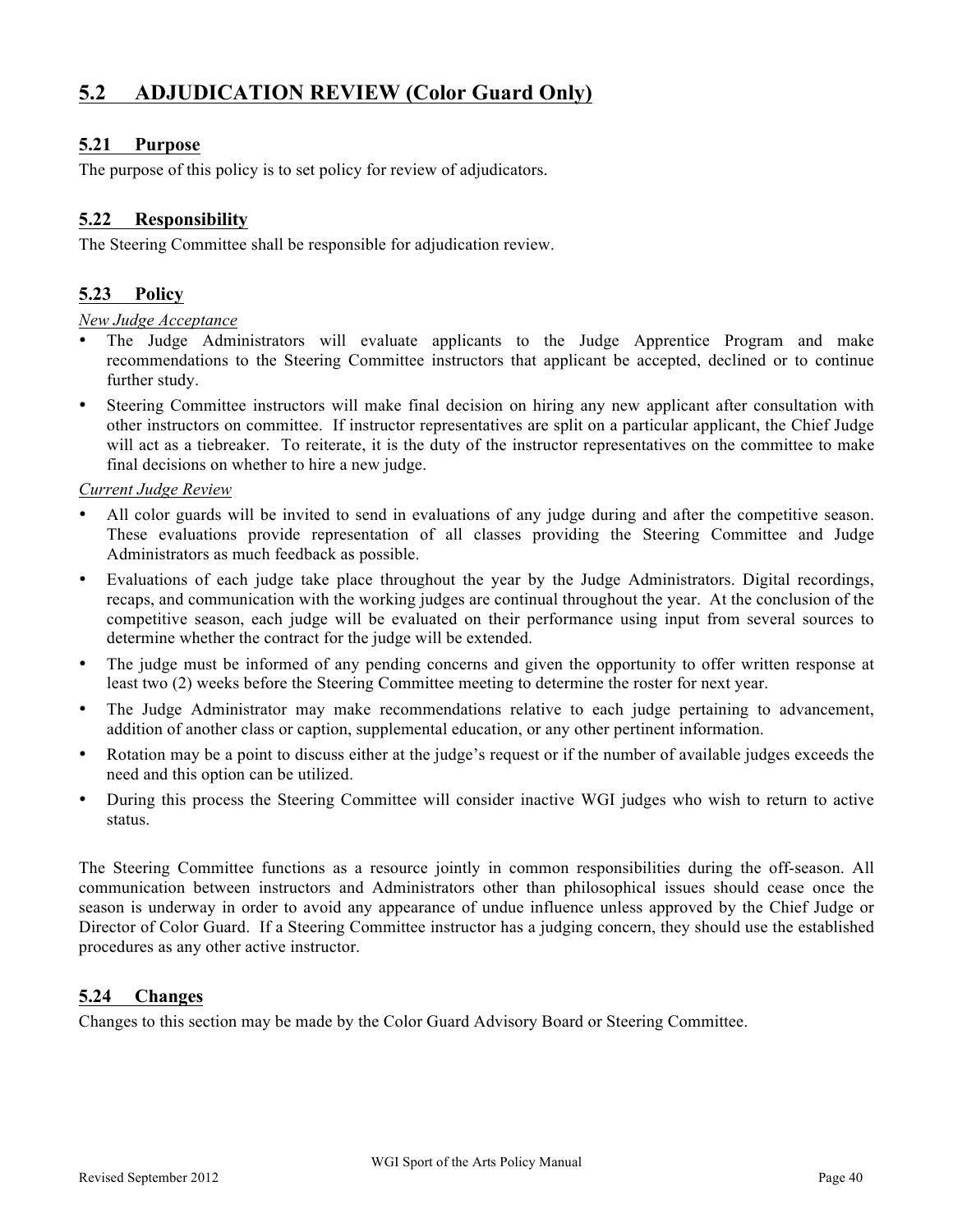## 5.2 ADJUDICATION REVIEW (Color Guard Only)

### 5.21 Purpose

The purpose of this policy is to set policy for review of adjudicators.

### 5.22 Responsibility

The Steering Committee shall be responsible for adjudication review.

### 5.23 Policy

*New Judge Acceptance*

- The Judge Administrators will evaluate applicants to the Judge Apprentice Program and make recommendations to the Steering Committee instructors that applicant be accepted, declined or to continue further study.
- Steering Committee instructors will make final decision on hiring any new applicant after consultation with other instructors on committee. If instructor representatives are split on a particular applicant, the Chief Judge will act as a tiebreaker. To reiterate, it is the duty of the instructor representatives on the committee to make final decisions on whether to hire a new judge.

*Current Judge Review*

- All color guards will be invited to send in evaluations of any judge during and after the competitive season. These evaluations provide representation of all classes providing the Steering Committee and Judge Administrators as much feedback as possible.
- Evaluations of each judge take place throughout the year by the Judge Administrators. Digital recordings, recaps, and communication with the working judges are continual throughout the year. At the conclusion of the competitive season, each judge will be evaluated on their performance using input from several sources to determine whether the contract for the judge will be extended.
- The judge must be informed of any pending concerns and given the opportunity to offer written response at least two (2) weeks before the Steering Committee meeting to determine the roster for next year.
- The Judge Administrator may make recommendations relative to each judge pertaining to advancement, addition of another class or caption, supplemental education, or any other pertinent information.
- Rotation may be a point to discuss either at the judge's request or if the number of available judges exceeds the need and this option can be utilized.
- During this process the Steering Committee will consider inactive WGI judges who wish to return to active status.

The Steering Committee functions as a resource jointly in common responsibilities during the off-season. All communication between instructors and Administrators other than philosophical issues should cease once the season is underway in order to avoid any appearance of undue influence unless approved by the Chief Judge or Director of Color Guard. If a Steering Committee instructor has a judging concern, they should use the established procedures as any other active instructor.

### 5.24 Changes

Changes to this section may be made by the Color Guard Advisory Board or Steering Committee.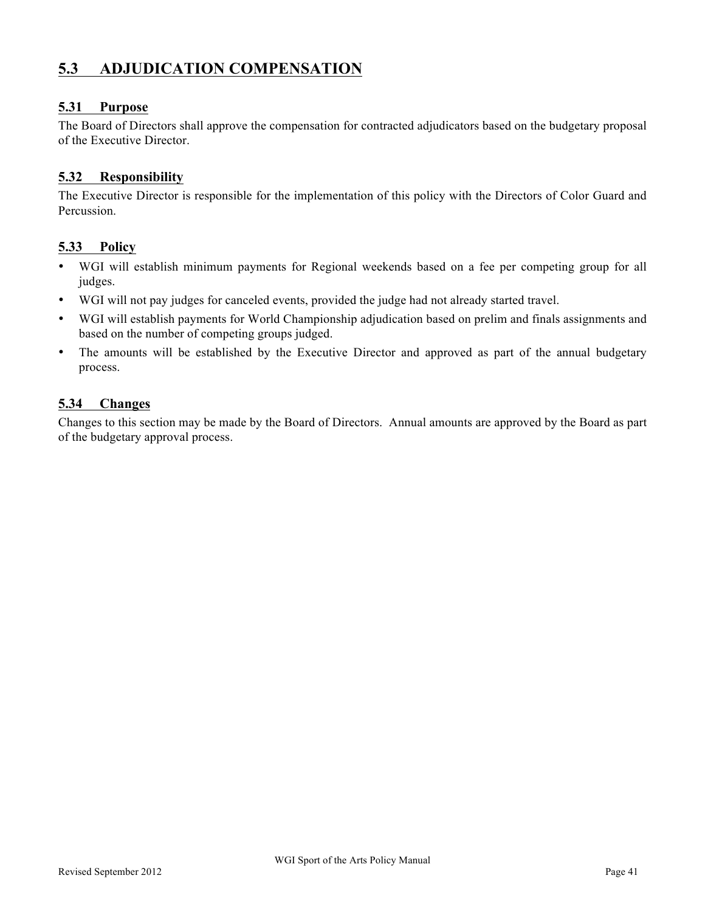## 5.3 ADJUDICATION COMPENSATION

### 5.31 Purpose

The Board of Directors shall approve the compensation for contracted adjudicators based on the budgetary proposal of the Executive Director.

### 5.32 Responsibility

The Executive Director is responsible for the implementation of this policy with the Directors of Color Guard and Percussion.

### 5.33 Policy

- WGI will establish minimum payments for Regional weekends based on a fee per competing group for all judges.
- WGI will not pay judges for canceled events, provided the judge had not already started travel.
- WGI will establish payments for World Championship adjudication based on prelim and finals assignments and based on the number of competing groups judged.
- The amounts will be established by the Executive Director and approved as part of the annual budgetary process.

### 5.34 Changes

Changes to this section may be made by the Board of Directors. Annual amounts are approved by the Board as part of the budgetary approval process.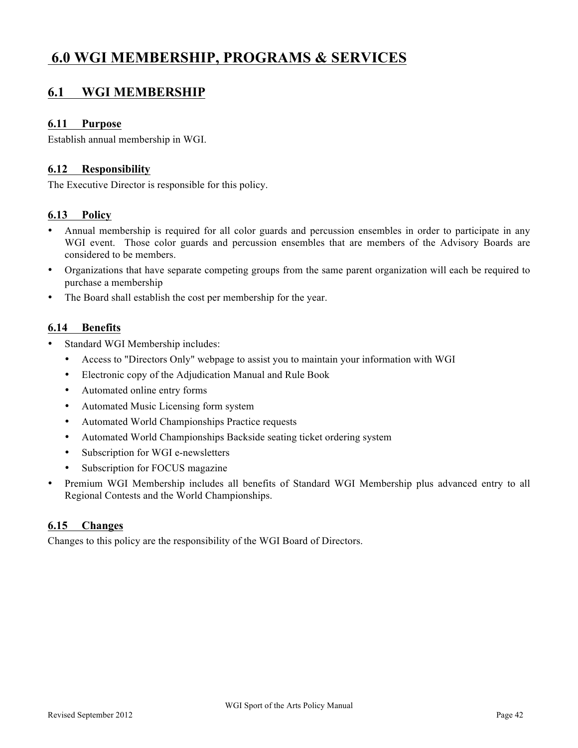# 6.0 WGI MEMBERSHIP, PROGRAMS & SERVICES

## 6.1 WGI MEMBERSHIP

### 6.11 Purpose

Establish annual membership in WGI.

### 6.12 Responsibility

The Executive Director is responsible for this policy.

### 6.13 Policy

- Annual membership is required for all color guards and percussion ensembles in order to participate in any WGI event. Those color guards and percussion ensembles that are members of the Advisory Boards are considered to be members.
- Organizations that have separate competing groups from the same parent organization will each be required to purchase a membership
- The Board shall establish the cost per membership for the year.

### 6.14 Benefits

- Standard WGI Membership includes:
  - Access to "Directors Only" webpage to assist you to maintain your information with WGI
  - Electronic copy of the Adjudication Manual and Rule Book
  - Automated online entry forms
  - Automated Music Licensing form system
  - Automated World Championships Practice requests
  - Automated World Championships Backside seating ticket ordering system
  - Subscription for WGI e-newsletters
  - Subscription for FOCUS magazine
- Premium WGI Membership includes all benefits of Standard WGI Membership plus advanced entry to all Regional Contests and the World Championships.

### 6.15 Changes

Changes to this policy are the responsibility of the WGI Board of Directors.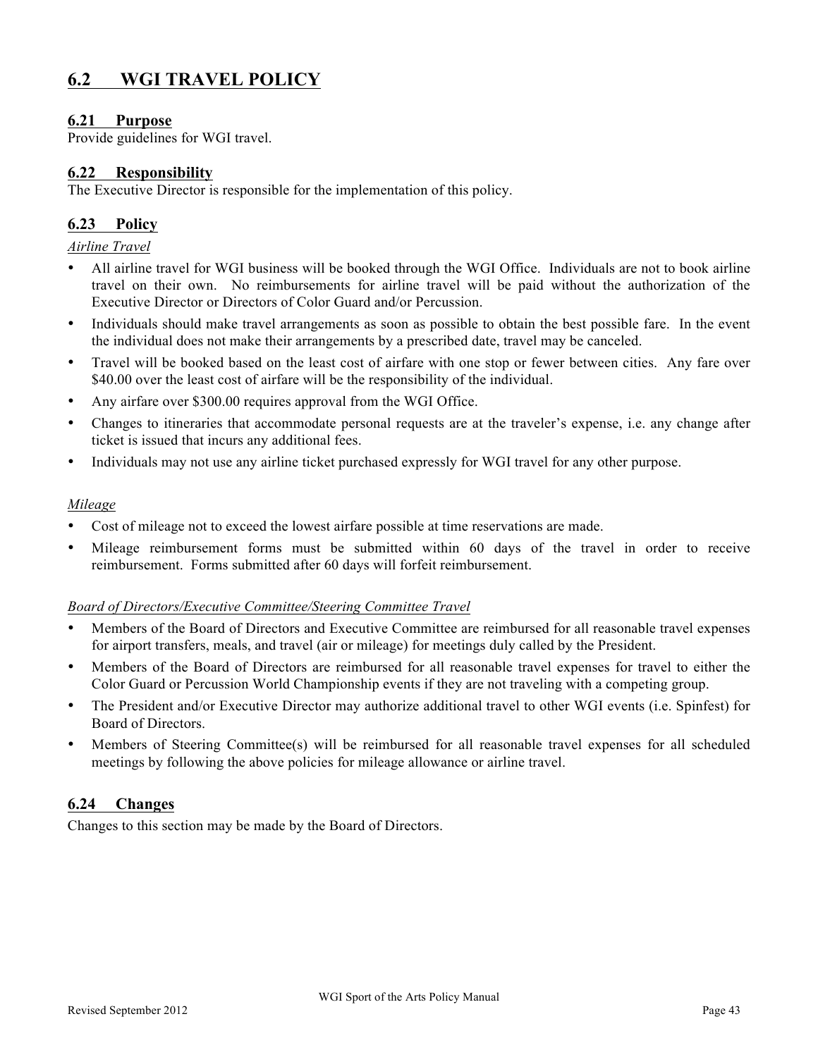## 6.2 WGI TRAVEL POLICY

### 6.21 Purpose

Provide guidelines for WGI travel.

### 6.22 Responsibility

The Executive Director is responsible for the implementation of this policy.

### 6.23 Policy

*Airline Travel*

- All airline travel for WGI business will be booked through the WGI Office. Individuals are not to book airline travel on their own. No reimbursements for airline travel will be paid without the authorization of the Executive Director or Directors of Color Guard and/or Percussion.
- Individuals should make travel arrangements as soon as possible to obtain the best possible fare. In the event the individual does not make their arrangements by a prescribed date, travel may be canceled.
- Travel will be booked based on the least cost of airfare with one stop or fewer between cities. Any fare over $40.00 over the least cost of airfare will be the responsibility of the individual.
- Any airfare over $300.00 requires approval from the WGI Office.
- Changes to itineraries that accommodate personal requests are at the traveler's expense, i.e. any change after ticket is issued that incurs any additional fees.
- Individuals may not use any airline ticket purchased expressly for WGI travel for any other purpose.

*Mileage*

- Cost of mileage not to exceed the lowest airfare possible at time reservations are made.
- Mileage reimbursement forms must be submitted within 60 days of the travel in order to receive reimbursement. Forms submitted after 60 days will forfeit reimbursement.

*Board of Directors/Executive Committee/Steering Committee Travel*

- Members of the Board of Directors and Executive Committee are reimbursed for all reasonable travel expenses for airport transfers, meals, and travel (air or mileage) for meetings duly called by the President.
- Members of the Board of Directors are reimbursed for all reasonable travel expenses for travel to either the Color Guard or Percussion World Championship events if they are not traveling with a competing group.
- The President and/or Executive Director may authorize additional travel to other WGI events (i.e. Spinfest) for Board of Directors.
- Members of Steering Committee(s) will be reimbursed for all reasonable travel expenses for all scheduled meetings by following the above policies for mileage allowance or airline travel.

### 6.24 Changes

Changes to this section may be made by the Board of Directors.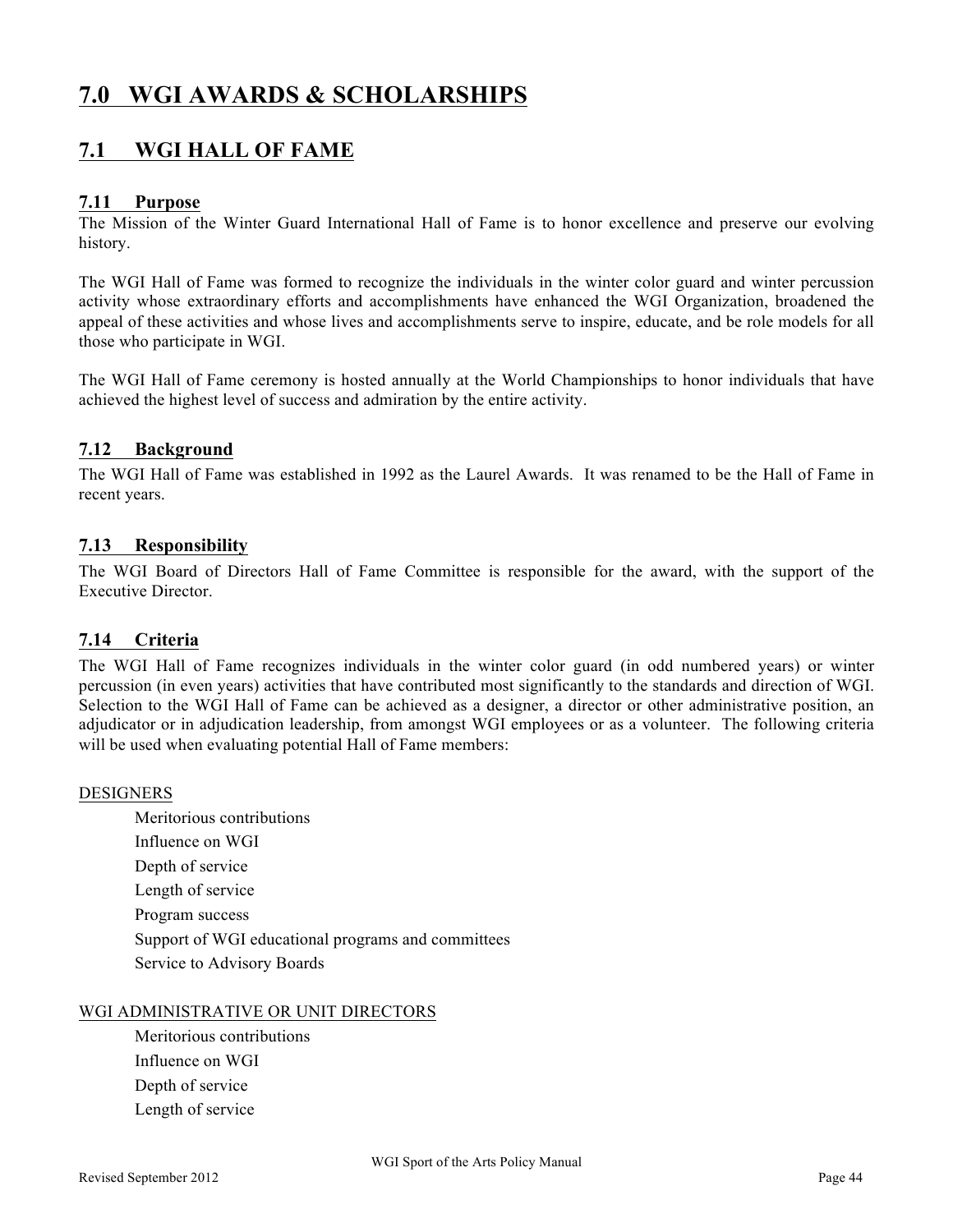# 7.0 WGI AWARDS & SCHOLARSHIPS

## 7.1 WGI HALL OF FAME

### 7.11 Purpose

The Mission of the Winter Guard International Hall of Fame is to honor excellence and preserve our evolving history.

The WGI Hall of Fame was formed to recognize the individuals in the winter color guard and winter percussion activity whose extraordinary efforts and accomplishments have enhanced the WGI Organization, broadened the appeal of these activities and whose lives and accomplishments serve to inspire, educate, and be role models for all those who participate in WGI.

The WGI Hall of Fame ceremony is hosted annually at the World Championships to honor individuals that have achieved the highest level of success and admiration by the entire activity.

### 7.12 Background

The WGI Hall of Fame was established in 1992 as the Laurel Awards. It was renamed to be the Hall of Fame in recent years.

### 7.13 Responsibility

The WGI Board of Directors Hall of Fame Committee is responsible for the award, with the support of the Executive Director.

### 7.14 Criteria

The WGI Hall of Fame recognizes individuals in the winter color guard (in odd numbered years) or winter percussion (in even years) activities that have contributed most significantly to the standards and direction of WGI. Selection to the WGI Hall of Fame can be achieved as a designer, a director or other administrative position, an adjudicator or in adjudication leadership, from amongst WGI employees or as a volunteer. The following criteria will be used when evaluating potential Hall of Fame members:

DESIGNERS

- Meritorious contributions
- Influence on WGI
- Depth of service
- Length of service
- Program success
- Support of WGI educational programs and committees
- Service to Advisory Boards

WGI ADMINISTRATIVE OR UNIT DIRECTORS

- Meritorious contributions
- Influence on WGI
- Depth of service
- Length of service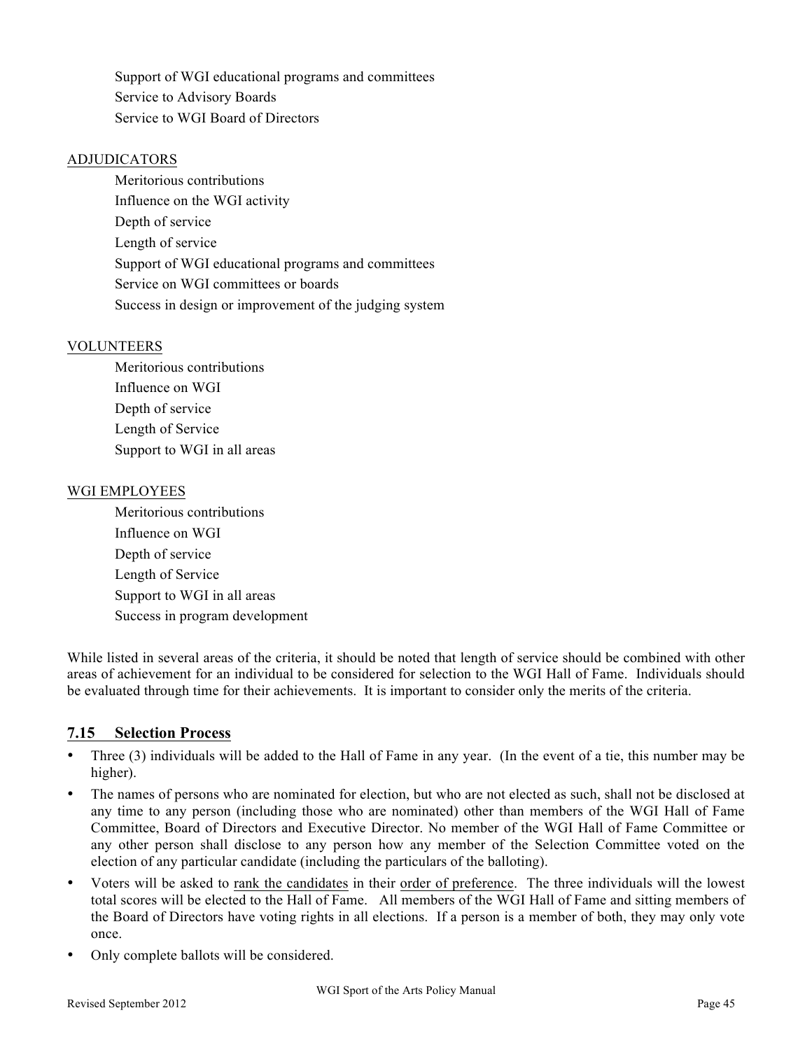Support of WGI educational programs and committees
Service to Advisory Boards
Service to WGI Board of Directors

<u>ADJUDICATORS</u>

Meritorious contributions
Influence on the WGI activity
Depth of service
Length of service
Support of WGI educational programs and committees
Service on WGI committees or boards
Success in design or improvement of the judging system

<u>VOLUNTEERS</u>

Meritorious contributions
Influence on WGI
Depth of service
Length of Service
Support to WGI in all areas

<u>WGI EMPLOYEES</u>

Meritorious contributions
Influence on WGI
Depth of service
Length of Service
Support to WGI in all areas
Success in program development

While listed in several areas of the criteria, it should be noted that length of service should be combined with other areas of achievement for an individual to be considered for selection to the WGI Hall of Fame. Individuals should be evaluated through time for their achievements. It is important to consider only the merits of the criteria.

## 7.15 Selection Process

- Three (3) individuals will be added to the Hall of Fame in any year. (In the event of a tie, this number may be higher).
- The names of persons who are nominated for election, but who are not elected as such, shall not be disclosed at any time to any person (including those who are nominated) other than members of the WGI Hall of Fame Committee, Board of Directors and Executive Director. No member of the WGI Hall of Fame Committee or any other person shall disclose to any person how any member of the Selection Committee voted on the election of any particular candidate (including the particulars of the balloting).
- Voters will be asked to <u>rank the candidates</u> in their <u>order of preference</u>. The three individuals will the lowest total scores will be elected to the Hall of Fame. All members of the WGI Hall of Fame and sitting members of the Board of Directors have voting rights in all elections. If a person is a member of both, they may only vote once.
- Only complete ballots will be considered.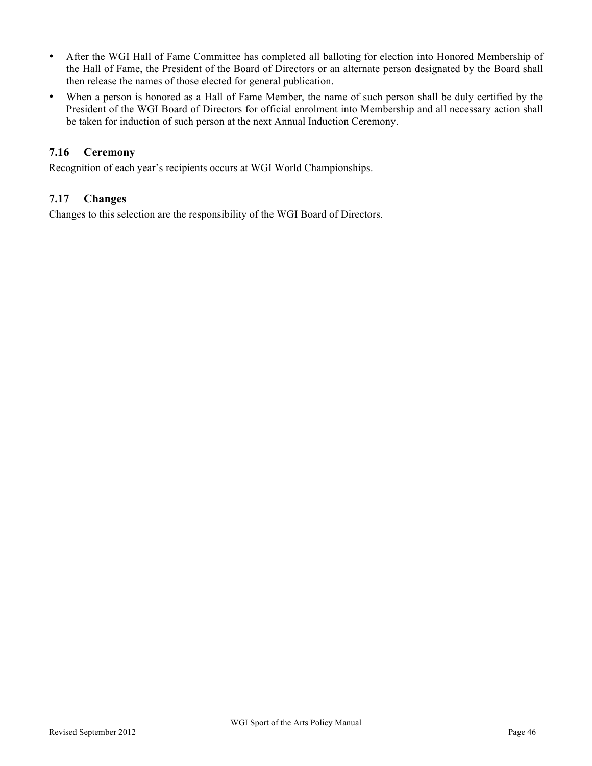- After the WGI Hall of Fame Committee has completed all balloting for election into Honored Membership of the Hall of Fame, the President of the Board of Directors or an alternate person designated by the Board shall then release the names of those elected for general publication.
- When a person is honored as a Hall of Fame Member, the name of such person shall be duly certified by the President of the WGI Board of Directors for official enrolment into Membership and all necessary action shall be taken for induction of such person at the next Annual Induction Ceremony.

### 7.16 Ceremony

Recognition of each year's recipients occurs at WGI World Championships.

### 7.17 Changes

Changes to this selection are the responsibility of the WGI Board of Directors.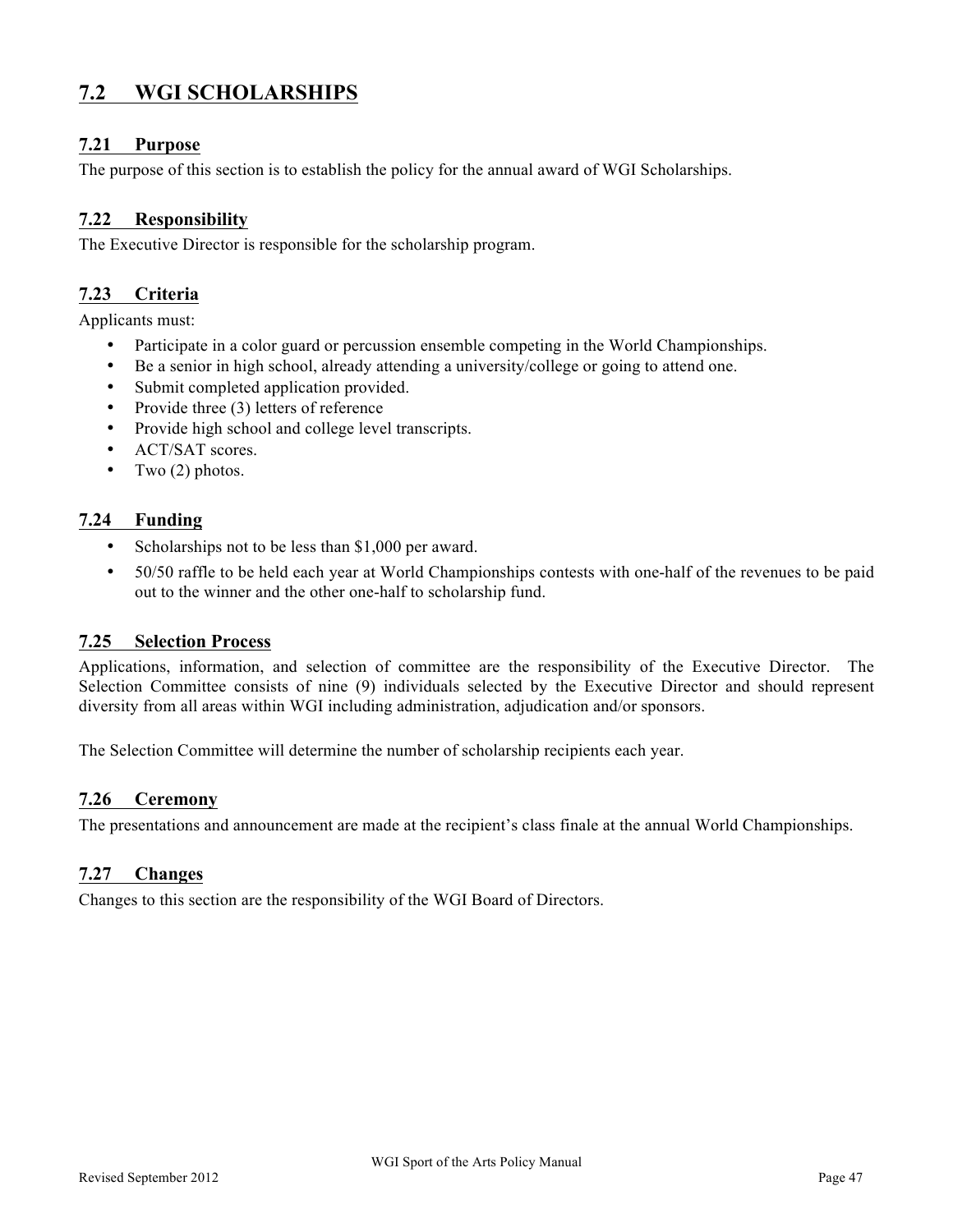## 7.2 WGI SCHOLARSHIPS

### 7.21 Purpose

The purpose of this section is to establish the policy for the annual award of WGI Scholarships.

### 7.22 Responsibility

The Executive Director is responsible for the scholarship program.

### 7.23 Criteria

Applicants must:

- Participate in a color guard or percussion ensemble competing in the World Championships.
- Be a senior in high school, already attending a university/college or going to attend one.
- Submit completed application provided.
- Provide three (3) letters of reference
- Provide high school and college level transcripts.
- ACT/SAT scores.
- Two (2) photos.

### 7.24 Funding

- Scholarships not to be less than $1,000 per award.
- 50/50 raffle to be held each year at World Championships contests with one-half of the revenues to be paid out to the winner and the other one-half to scholarship fund.

### 7.25 Selection Process

Applications, information, and selection of committee are the responsibility of the Executive Director. The Selection Committee consists of nine (9) individuals selected by the Executive Director and should represent diversity from all areas within WGI including administration, adjudication and/or sponsors.

The Selection Committee will determine the number of scholarship recipients each year.

### 7.26 Ceremony

The presentations and announcement are made at the recipient's class finale at the annual World Championships.

### 7.27 Changes

Changes to this section are the responsibility of the WGI Board of Directors.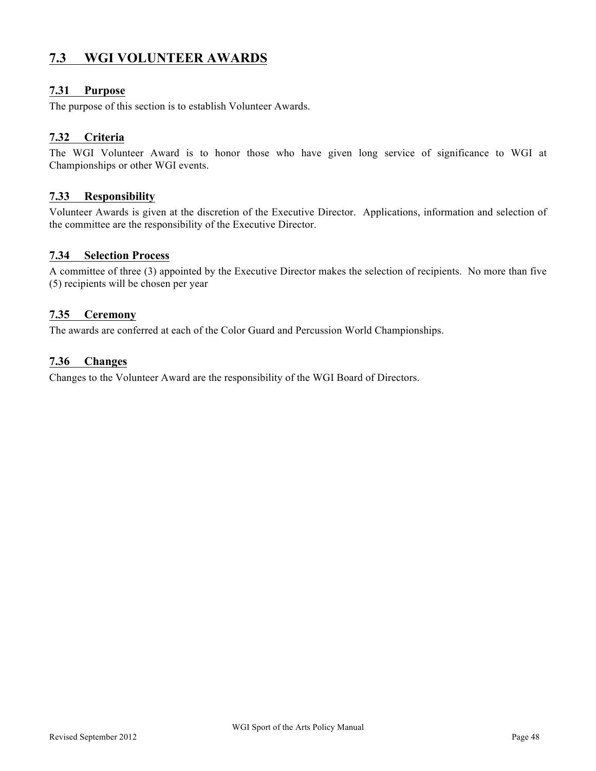## 7.3 WGI VOLUNTEER AWARDS

### 7.31 Purpose

The purpose of this section is to establish Volunteer Awards.

### 7.32 Criteria

The WGI Volunteer Award is to honor those who have given long service of significance to WGI at Championships or other WGI events.

### 7.33 Responsibility

Volunteer Awards is given at the discretion of the Executive Director. Applications, information and selection of the committee are the responsibility of the Executive Director.

### 7.34 Selection Process

A committee of three (3) appointed by the Executive Director makes the selection of recipients. No more than five (5) recipients will be chosen per year

### 7.35 Ceremony

The awards are conferred at each of the Color Guard and Percussion World Championships.

### 7.36 Changes

Changes to the Volunteer Award are the responsibility of the WGI Board of Directors.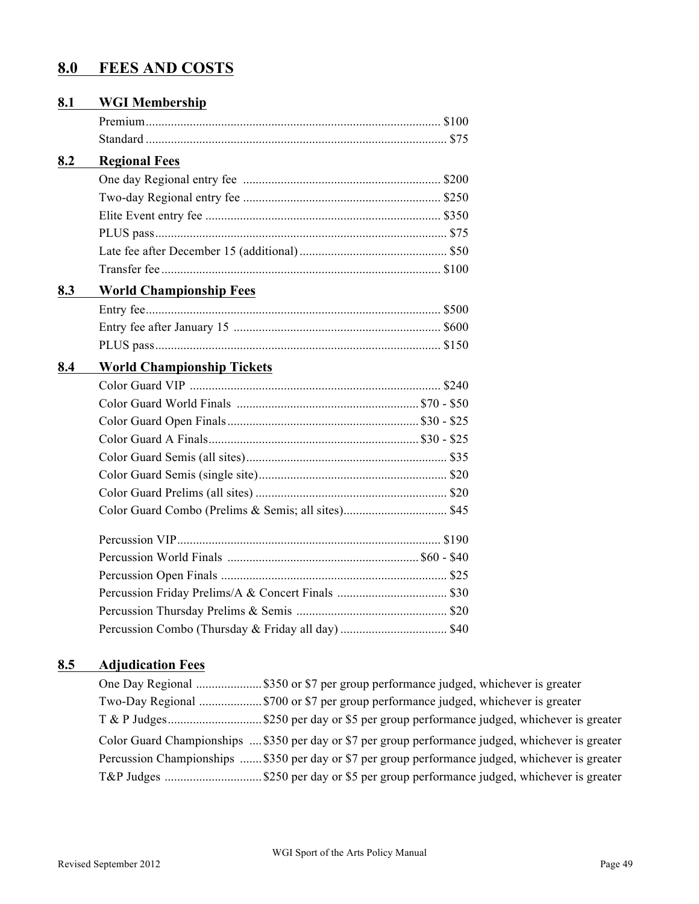# 8.0 FEES AND COSTS

## 8.1 WGI Membership

| | |
|---|---|
| Premium | $100 |
| Standard | $75 |

## 8.2 Regional Fees

| | |
|---|---|
| One day Regional entry fee | $200 |
| Two-day Regional entry fee | $250 |
| Elite Event entry fee | $350 |
| PLUS pass | $75 |
| Late fee after December 15 (additional) | $50 |
| Transfer fee | $100 |

## 8.3 World Championship Fees

| | |
|---|---|
| Entry fee | $500 |
| Entry fee after January 15 | $600 |
| PLUS pass | $150 |

## 8.4 World Championship Tickets

| | |
|---|---|
| Color Guard VIP | $240 |
| Color Guard World Finals | $70 - $50 |
| Color Guard Open Finals | $30 - $25 |
| Color Guard A Finals | $30 - $25 |
| Color Guard Semis (all sites) | $35 |
| Color Guard Semis (single site) | $20 |
| Color Guard Prelims (all sites) | $20 |
| Color Guard Combo (Prelims & Semis; all sites) | $45 |

| | |
|---|---|
| Percussion VIP | $190 |
| Percussion World Finals | $60 - $40 |
| Percussion Open Finals | $25 |
| Percussion Friday Prelims/A & Concert Finals | $30 |
| Percussion Thursday Prelims & Semis | $20 |
| Percussion Combo (Thursday & Friday all day) | $40 |

## 8.5 Adjudication Fees

| | |
|---|---|
| One Day Regional | $350 or $7 per group performance judged, whichever is greater |
| Two-Day Regional | $700 or $7 per group performance judged, whichever is greater |
| T & P Judges | $250 per day or $5 per group performance judged, whichever is greater |
| Color Guard Championships | $350 per day or $7 per group performance judged, whichever is greater |
| Percussion Championships | $350 per day or $7 per group performance judged, whichever is greater |
| T&P Judges | $250 per day or $5 per group performance judged, whichever is greater |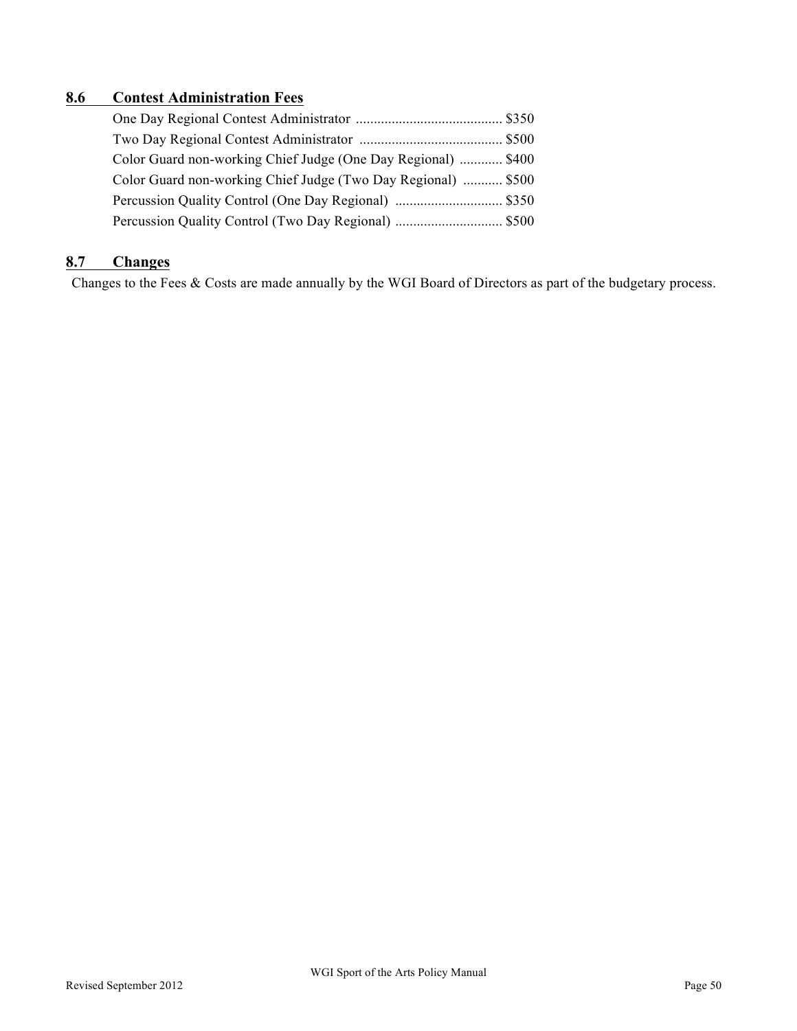## 8.6 Contest Administration Fees

One Day Regional Contest Administrator ......................................... $350
Two Day Regional Contest Administrator ........................................ $500
Color Guard non-working Chief Judge (One Day Regional) ............ $400
Color Guard non-working Chief Judge (Two Day Regional) ........... $500
Percussion Quality Control (One Day Regional) .............................. $350
Percussion Quality Control (Two Day Regional) .............................. $500

## 8.7 Changes

Changes to the Fees & Costs are made annually by the WGI Board of Directors as part of the budgetary process.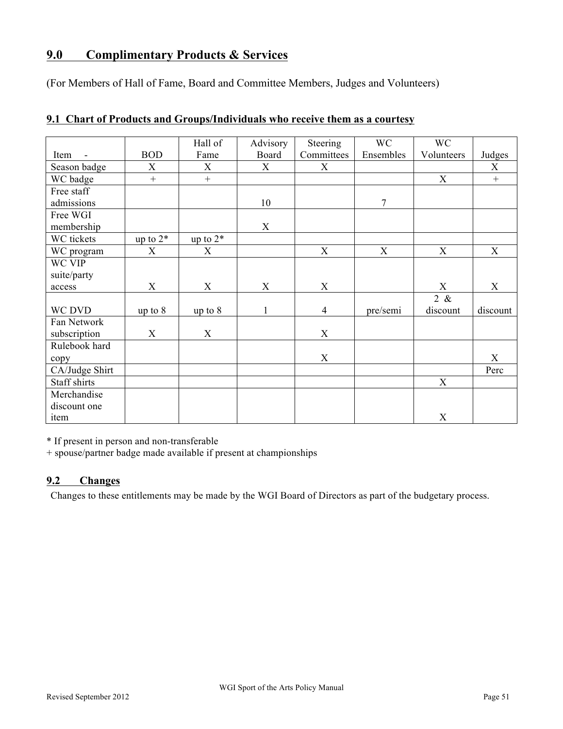## 9.0 Complimentary Products & Services

(For Members of Hall of Fame, Board and Committee Members, Judges and Volunteers)

### 9.1 Chart of Products and Groups/Individuals who receive them as a courtesy

| Item - | BOD | Hall of Fame | Advisory Board | Steering Committees | WC Ensembles | WC Volunteers | Judges |
|---|---|---|---|---|---|---|---|
| Season badge | X | X | X | X | | | X |
| WC badge | + | + | | | | X | + |
| Free staff admissions | | | 10 | | 7 | | |
| Free WGI membership | | | X | | | | |
| WC tickets | up to 2* | up to 2* | | | | | |
| WC program | X | X | | X | X | X | X |
| WC VIP suite/party access | X | X | X | X | | X | X |
| WC DVD | up to 8 | up to 8 | 1 | 4 | pre/semi | 2 & discount | discount |
| Fan Network subscription | X | X | | X | | | |
| Rulebook hard copy | | | | X | | | X |
| CA/Judge Shirt | | | | | | | Perc |
| Staff shirts | | | | | | X | |
| Merchandise discount one item | | | | | | X | |

* If present in person and non-transferable
+ spouse/partner badge made available if present at championships

### 9.2 Changes

Changes to these entitlements may be made by the WGI Board of Directors as part of the budgetary process.